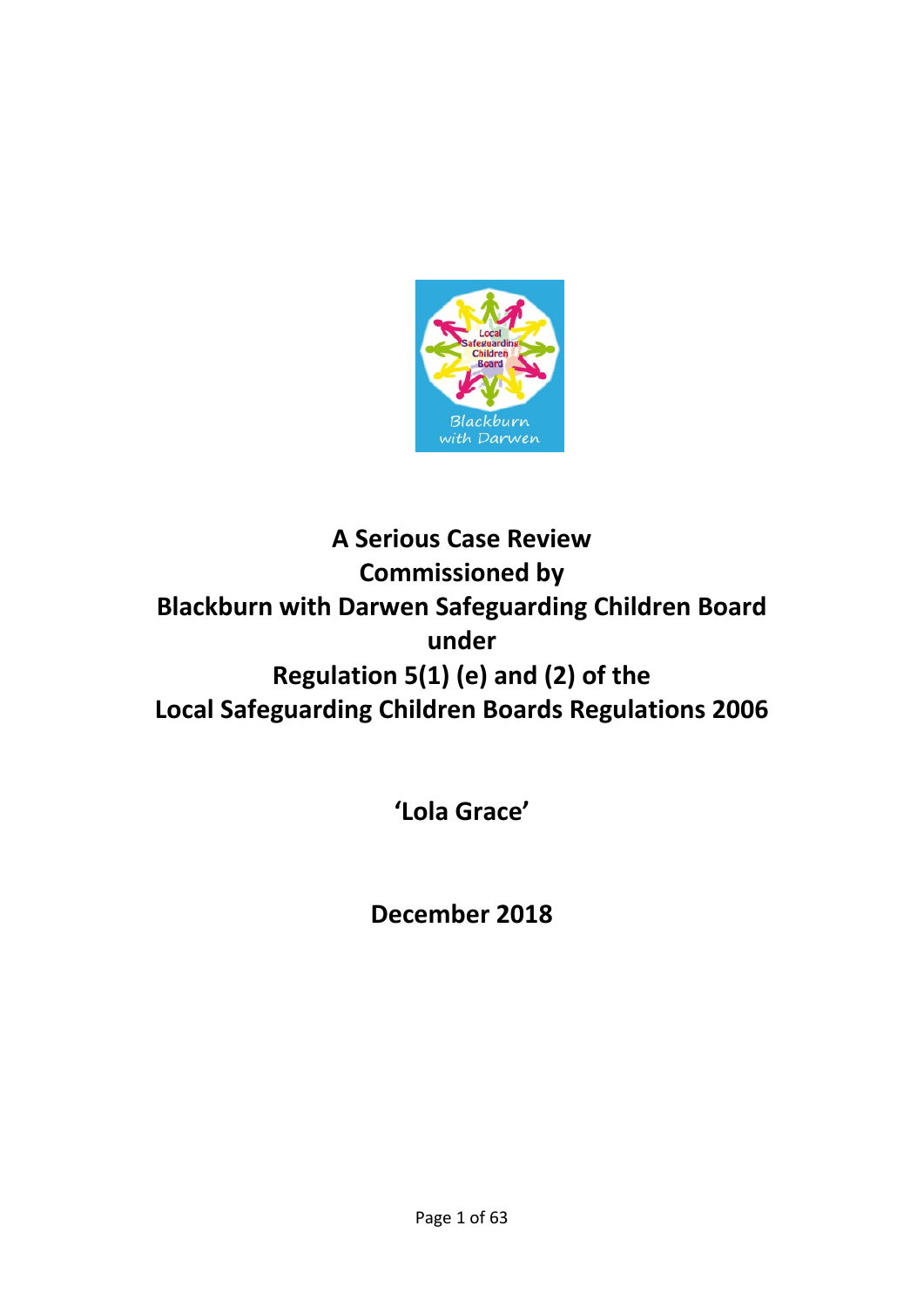# A Serious Case Review Commissioned by Blackburn with Darwen Safeguarding Children Board under Regulation 5(1) (e) and (2) of the Local Safeguarding Children Boards Regulations 2006

**'Lola Grace'**

**December 2018**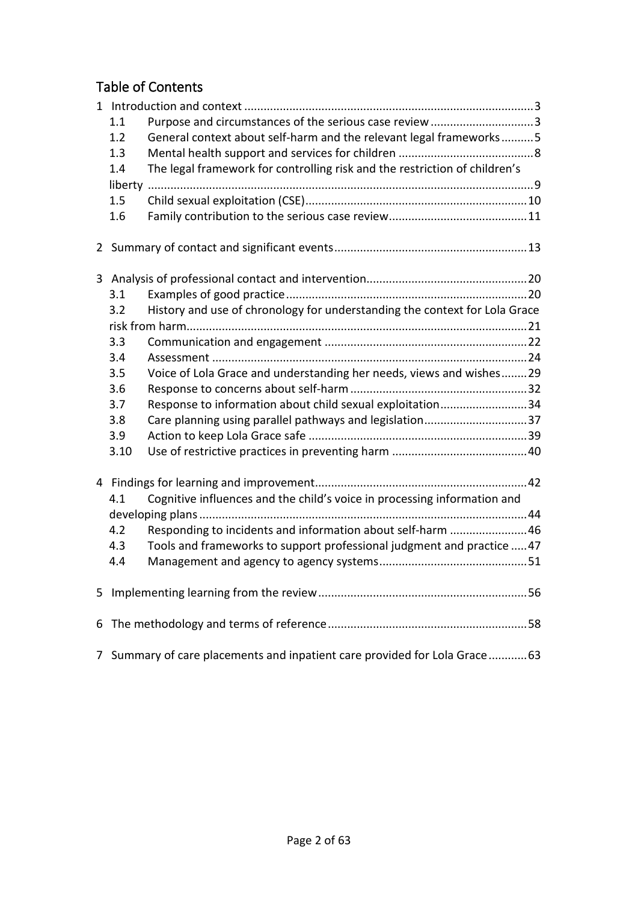## Table of Contents

1 Introduction and context ........................................................................................3
- 1.1 Purpose and circumstances of the serious case review ...............................3
- 1.2 General context about self-harm and the relevant legal frameworks ..........5
- 1.3 Mental health support and services for children .........................................8
- 1.4 The legal framework for controlling risk and the restriction of children's liberty ......................................................................................................................9
- 1.5 Child sexual exploitation (CSE)....................................................................10
- 1.6 Family contribution to the serious case review..........................................11

2 Summary of contact and significant events...........................................................13

3 Analysis of professional contact and intervention.................................................20
- 3.1 Examples of good practice..........................................................................20
- 3.2 History and use of chronology for understanding the context for Lola Grace risk from harm........................................................................................................21
- 3.3 Communication and engagement ..............................................................22
- 3.4 Assessment ................................................................................................24
- 3.5 Voice of Lola Grace and understanding her needs, views and wishes........29
- 3.6 Response to concerns about self-harm ......................................................32
- 3.7 Response to information about child sexual exploitation..........................34
- 3.8 Care planning using parallel pathways and legislation...............................37
- 3.9 Action to keep Lola Grace safe ...................................................................39
- 3.10 Use of restrictive practices in preventing harm .........................................40

4 Findings for learning and improvement.................................................................42
- 4.1 Cognitive influences and the child's voice in processing information and developing plans ....................................................................................................44
- 4.2 Responding to incidents and information about self-harm ........................46
- 4.3 Tools and frameworks to support professional judgment and practice .....47
- 4.4 Management and agency to agency systems.............................................51

5 Implementing learning from the review................................................................56

6 The methodology and terms of reference.............................................................58

7 Summary of care placements and inpatient care provided for Lola Grace............63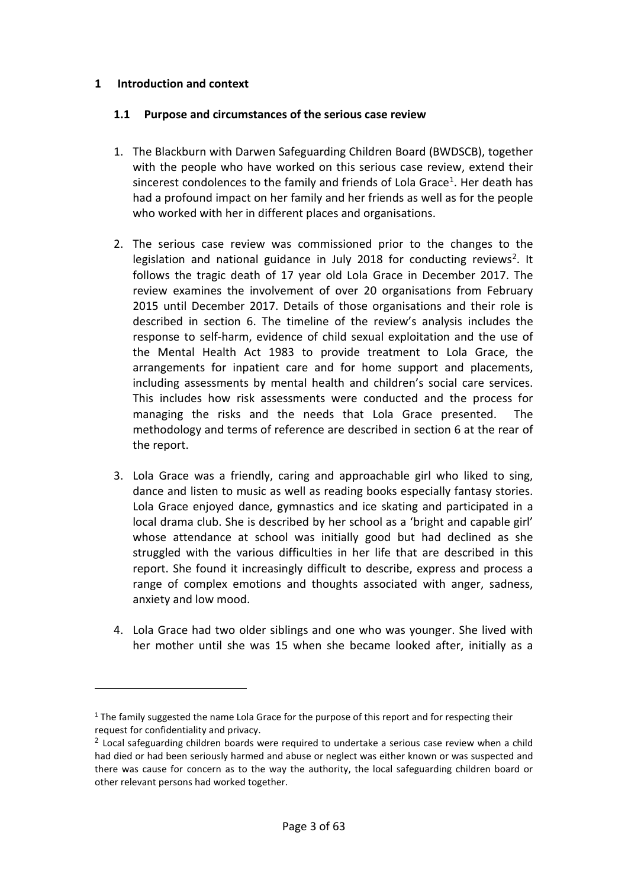# 1 Introduction and context

## 1.1 Purpose and circumstances of the serious case review

1. The Blackburn with Darwen Safeguarding Children Board (BWDSCB), together with the people who have worked on this serious case review, extend their sincerest condolences to the family and friends of Lola Grace[1]. Her death has had a profound impact on her family and her friends as well as for the people who worked with her in different places and organisations.

2. The serious case review was commissioned prior to the changes to the legislation and national guidance in July 2018 for conducting reviews[2]. It follows the tragic death of 17 year old Lola Grace in December 2017. The review examines the involvement of over 20 organisations from February 2015 until December 2017. Details of those organisations and their role is described in section 6. The timeline of the review's analysis includes the response to self-harm, evidence of child sexual exploitation and the use of the Mental Health Act 1983 to provide treatment to Lola Grace, the arrangements for inpatient care and for home support and placements, including assessments by mental health and children's social care services. This includes how risk assessments were conducted and the process for managing the risks and the needs that Lola Grace presented. The methodology and terms of reference are described in section 6 at the rear of the report.

3. Lola Grace was a friendly, caring and approachable girl who liked to sing, dance and listen to music as well as reading books especially fantasy stories. Lola Grace enjoyed dance, gymnastics and ice skating and participated in a local drama club. She is described by her school as a 'bright and capable girl' whose attendance at school was initially good but had declined as she struggled with the various difficulties in her life that are described in this report. She found it increasingly difficult to describe, express and process a range of complex emotions and thoughts associated with anger, sadness, anxiety and low mood.

4. Lola Grace had two older siblings and one who was younger. She lived with her mother until she was 15 when she became looked after, initially as a

---

[1] The family suggested the name Lola Grace for the purpose of this report and for respecting their request for confidentiality and privacy.

[2] Local safeguarding children boards were required to undertake a serious case review when a child had died or had been seriously harmed and abuse or neglect was either known or was suspected and there was cause for concern as to the way the authority, the local safeguarding children board or other relevant persons had worked together.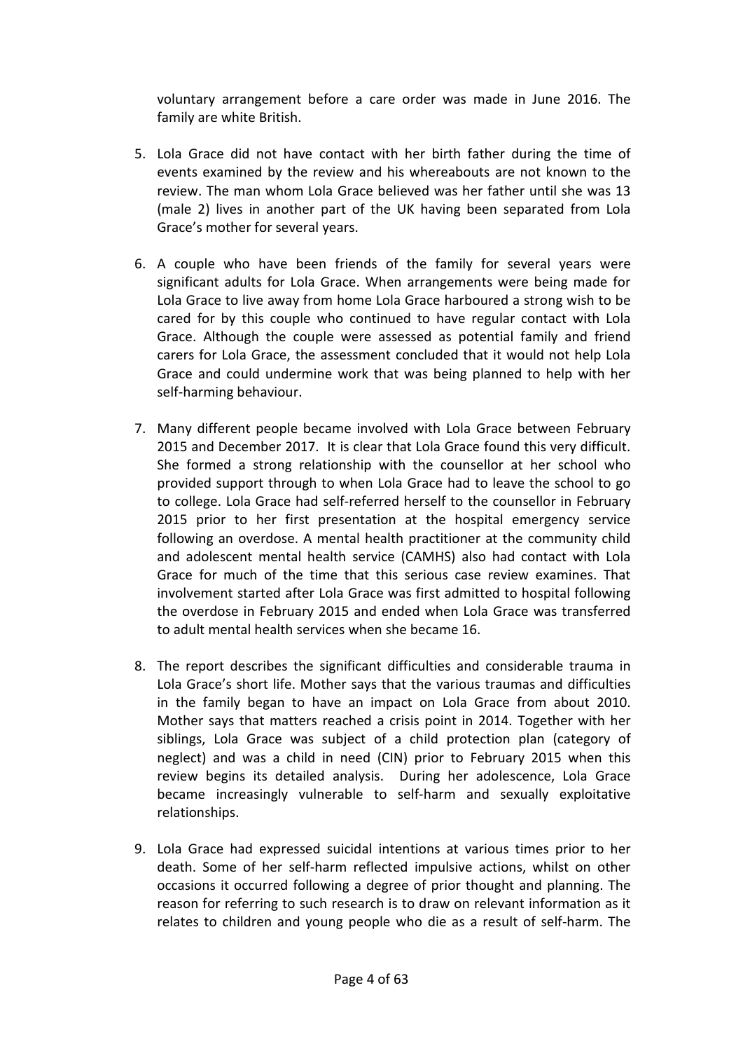voluntary arrangement before a care order was made in June 2016. The family are white British.

5. Lola Grace did not have contact with her birth father during the time of events examined by the review and his whereabouts are not known to the review. The man whom Lola Grace believed was her father until she was 13 (male 2) lives in another part of the UK having been separated from Lola Grace's mother for several years.

6. A couple who have been friends of the family for several years were significant adults for Lola Grace. When arrangements were being made for Lola Grace to live away from home Lola Grace harboured a strong wish to be cared for by this couple who continued to have regular contact with Lola Grace. Although the couple were assessed as potential family and friend carers for Lola Grace, the assessment concluded that it would not help Lola Grace and could undermine work that was being planned to help with her self-harming behaviour.

7. Many different people became involved with Lola Grace between February 2015 and December 2017. It is clear that Lola Grace found this very difficult. She formed a strong relationship with the counsellor at her school who provided support through to when Lola Grace had to leave the school to go to college. Lola Grace had self-referred herself to the counsellor in February 2015 prior to her first presentation at the hospital emergency service following an overdose. A mental health practitioner at the community child and adolescent mental health service (CAMHS) also had contact with Lola Grace for much of the time that this serious case review examines. That involvement started after Lola Grace was first admitted to hospital following the overdose in February 2015 and ended when Lola Grace was transferred to adult mental health services when she became 16.

8. The report describes the significant difficulties and considerable trauma in Lola Grace's short life. Mother says that the various traumas and difficulties in the family began to have an impact on Lola Grace from about 2010. Mother says that matters reached a crisis point in 2014. Together with her siblings, Lola Grace was subject of a child protection plan (category of neglect) and was a child in need (CIN) prior to February 2015 when this review begins its detailed analysis. During her adolescence, Lola Grace became increasingly vulnerable to self-harm and sexually exploitative relationships.

9. Lola Grace had expressed suicidal intentions at various times prior to her death. Some of her self-harm reflected impulsive actions, whilst on other occasions it occurred following a degree of prior thought and planning. The reason for referring to such research is to draw on relevant information as it relates to children and young people who die as a result of self-harm. The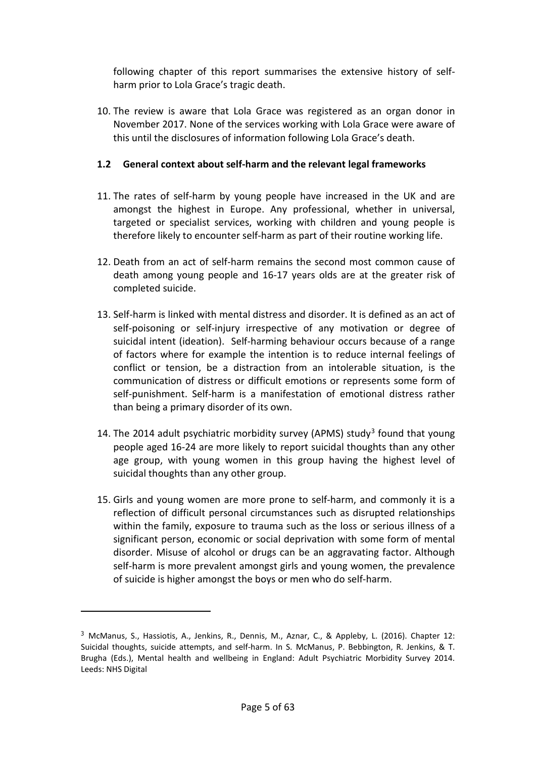following chapter of this report summarises the extensive history of self-harm prior to Lola Grace's tragic death.

10. The review is aware that Lola Grace was registered as an organ donor in November 2017. None of the services working with Lola Grace were aware of this until the disclosures of information following Lola Grace's death.

### 1.2 General context about self-harm and the relevant legal frameworks

11. The rates of self-harm by young people have increased in the UK and are amongst the highest in Europe. Any professional, whether in universal, targeted or specialist services, working with children and young people is therefore likely to encounter self-harm as part of their routine working life.

12. Death from an act of self-harm remains the second most common cause of death among young people and 16-17 years olds are at the greater risk of completed suicide.

13. Self-harm is linked with mental distress and disorder. It is defined as an act of self-poisoning or self-injury irrespective of any motivation or degree of suicidal intent (ideation). Self-harming behaviour occurs because of a range of factors where for example the intention is to reduce internal feelings of conflict or tension, be a distraction from an intolerable situation, is the communication of distress or difficult emotions or represents some form of self-punishment. Self-harm is a manifestation of emotional distress rather than being a primary disorder of its own.

14. The 2014 adult psychiatric morbidity survey (APMS) study[3] found that young people aged 16-24 are more likely to report suicidal thoughts than any other age group, with young women in this group having the highest level of suicidal thoughts than any other group.

15. Girls and young women are more prone to self-harm, and commonly it is a reflection of difficult personal circumstances such as disrupted relationships within the family, exposure to trauma such as the loss or serious illness of a significant person, economic or social deprivation with some form of mental disorder. Misuse of alcohol or drugs can be an aggravating factor. Although self-harm is more prevalent amongst girls and young women, the prevalence of suicide is higher amongst the boys or men who do self-harm.

---

[3] McManus, S., Hassiotis, A., Jenkins, R., Dennis, M., Aznar, C., & Appleby, L. (2016). Chapter 12: Suicidal thoughts, suicide attempts, and self-harm. In S. McManus, P. Bebbington, R. Jenkins, & T. Brugha (Eds.), Mental health and wellbeing in England: Adult Psychiatric Morbidity Survey 2014. Leeds: NHS Digital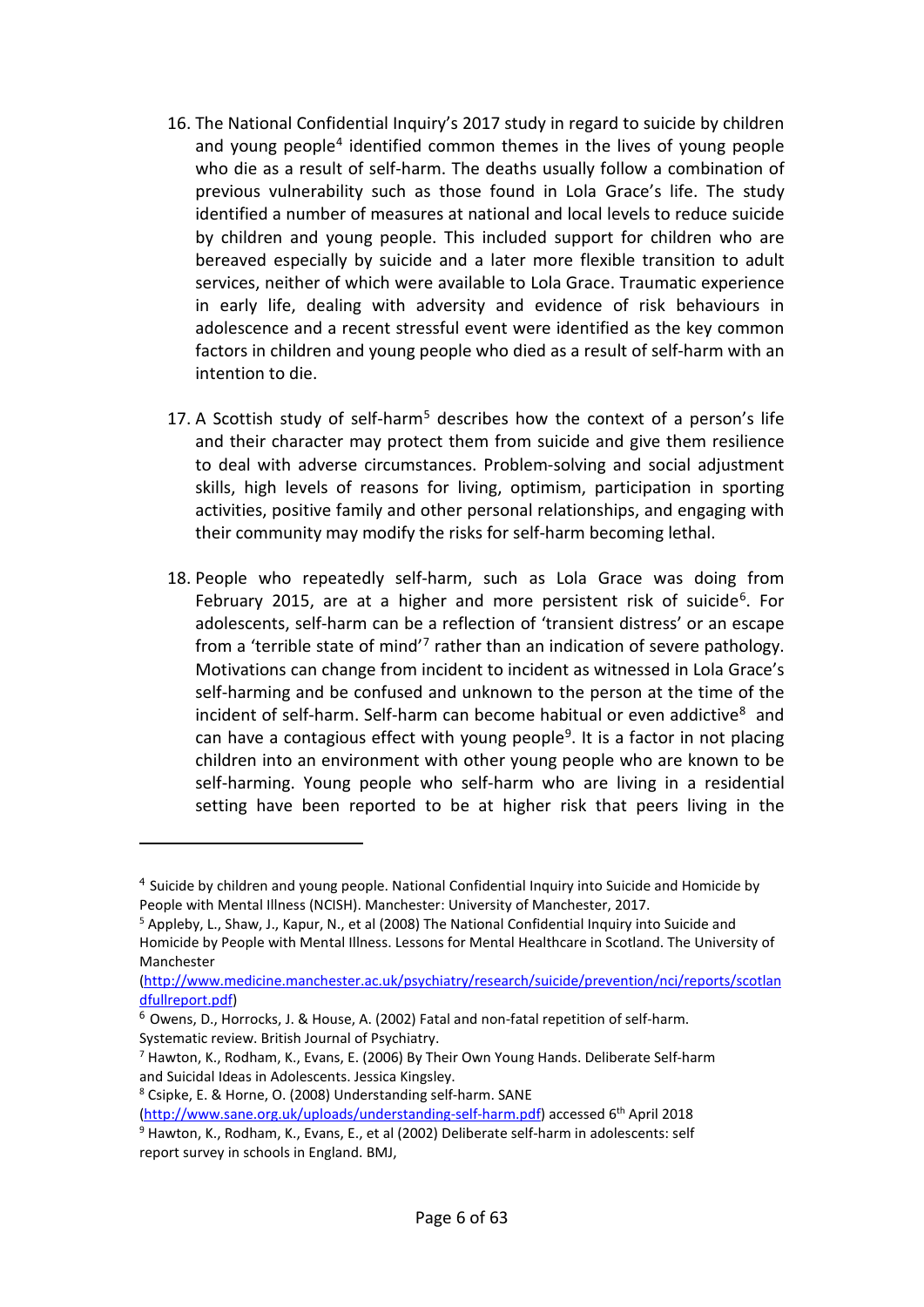16. The National Confidential Inquiry's 2017 study in regard to suicide by children and young people[4] identified common themes in the lives of young people who die as a result of self-harm. The deaths usually follow a combination of previous vulnerability such as those found in Lola Grace's life. The study identified a number of measures at national and local levels to reduce suicide by children and young people. This included support for children who are bereaved especially by suicide and a later more flexible transition to adult services, neither of which were available to Lola Grace. Traumatic experience in early life, dealing with adversity and evidence of risk behaviours in adolescence and a recent stressful event were identified as the key common factors in children and young people who died as a result of self-harm with an intention to die.

17. A Scottish study of self-harm[5] describes how the context of a person's life and their character may protect them from suicide and give them resilience to deal with adverse circumstances. Problem-solving and social adjustment skills, high levels of reasons for living, optimism, participation in sporting activities, positive family and other personal relationships, and engaging with their community may modify the risks for self-harm becoming lethal.

18. People who repeatedly self-harm, such as Lola Grace was doing from February 2015, are at a higher and more persistent risk of suicide[6]. For adolescents, self-harm can be a reflection of 'transient distress' or an escape from a 'terrible state of mind'[7] rather than an indication of severe pathology. Motivations can change from incident to incident as witnessed in Lola Grace's self-harming and be confused and unknown to the person at the time of the incident of self-harm. Self-harm can become habitual or even addictive[8] and can have a contagious effect with young people[9]. It is a factor in not placing children into an environment with other young people who are known to be self-harming. Young people who self-harm who are living in a residential setting have been reported to be at higher risk that peers living in the

---

[4] Suicide by children and young people. National Confidential Inquiry into Suicide and Homicide by People with Mental Illness (NCISH). Manchester: University of Manchester, 2017.

[5] Appleby, L., Shaw, J., Kapur, N., et al (2008) The National Confidential Inquiry into Suicide and Homicide by People with Mental Illness. Lessons for Mental Healthcare in Scotland. The University of Manchester (http://www.medicine.manchester.ac.uk/psychiatry/research/suicide/prevention/nci/reports/scotlandfullreport.pdf)

[6] Owens, D., Horrocks, J. & House, A. (2002) Fatal and non-fatal repetition of self-harm. Systematic review. British Journal of Psychiatry.

[7] Hawton, K., Rodham, K., Evans, E. (2006) By Their Own Young Hands. Deliberate Self-harm and Suicidal Ideas in Adolescents. Jessica Kingsley.

[8] Csipke, E. & Horne, O. (2008) Understanding self-harm. SANE (http://www.sane.org.uk/uploads/understanding-self-harm.pdf) accessed 6th April 2018

[9] Hawton, K., Rodham, K., Evans, E., et al (2002) Deliberate self-harm in adolescents: self report survey in schools in England. BMJ,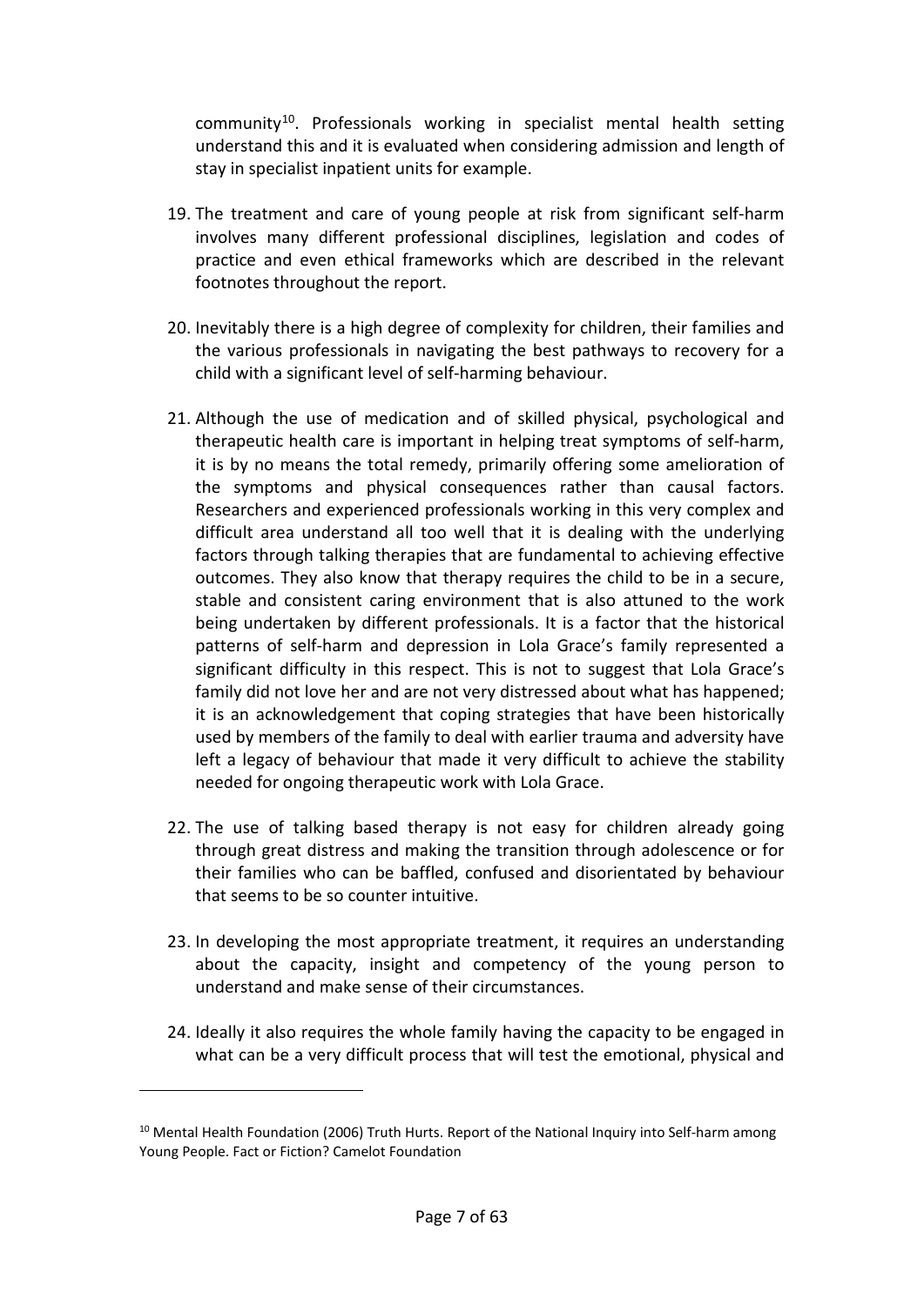community[10]. Professionals working in specialist mental health setting understand this and it is evaluated when considering admission and length of stay in specialist inpatient units for example.

19. The treatment and care of young people at risk from significant self-harm involves many different professional disciplines, legislation and codes of practice and even ethical frameworks which are described in the relevant footnotes throughout the report.

20. Inevitably there is a high degree of complexity for children, their families and the various professionals in navigating the best pathways to recovery for a child with a significant level of self-harming behaviour.

21. Although the use of medication and of skilled physical, psychological and therapeutic health care is important in helping treat symptoms of self-harm, it is by no means the total remedy, primarily offering some amelioration of the symptoms and physical consequences rather than causal factors. Researchers and experienced professionals working in this very complex and difficult area understand all too well that it is dealing with the underlying factors through talking therapies that are fundamental to achieving effective outcomes. They also know that therapy requires the child to be in a secure, stable and consistent caring environment that is also attuned to the work being undertaken by different professionals. It is a factor that the historical patterns of self-harm and depression in Lola Grace's family represented a significant difficulty in this respect. This is not to suggest that Lola Grace's family did not love her and are not very distressed about what has happened; it is an acknowledgement that coping strategies that have been historically used by members of the family to deal with earlier trauma and adversity have left a legacy of behaviour that made it very difficult to achieve the stability needed for ongoing therapeutic work with Lola Grace.

22. The use of talking based therapy is not easy for children already going through great distress and making the transition through adolescence or for their families who can be baffled, confused and disorientated by behaviour that seems to be so counter intuitive.

23. In developing the most appropriate treatment, it requires an understanding about the capacity, insight and competency of the young person to understand and make sense of their circumstances.

24. Ideally it also requires the whole family having the capacity to be engaged in what can be a very difficult process that will test the emotional, physical and

---

[10] Mental Health Foundation (2006) Truth Hurts. Report of the National Inquiry into Self-harm among Young People. Fact or Fiction? Camelot Foundation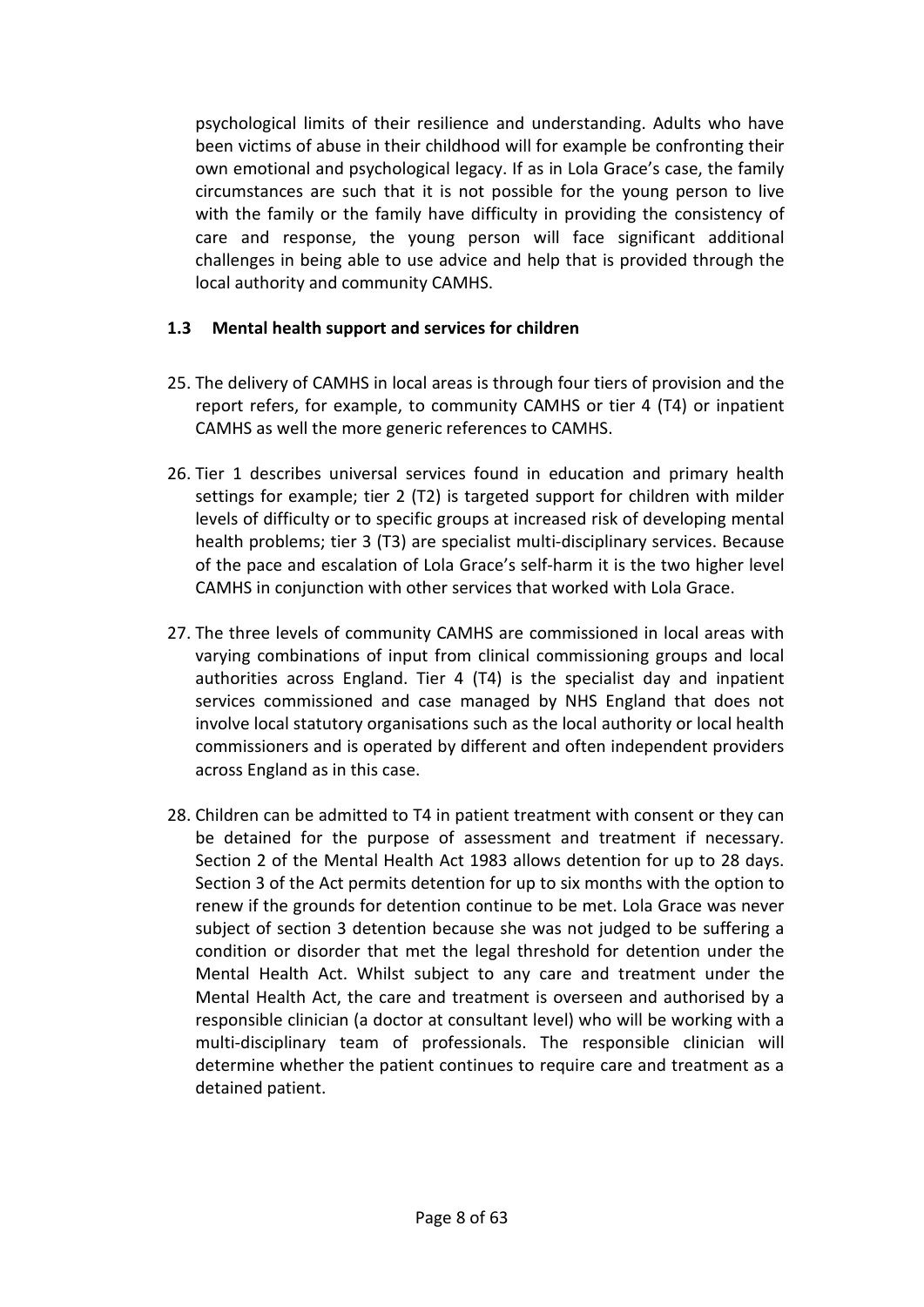psychological limits of their resilience and understanding. Adults who have been victims of abuse in their childhood will for example be confronting their own emotional and psychological legacy. If as in Lola Grace's case, the family circumstances are such that it is not possible for the young person to live with the family or the family have difficulty in providing the consistency of care and response, the young person will face significant additional challenges in being able to use advice and help that is provided through the local authority and community CAMHS.

### 1.3 Mental health support and services for children

25. The delivery of CAMHS in local areas is through four tiers of provision and the report refers, for example, to community CAMHS or tier 4 (T4) or inpatient CAMHS as well the more generic references to CAMHS.

26. Tier 1 describes universal services found in education and primary health settings for example; tier 2 (T2) is targeted support for children with milder levels of difficulty or to specific groups at increased risk of developing mental health problems; tier 3 (T3) are specialist multi-disciplinary services. Because of the pace and escalation of Lola Grace's self-harm it is the two higher level CAMHS in conjunction with other services that worked with Lola Grace.

27. The three levels of community CAMHS are commissioned in local areas with varying combinations of input from clinical commissioning groups and local authorities across England. Tier 4 (T4) is the specialist day and inpatient services commissioned and case managed by NHS England that does not involve local statutory organisations such as the local authority or local health commissioners and is operated by different and often independent providers across England as in this case.

28. Children can be admitted to T4 in patient treatment with consent or they can be detained for the purpose of assessment and treatment if necessary. Section 2 of the Mental Health Act 1983 allows detention for up to 28 days. Section 3 of the Act permits detention for up to six months with the option to renew if the grounds for detention continue to be met. Lola Grace was never subject of section 3 detention because she was not judged to be suffering a condition or disorder that met the legal threshold for detention under the Mental Health Act. Whilst subject to any care and treatment under the Mental Health Act, the care and treatment is overseen and authorised by a responsible clinician (a doctor at consultant level) who will be working with a multi-disciplinary team of professionals. The responsible clinician will determine whether the patient continues to require care and treatment as a detained patient.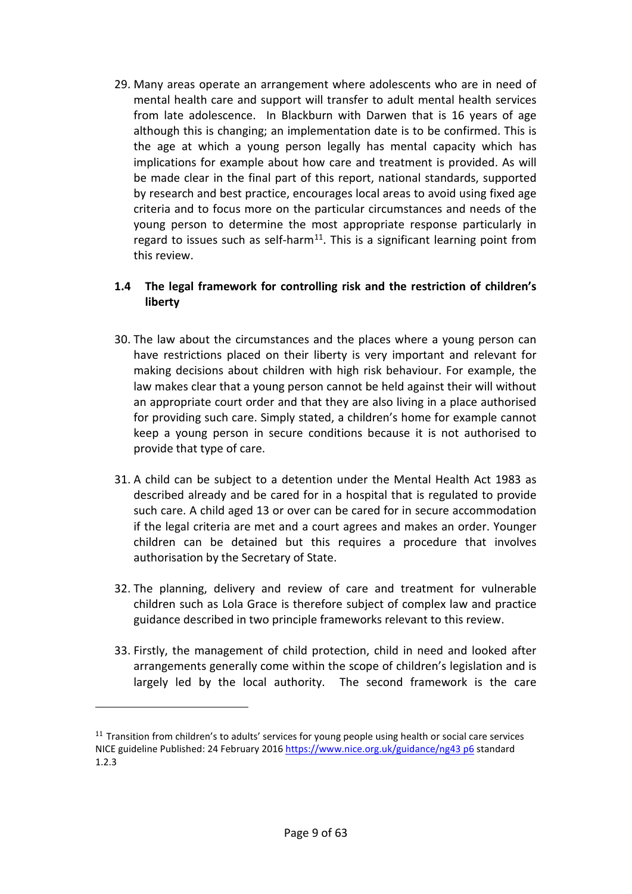29. Many areas operate an arrangement where adolescents who are in need of mental health care and support will transfer to adult mental health services from late adolescence. In Blackburn with Darwen that is 16 years of age although this is changing; an implementation date is to be confirmed. This is the age at which a young person legally has mental capacity which has implications for example about how care and treatment is provided. As will be made clear in the final part of this report, national standards, supported by research and best practice, encourages local areas to avoid using fixed age criteria and to focus more on the particular circumstances and needs of the young person to determine the most appropriate response particularly in regard to issues such as self-harm[11]. This is a significant learning point from this review.

### 1.4 The legal framework for controlling risk and the restriction of children's liberty

30. The law about the circumstances and the places where a young person can have restrictions placed on their liberty is very important and relevant for making decisions about children with high risk behaviour. For example, the law makes clear that a young person cannot be held against their will without an appropriate court order and that they are also living in a place authorised for providing such care. Simply stated, a children's home for example cannot keep a young person in secure conditions because it is not authorised to provide that type of care.

31. A child can be subject to a detention under the Mental Health Act 1983 as described already and be cared for in a hospital that is regulated to provide such care. A child aged 13 or over can be cared for in secure accommodation if the legal criteria are met and a court agrees and makes an order. Younger children can be detained but this requires a procedure that involves authorisation by the Secretary of State.

32. The planning, delivery and review of care and treatment for vulnerable children such as Lola Grace is therefore subject of complex law and practice guidance described in two principle frameworks relevant to this review.

33. Firstly, the management of child protection, child in need and looked after arrangements generally come within the scope of children's legislation and is largely led by the local authority. The second framework is the care

[11] Transition from children's to adults' services for young people using health or social care services NICE guideline Published: 24 February 2016 https://www.nice.org.uk/guidance/ng43 p6 standard 1.2.3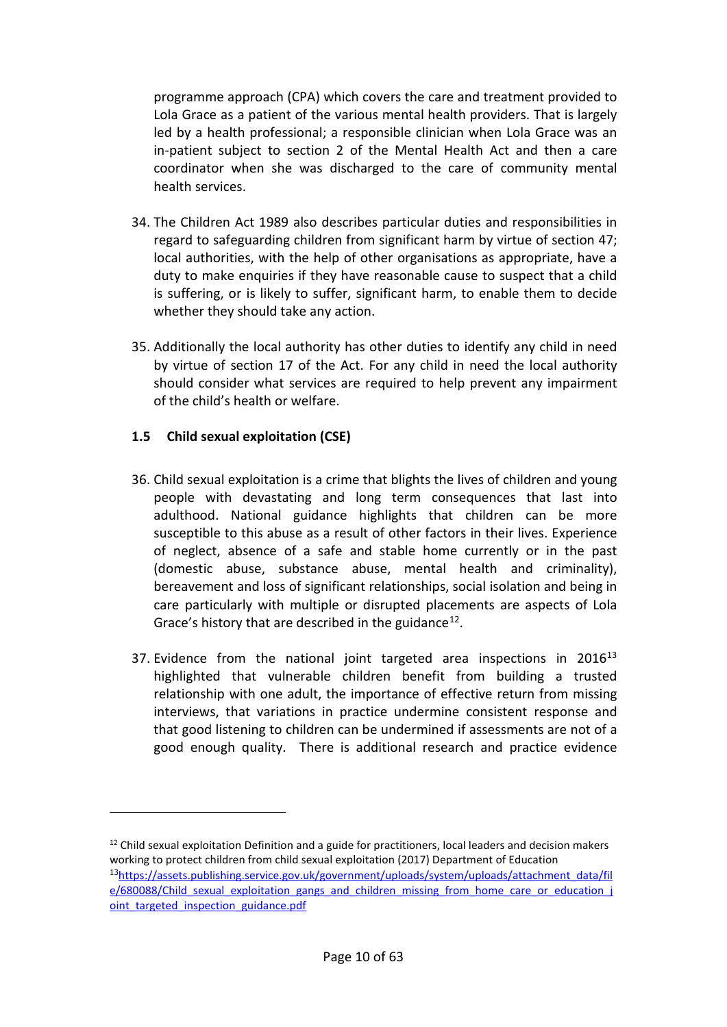programme approach (CPA) which covers the care and treatment provided to Lola Grace as a patient of the various mental health providers. That is largely led by a health professional; a responsible clinician when Lola Grace was an in-patient subject to section 2 of the Mental Health Act and then a care coordinator when she was discharged to the care of community mental health services.

34. The Children Act 1989 also describes particular duties and responsibilities in regard to safeguarding children from significant harm by virtue of section 47; local authorities, with the help of other organisations as appropriate, have a duty to make enquiries if they have reasonable cause to suspect that a child is suffering, or is likely to suffer, significant harm, to enable them to decide whether they should take any action.

35. Additionally the local authority has other duties to identify any child in need by virtue of section 17 of the Act. For any child in need the local authority should consider what services are required to help prevent any impairment of the child's health or welfare.

### 1.5 Child sexual exploitation (CSE)

36. Child sexual exploitation is a crime that blights the lives of children and young people with devastating and long term consequences that last into adulthood. National guidance highlights that children can be more susceptible to this abuse as a result of other factors in their lives. Experience of neglect, absence of a safe and stable home currently or in the past (domestic abuse, substance abuse, mental health and criminality), bereavement and loss of significant relationships, social isolation and being in care particularly with multiple or disrupted placements are aspects of Lola Grace's history that are described in the guidance[12].

37. Evidence from the national joint targeted area inspections in 2016[13] highlighted that vulnerable children benefit from building a trusted relationship with one adult, the importance of effective return from missing interviews, that variations in practice undermine consistent response and that good listening to children can be undermined if assessments are not of a good enough quality. There is additional research and practice evidence

---

[12] Child sexual exploitation Definition and a guide for practitioners, local leaders and decision makers working to protect children from child sexual exploitation (2017) Department of Education

[13] https://assets.publishing.service.gov.uk/government/uploads/system/uploads/attachment_data/file/680088/Child_sexual_exploitation_gangs_and_children_missing_from_home_care_or_education_joint_targeted_inspection_guidance.pdf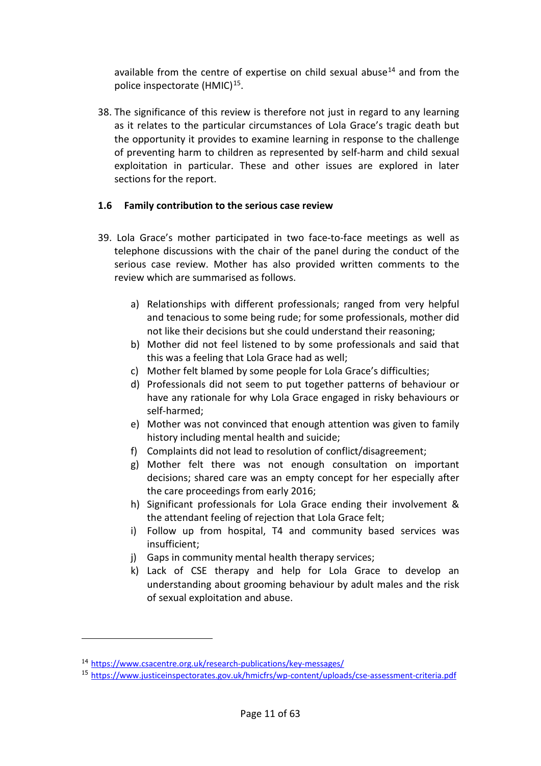available from the centre of expertise on child sexual abuse[14] and from the police inspectorate (HMIC)[15].

38. The significance of this review is therefore not just in regard to any learning as it relates to the particular circumstances of Lola Grace's tragic death but the opportunity it provides to examine learning in response to the challenge of preventing harm to children as represented by self-harm and child sexual exploitation in particular. These and other issues are explored in later sections for the report.

### 1.6 Family contribution to the serious case review

39. Lola Grace's mother participated in two face-to-face meetings as well as telephone discussions with the chair of the panel during the conduct of the serious case review. Mother has also provided written comments to the review which are summarised as follows.

    a) Relationships with different professionals; ranged from very helpful and tenacious to some being rude; for some professionals, mother did not like their decisions but she could understand their reasoning;
    b) Mother did not feel listened to by some professionals and said that this was a feeling that Lola Grace had as well;
    c) Mother felt blamed by some people for Lola Grace's difficulties;
    d) Professionals did not seem to put together patterns of behaviour or have any rationale for why Lola Grace engaged in risky behaviours or self-harmed;
    e) Mother was not convinced that enough attention was given to family history including mental health and suicide;
    f) Complaints did not lead to resolution of conflict/disagreement;
    g) Mother felt there was not enough consultation on important decisions; shared care was an empty concept for her especially after the care proceedings from early 2016;
    h) Significant professionals for Lola Grace ending their involvement & the attendant feeling of rejection that Lola Grace felt;
    i) Follow up from hospital, T4 and community based services was insufficient;
    j) Gaps in community mental health therapy services;
    k) Lack of CSE therapy and help for Lola Grace to develop an understanding about grooming behaviour by adult males and the risk of sexual exploitation and abuse.

---

[14] https://www.csacentre.org.uk/research-publications/key-messages/

[15] https://www.justiceinspectorates.gov.uk/hmicfrs/wp-content/uploads/cse-assessment-criteria.pdf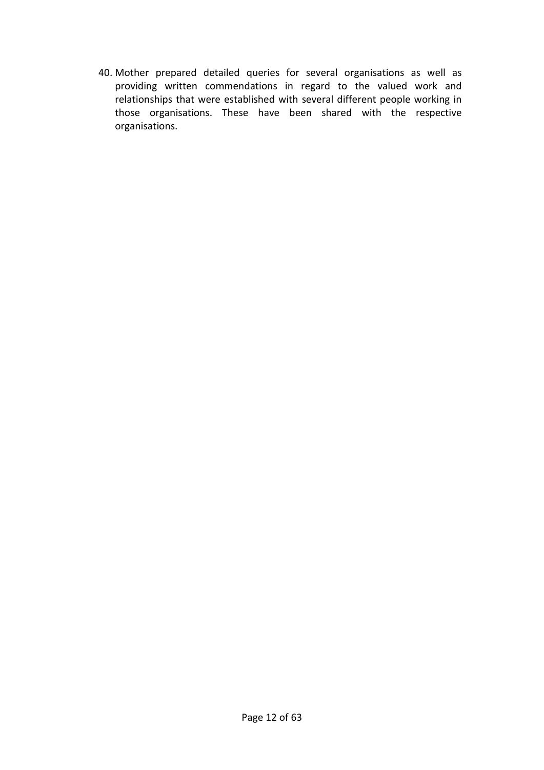40. Mother prepared detailed queries for several organisations as well as providing written commendations in regard to the valued work and relationships that were established with several different people working in those organisations. These have been shared with the respective organisations.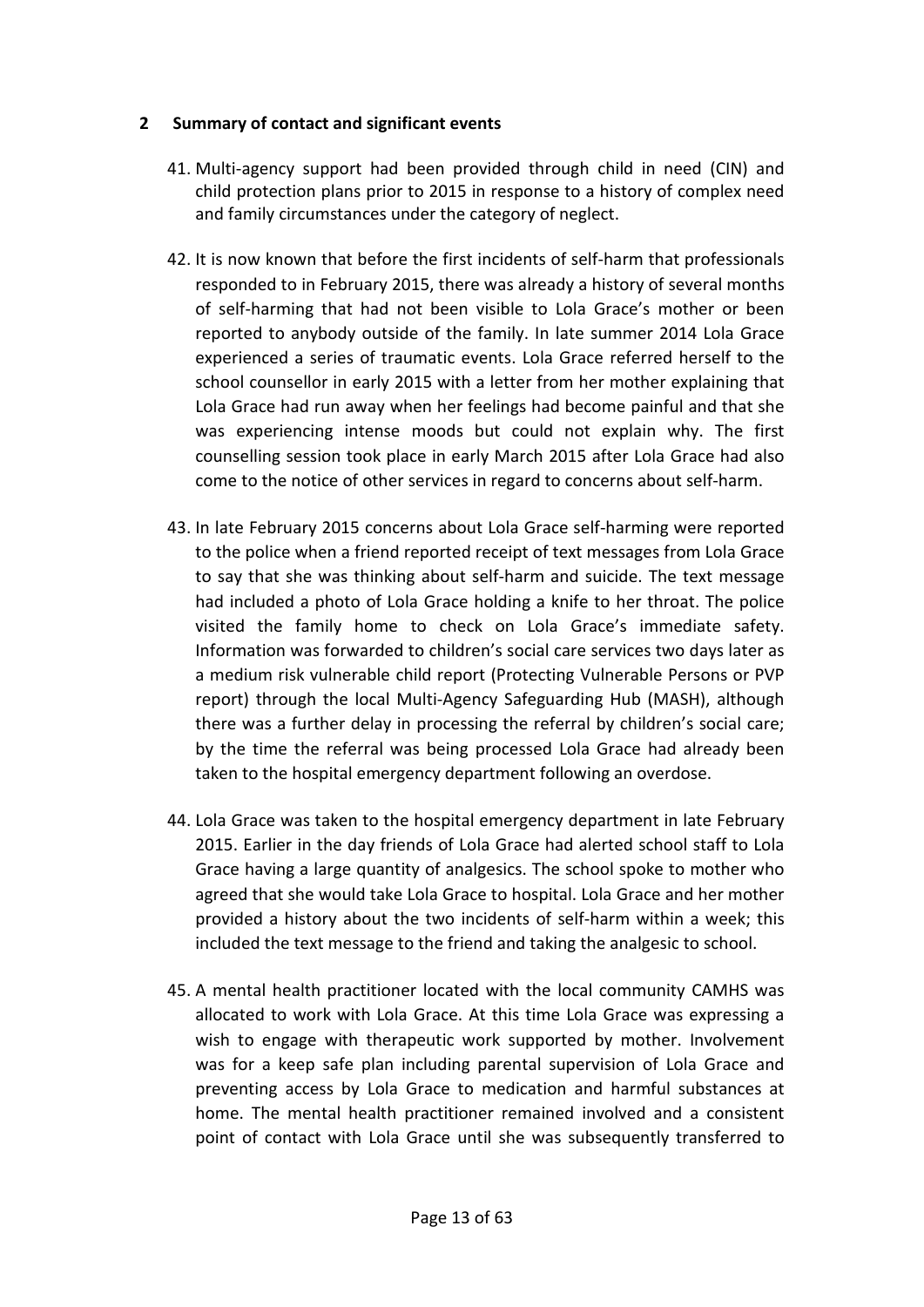## 2 Summary of contact and significant events

41. Multi-agency support had been provided through child in need (CIN) and child protection plans prior to 2015 in response to a history of complex need and family circumstances under the category of neglect.

42. It is now known that before the first incidents of self-harm that professionals responded to in February 2015, there was already a history of several months of self-harming that had not been visible to Lola Grace's mother or been reported to anybody outside of the family. In late summer 2014 Lola Grace experienced a series of traumatic events. Lola Grace referred herself to the school counsellor in early 2015 with a letter from her mother explaining that Lola Grace had run away when her feelings had become painful and that she was experiencing intense moods but could not explain why. The first counselling session took place in early March 2015 after Lola Grace had also come to the notice of other services in regard to concerns about self-harm.

43. In late February 2015 concerns about Lola Grace self-harming were reported to the police when a friend reported receipt of text messages from Lola Grace to say that she was thinking about self-harm and suicide. The text message had included a photo of Lola Grace holding a knife to her throat. The police visited the family home to check on Lola Grace's immediate safety. Information was forwarded to children's social care services two days later as a medium risk vulnerable child report (Protecting Vulnerable Persons or PVP report) through the local Multi-Agency Safeguarding Hub (MASH), although there was a further delay in processing the referral by children's social care; by the time the referral was being processed Lola Grace had already been taken to the hospital emergency department following an overdose.

44. Lola Grace was taken to the hospital emergency department in late February 2015. Earlier in the day friends of Lola Grace had alerted school staff to Lola Grace having a large quantity of analgesics. The school spoke to mother who agreed that she would take Lola Grace to hospital. Lola Grace and her mother provided a history about the two incidents of self-harm within a week; this included the text message to the friend and taking the analgesic to school.

45. A mental health practitioner located with the local community CAMHS was allocated to work with Lola Grace. At this time Lola Grace was expressing a wish to engage with therapeutic work supported by mother. Involvement was for a keep safe plan including parental supervision of Lola Grace and preventing access by Lola Grace to medication and harmful substances at home. The mental health practitioner remained involved and a consistent point of contact with Lola Grace until she was subsequently transferred to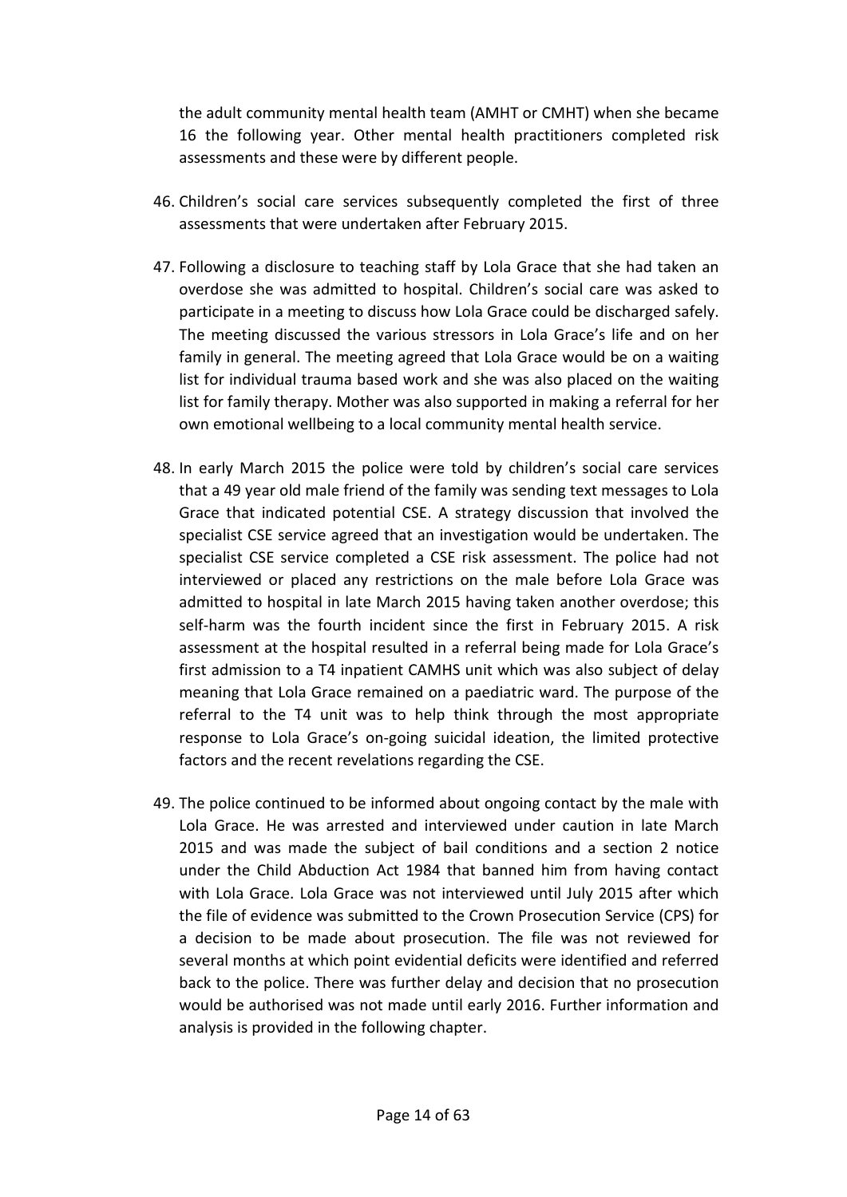the adult community mental health team (AMHT or CMHT) when she became 16 the following year. Other mental health practitioners completed risk assessments and these were by different people.

46. Children's social care services subsequently completed the first of three assessments that were undertaken after February 2015.

47. Following a disclosure to teaching staff by Lola Grace that she had taken an overdose she was admitted to hospital. Children's social care was asked to participate in a meeting to discuss how Lola Grace could be discharged safely. The meeting discussed the various stressors in Lola Grace's life and on her family in general. The meeting agreed that Lola Grace would be on a waiting list for individual trauma based work and she was also placed on the waiting list for family therapy. Mother was also supported in making a referral for her own emotional wellbeing to a local community mental health service.

48. In early March 2015 the police were told by children's social care services that a 49 year old male friend of the family was sending text messages to Lola Grace that indicated potential CSE. A strategy discussion that involved the specialist CSE service agreed that an investigation would be undertaken. The specialist CSE service completed a CSE risk assessment. The police had not interviewed or placed any restrictions on the male before Lola Grace was admitted to hospital in late March 2015 having taken another overdose; this self-harm was the fourth incident since the first in February 2015. A risk assessment at the hospital resulted in a referral being made for Lola Grace's first admission to a T4 inpatient CAMHS unit which was also subject of delay meaning that Lola Grace remained on a paediatric ward. The purpose of the referral to the T4 unit was to help think through the most appropriate response to Lola Grace's on-going suicidal ideation, the limited protective factors and the recent revelations regarding the CSE.

49. The police continued to be informed about ongoing contact by the male with Lola Grace. He was arrested and interviewed under caution in late March 2015 and was made the subject of bail conditions and a section 2 notice under the Child Abduction Act 1984 that banned him from having contact with Lola Grace. Lola Grace was not interviewed until July 2015 after which the file of evidence was submitted to the Crown Prosecution Service (CPS) for a decision to be made about prosecution. The file was not reviewed for several months at which point evidential deficits were identified and referred back to the police. There was further delay and decision that no prosecution would be authorised was not made until early 2016. Further information and analysis is provided in the following chapter.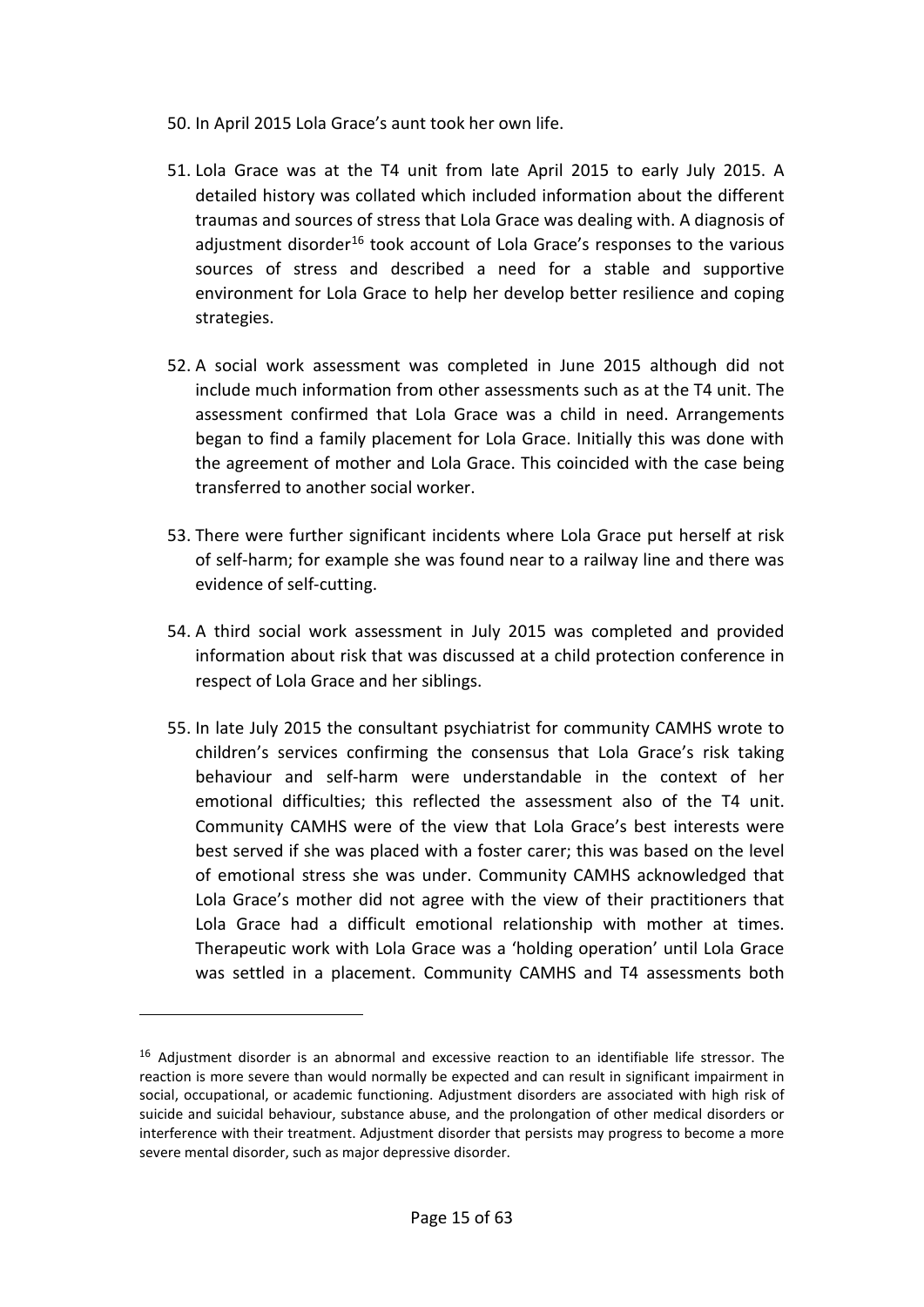50. In April 2015 Lola Grace's aunt took her own life.

51. Lola Grace was at the T4 unit from late April 2015 to early July 2015. A detailed history was collated which included information about the different traumas and sources of stress that Lola Grace was dealing with. A diagnosis of adjustment disorder[16] took account of Lola Grace's responses to the various sources of stress and described a need for a stable and supportive environment for Lola Grace to help her develop better resilience and coping strategies.

52. A social work assessment was completed in June 2015 although did not include much information from other assessments such as at the T4 unit. The assessment confirmed that Lola Grace was a child in need. Arrangements began to find a family placement for Lola Grace. Initially this was done with the agreement of mother and Lola Grace. This coincided with the case being transferred to another social worker.

53. There were further significant incidents where Lola Grace put herself at risk of self-harm; for example she was found near to a railway line and there was evidence of self-cutting.

54. A third social work assessment in July 2015 was completed and provided information about risk that was discussed at a child protection conference in respect of Lola Grace and her siblings.

55. In late July 2015 the consultant psychiatrist for community CAMHS wrote to children's services confirming the consensus that Lola Grace's risk taking behaviour and self-harm were understandable in the context of her emotional difficulties; this reflected the assessment also of the T4 unit. Community CAMHS were of the view that Lola Grace's best interests were best served if she was placed with a foster carer; this was based on the level of emotional stress she was under. Community CAMHS acknowledged that Lola Grace's mother did not agree with the view of their practitioners that Lola Grace had a difficult emotional relationship with mother at times. Therapeutic work with Lola Grace was a 'holding operation' until Lola Grace was settled in a placement. Community CAMHS and T4 assessments both

---

[16] Adjustment disorder is an abnormal and excessive reaction to an identifiable life stressor. The reaction is more severe than would normally be expected and can result in significant impairment in social, occupational, or academic functioning. Adjustment disorders are associated with high risk of suicide and suicidal behaviour, substance abuse, and the prolongation of other medical disorders or interference with their treatment. Adjustment disorder that persists may progress to become a more severe mental disorder, such as major depressive disorder.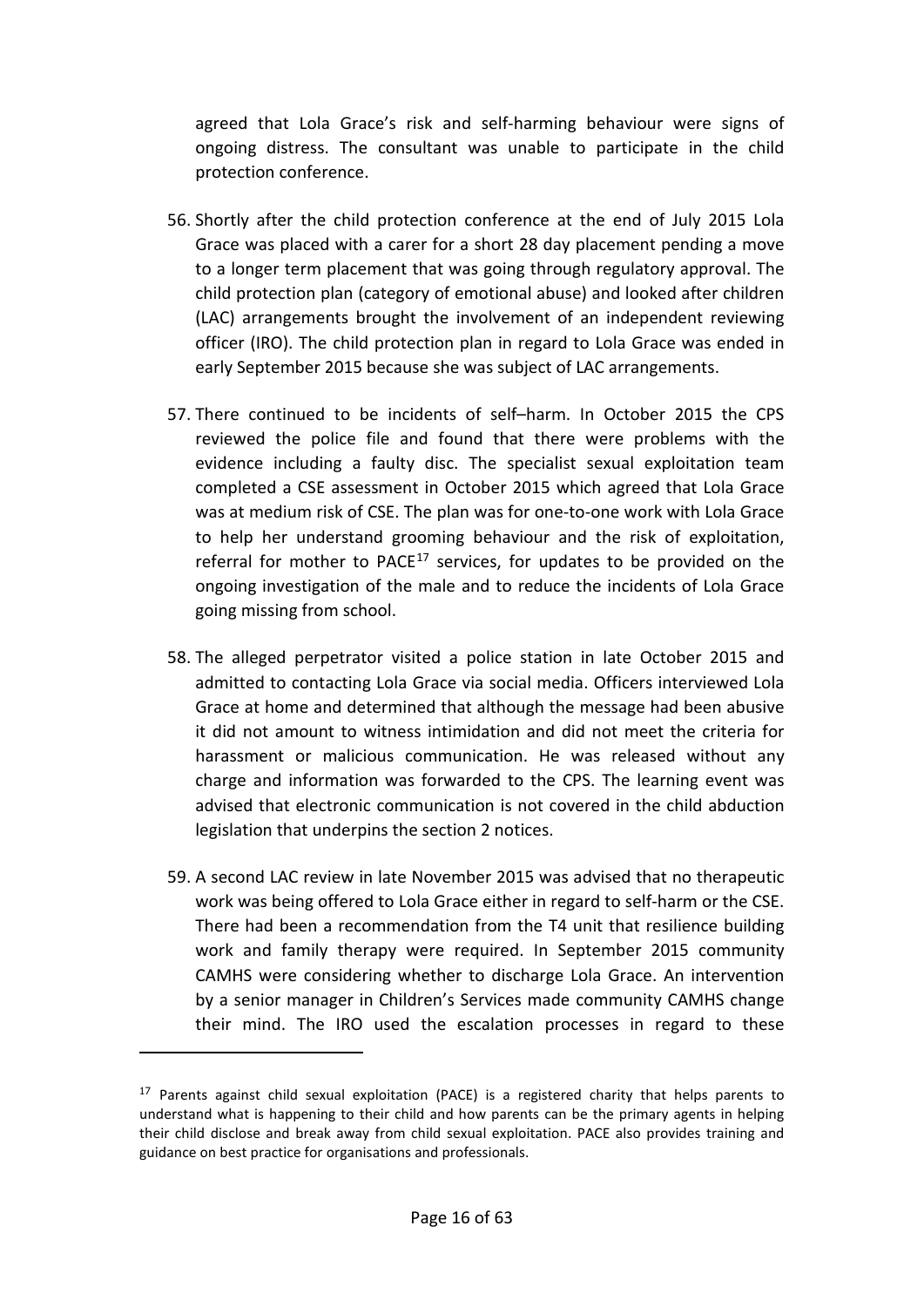agreed that Lola Grace's risk and self-harming behaviour were signs of ongoing distress. The consultant was unable to participate in the child protection conference.

56. Shortly after the child protection conference at the end of July 2015 Lola Grace was placed with a carer for a short 28 day placement pending a move to a longer term placement that was going through regulatory approval. The child protection plan (category of emotional abuse) and looked after children (LAC) arrangements brought the involvement of an independent reviewing officer (IRO). The child protection plan in regard to Lola Grace was ended in early September 2015 because she was subject of LAC arrangements.

57. There continued to be incidents of self–harm. In October 2015 the CPS reviewed the police file and found that there were problems with the evidence including a faulty disc. The specialist sexual exploitation team completed a CSE assessment in October 2015 which agreed that Lola Grace was at medium risk of CSE. The plan was for one-to-one work with Lola Grace to help her understand grooming behaviour and the risk of exploitation, referral for mother to PACE[17] services, for updates to be provided on the ongoing investigation of the male and to reduce the incidents of Lola Grace going missing from school.

58. The alleged perpetrator visited a police station in late October 2015 and admitted to contacting Lola Grace via social media. Officers interviewed Lola Grace at home and determined that although the message had been abusive it did not amount to witness intimidation and did not meet the criteria for harassment or malicious communication. He was released without any charge and information was forwarded to the CPS. The learning event was advised that electronic communication is not covered in the child abduction legislation that underpins the section 2 notices.

59. A second LAC review in late November 2015 was advised that no therapeutic work was being offered to Lola Grace either in regard to self-harm or the CSE. There had been a recommendation from the T4 unit that resilience building work and family therapy were required. In September 2015 community CAMHS were considering whether to discharge Lola Grace. An intervention by a senior manager in Children's Services made community CAMHS change their mind. The IRO used the escalation processes in regard to these

---

[17] Parents against child sexual exploitation (PACE) is a registered charity that helps parents to understand what is happening to their child and how parents can be the primary agents in helping their child disclose and break away from child sexual exploitation. PACE also provides training and guidance on best practice for organisations and professionals.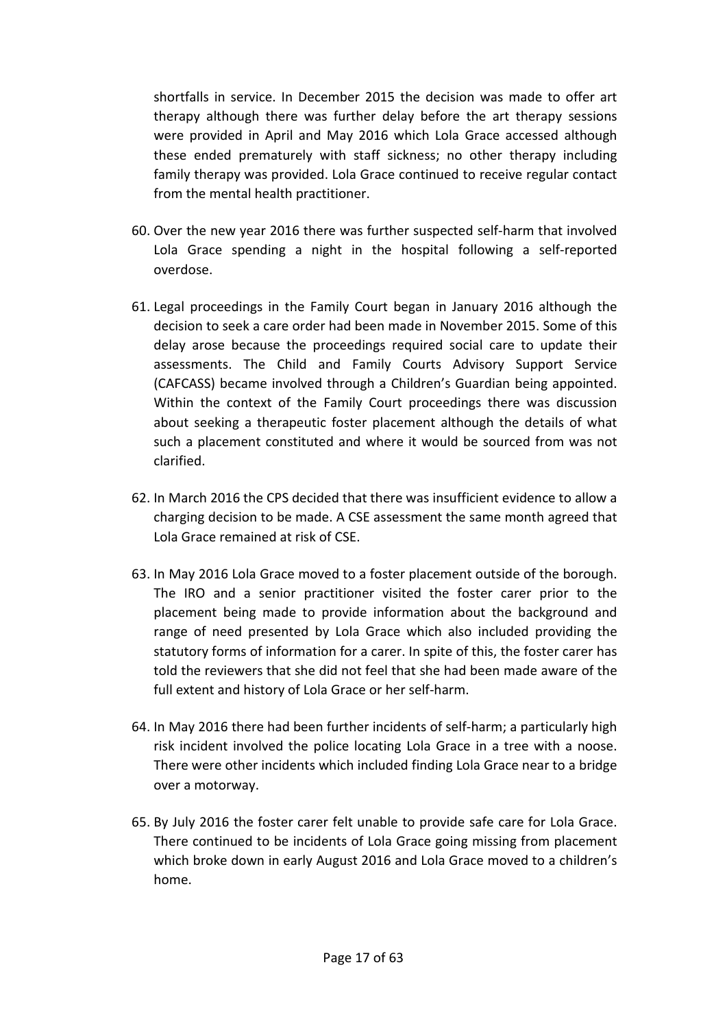shortfalls in service. In December 2015 the decision was made to offer art therapy although there was further delay before the art therapy sessions were provided in April and May 2016 which Lola Grace accessed although these ended prematurely with staff sickness; no other therapy including family therapy was provided. Lola Grace continued to receive regular contact from the mental health practitioner.

60. Over the new year 2016 there was further suspected self-harm that involved Lola Grace spending a night in the hospital following a self-reported overdose.

61. Legal proceedings in the Family Court began in January 2016 although the decision to seek a care order had been made in November 2015. Some of this delay arose because the proceedings required social care to update their assessments. The Child and Family Courts Advisory Support Service (CAFCASS) became involved through a Children's Guardian being appointed. Within the context of the Family Court proceedings there was discussion about seeking a therapeutic foster placement although the details of what such a placement constituted and where it would be sourced from was not clarified.

62. In March 2016 the CPS decided that there was insufficient evidence to allow a charging decision to be made. A CSE assessment the same month agreed that Lola Grace remained at risk of CSE.

63. In May 2016 Lola Grace moved to a foster placement outside of the borough. The IRO and a senior practitioner visited the foster carer prior to the placement being made to provide information about the background and range of need presented by Lola Grace which also included providing the statutory forms of information for a carer. In spite of this, the foster carer has told the reviewers that she did not feel that she had been made aware of the full extent and history of Lola Grace or her self-harm.

64. In May 2016 there had been further incidents of self-harm; a particularly high risk incident involved the police locating Lola Grace in a tree with a noose. There were other incidents which included finding Lola Grace near to a bridge over a motorway.

65. By July 2016 the foster carer felt unable to provide safe care for Lola Grace. There continued to be incidents of Lola Grace going missing from placement which broke down in early August 2016 and Lola Grace moved to a children's home.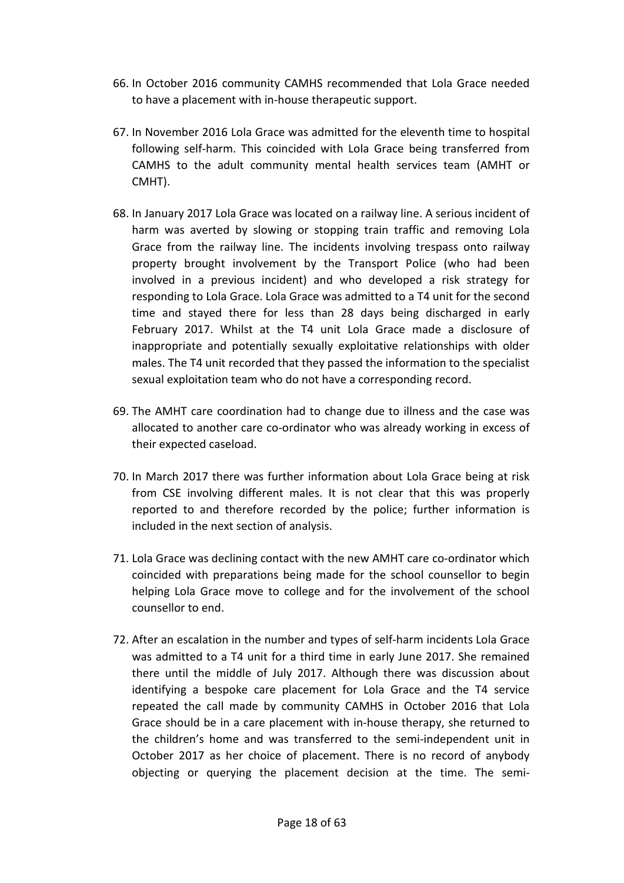66. In October 2016 community CAMHS recommended that Lola Grace needed to have a placement with in-house therapeutic support.

67. In November 2016 Lola Grace was admitted for the eleventh time to hospital following self-harm. This coincided with Lola Grace being transferred from CAMHS to the adult community mental health services team (AMHT or CMHT).

68. In January 2017 Lola Grace was located on a railway line. A serious incident of harm was averted by slowing or stopping train traffic and removing Lola Grace from the railway line. The incidents involving trespass onto railway property brought involvement by the Transport Police (who had been involved in a previous incident) and who developed a risk strategy for responding to Lola Grace. Lola Grace was admitted to a T4 unit for the second time and stayed there for less than 28 days being discharged in early February 2017. Whilst at the T4 unit Lola Grace made a disclosure of inappropriate and potentially sexually exploitative relationships with older males. The T4 unit recorded that they passed the information to the specialist sexual exploitation team who do not have a corresponding record.

69. The AMHT care coordination had to change due to illness and the case was allocated to another care co-ordinator who was already working in excess of their expected caseload.

70. In March 2017 there was further information about Lola Grace being at risk from CSE involving different males. It is not clear that this was properly reported to and therefore recorded by the police; further information is included in the next section of analysis.

71. Lola Grace was declining contact with the new AMHT care co-ordinator which coincided with preparations being made for the school counsellor to begin helping Lola Grace move to college and for the involvement of the school counsellor to end.

72. After an escalation in the number and types of self-harm incidents Lola Grace was admitted to a T4 unit for a third time in early June 2017. She remained there until the middle of July 2017. Although there was discussion about identifying a bespoke care placement for Lola Grace and the T4 service repeated the call made by community CAMHS in October 2016 that Lola Grace should be in a care placement with in-house therapy, she returned to the children's home and was transferred to the semi-independent unit in October 2017 as her choice of placement. There is no record of anybody objecting or querying the placement decision at the time. The semi-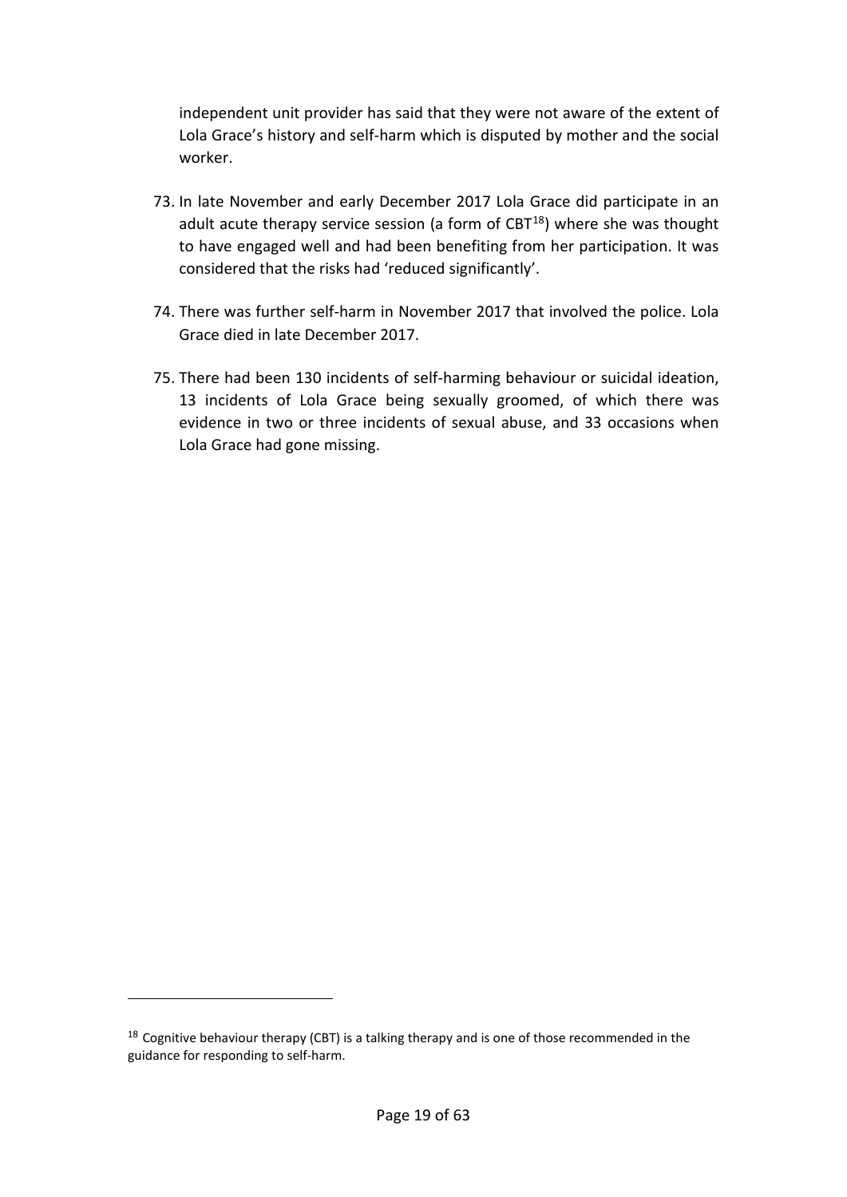independent unit provider has said that they were not aware of the extent of Lola Grace's history and self-harm which is disputed by mother and the social worker.

73. In late November and early December 2017 Lola Grace did participate in an adult acute therapy service session (a form of CBT[18]) where she was thought to have engaged well and had been benefiting from her participation. It was considered that the risks had 'reduced significantly'.

74. There was further self-harm in November 2017 that involved the police. Lola Grace died in late December 2017.

75. There had been 130 incidents of self-harming behaviour or suicidal ideation, 13 incidents of Lola Grace being sexually groomed, of which there was evidence in two or three incidents of sexual abuse, and 33 occasions when Lola Grace had gone missing.

---

[18] Cognitive behaviour therapy (CBT) is a talking therapy and is one of those recommended in the guidance for responding to self-harm.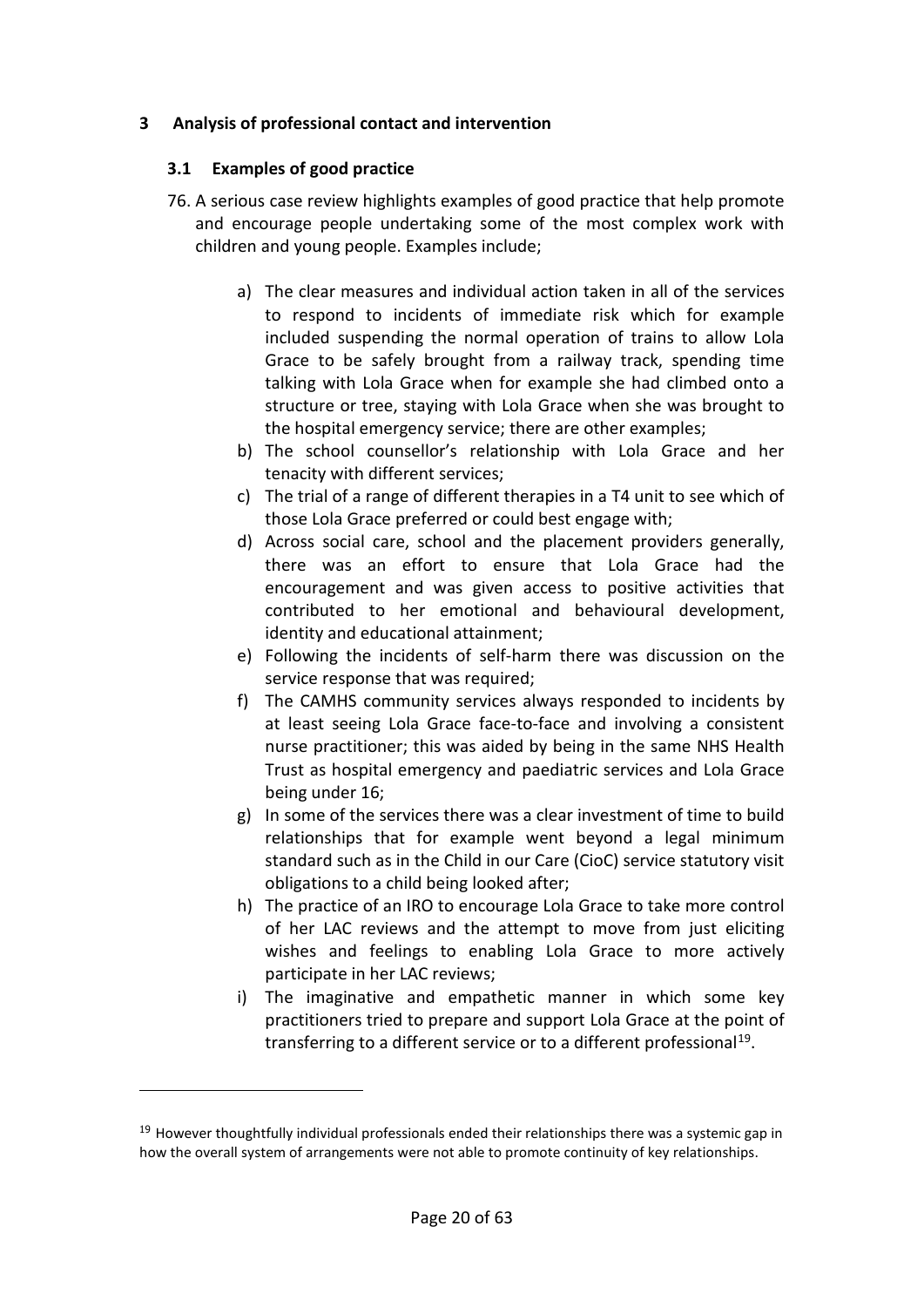## 3 Analysis of professional contact and intervention

### 3.1 Examples of good practice

76. A serious case review highlights examples of good practice that help promote and encourage people undertaking some of the most complex work with children and young people. Examples include;

    a) The clear measures and individual action taken in all of the services to respond to incidents of immediate risk which for example included suspending the normal operation of trains to allow Lola Grace to be safely brought from a railway track, spending time talking with Lola Grace when for example she had climbed onto a structure or tree, staying with Lola Grace when she was brought to the hospital emergency service; there are other examples;
    b) The school counsellor's relationship with Lola Grace and her tenacity with different services;
    c) The trial of a range of different therapies in a T4 unit to see which of those Lola Grace preferred or could best engage with;
    d) Across social care, school and the placement providers generally, there was an effort to ensure that Lola Grace had the encouragement and was given access to positive activities that contributed to her emotional and behavioural development, identity and educational attainment;
    e) Following the incidents of self-harm there was discussion on the service response that was required;
    f) The CAMHS community services always responded to incidents by at least seeing Lola Grace face-to-face and involving a consistent nurse practitioner; this was aided by being in the same NHS Health Trust as hospital emergency and paediatric services and Lola Grace being under 16;
    g) In some of the services there was a clear investment of time to build relationships that for example went beyond a legal minimum standard such as in the Child in our Care (CioC) service statutory visit obligations to a child being looked after;
    h) The practice of an IRO to encourage Lola Grace to take more control of her LAC reviews and the attempt to move from just eliciting wishes and feelings to enabling Lola Grace to more actively participate in her LAC reviews;
    i) The imaginative and empathetic manner in which some key practitioners tried to prepare and support Lola Grace at the point of transferring to a different service or to a different professional[19].

---

[19] However thoughtfully individual professionals ended their relationships there was a systemic gap in how the overall system of arrangements were not able to promote continuity of key relationships.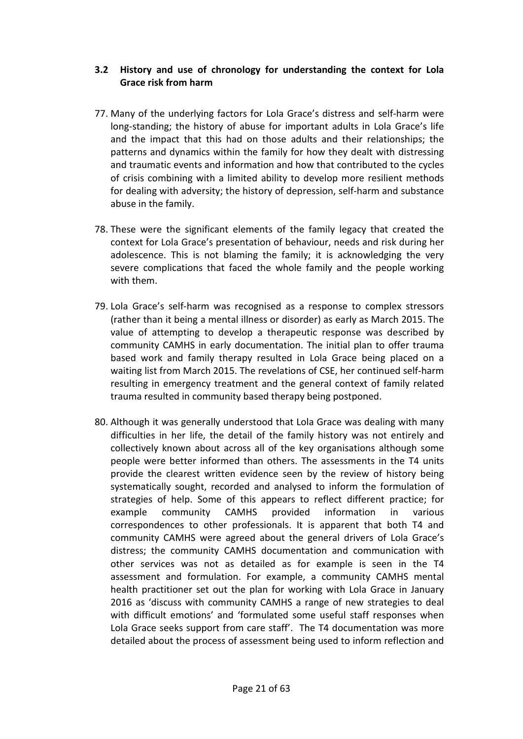### 3.2 History and use of chronology for understanding the context for Lola Grace risk from harm

77. Many of the underlying factors for Lola Grace's distress and self-harm were long-standing; the history of abuse for important adults in Lola Grace's life and the impact that this had on those adults and their relationships; the patterns and dynamics within the family for how they dealt with distressing and traumatic events and information and how that contributed to the cycles of crisis combining with a limited ability to develop more resilient methods for dealing with adversity; the history of depression, self-harm and substance abuse in the family.

78. These were the significant elements of the family legacy that created the context for Lola Grace's presentation of behaviour, needs and risk during her adolescence. This is not blaming the family; it is acknowledging the very severe complications that faced the whole family and the people working with them.

79. Lola Grace's self-harm was recognised as a response to complex stressors (rather than it being a mental illness or disorder) as early as March 2015. The value of attempting to develop a therapeutic response was described by community CAMHS in early documentation. The initial plan to offer trauma based work and family therapy resulted in Lola Grace being placed on a waiting list from March 2015. The revelations of CSE, her continued self-harm resulting in emergency treatment and the general context of family related trauma resulted in community based therapy being postponed.

80. Although it was generally understood that Lola Grace was dealing with many difficulties in her life, the detail of the family history was not entirely and collectively known about across all of the key organisations although some people were better informed than others. The assessments in the T4 units provide the clearest written evidence seen by the review of history being systematically sought, recorded and analysed to inform the formulation of strategies of help. Some of this appears to reflect different practice; for example community CAMHS provided information in various correspondences to other professionals. It is apparent that both T4 and community CAMHS were agreed about the general drivers of Lola Grace's distress; the community CAMHS documentation and communication with other services was not as detailed as for example is seen in the T4 assessment and formulation. For example, a community CAMHS mental health practitioner set out the plan for working with Lola Grace in January 2016 as 'discuss with community CAMHS a range of new strategies to deal with difficult emotions' and 'formulated some useful staff responses when Lola Grace seeks support from care staff'. The T4 documentation was more detailed about the process of assessment being used to inform reflection and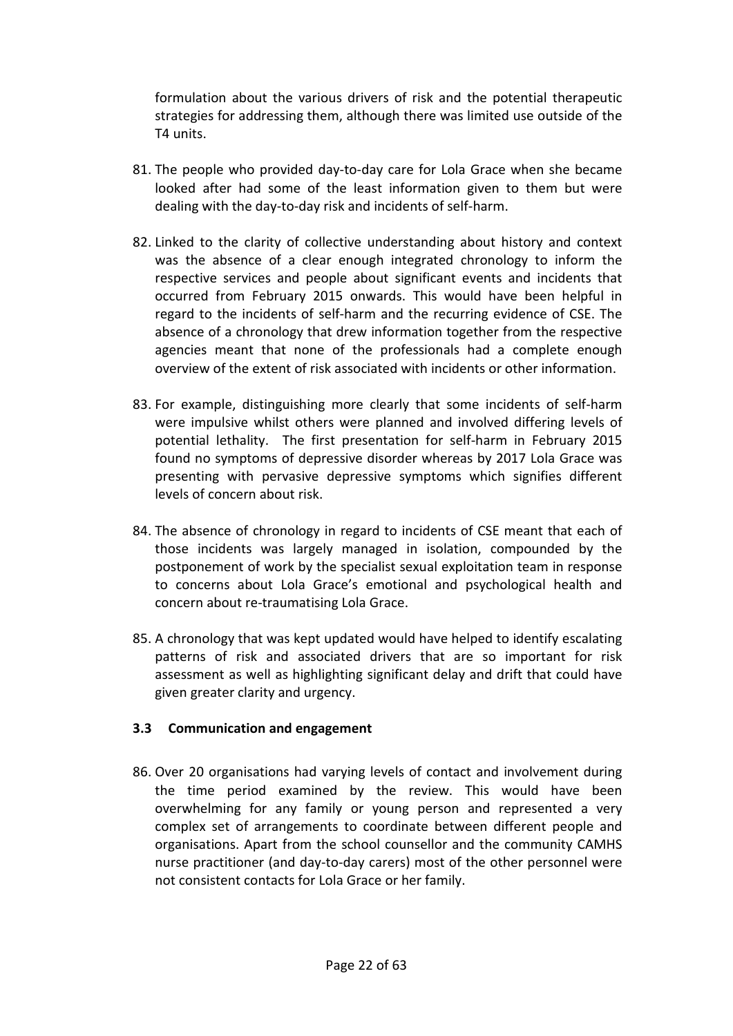formulation about the various drivers of risk and the potential therapeutic strategies for addressing them, although there was limited use outside of the T4 units.

81. The people who provided day-to-day care for Lola Grace when she became looked after had some of the least information given to them but were dealing with the day-to-day risk and incidents of self-harm.

82. Linked to the clarity of collective understanding about history and context was the absence of a clear enough integrated chronology to inform the respective services and people about significant events and incidents that occurred from February 2015 onwards. This would have been helpful in regard to the incidents of self-harm and the recurring evidence of CSE. The absence of a chronology that drew information together from the respective agencies meant that none of the professionals had a complete enough overview of the extent of risk associated with incidents or other information.

83. For example, distinguishing more clearly that some incidents of self-harm were impulsive whilst others were planned and involved differing levels of potential lethality. The first presentation for self-harm in February 2015 found no symptoms of depressive disorder whereas by 2017 Lola Grace was presenting with pervasive depressive symptoms which signifies different levels of concern about risk.

84. The absence of chronology in regard to incidents of CSE meant that each of those incidents was largely managed in isolation, compounded by the postponement of work by the specialist sexual exploitation team in response to concerns about Lola Grace's emotional and psychological health and concern about re-traumatising Lola Grace.

85. A chronology that was kept updated would have helped to identify escalating patterns of risk and associated drivers that are so important for risk assessment as well as highlighting significant delay and drift that could have given greater clarity and urgency.

### 3.3 Communication and engagement

86. Over 20 organisations had varying levels of contact and involvement during the time period examined by the review. This would have been overwhelming for any family or young person and represented a very complex set of arrangements to coordinate between different people and organisations. Apart from the school counsellor and the community CAMHS nurse practitioner (and day-to-day carers) most of the other personnel were not consistent contacts for Lola Grace or her family.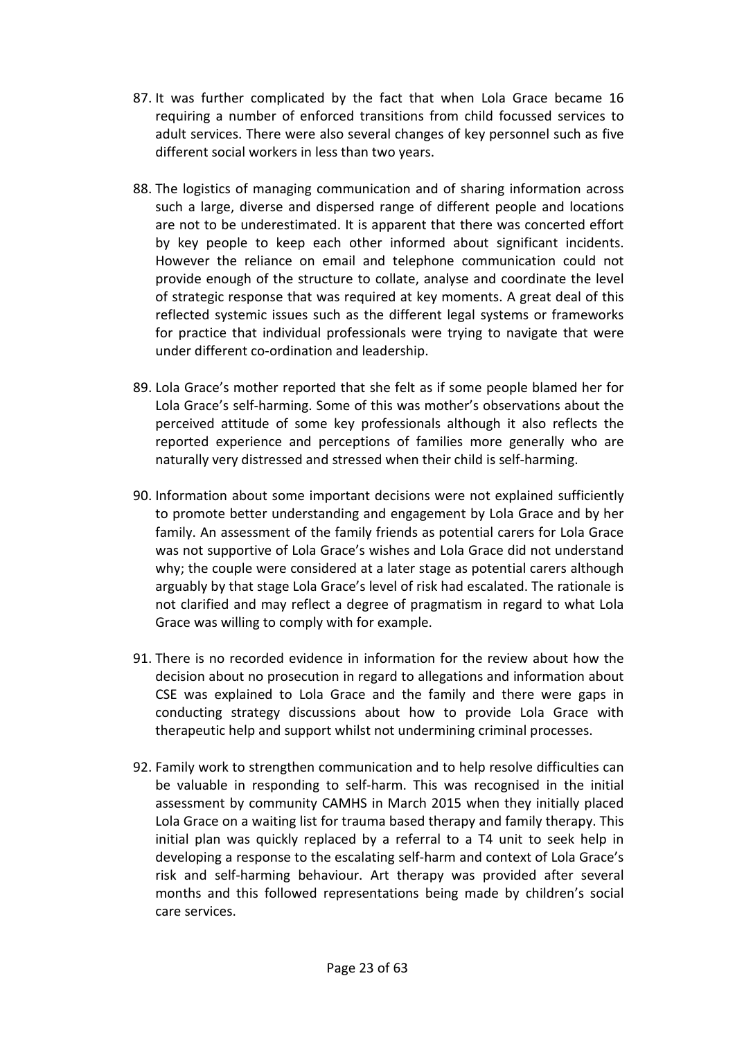87. It was further complicated by the fact that when Lola Grace became 16 requiring a number of enforced transitions from child focussed services to adult services. There were also several changes of key personnel such as five different social workers in less than two years.

88. The logistics of managing communication and of sharing information across such a large, diverse and dispersed range of different people and locations are not to be underestimated. It is apparent that there was concerted effort by key people to keep each other informed about significant incidents. However the reliance on email and telephone communication could not provide enough of the structure to collate, analyse and coordinate the level of strategic response that was required at key moments. A great deal of this reflected systemic issues such as the different legal systems or frameworks for practice that individual professionals were trying to navigate that were under different co-ordination and leadership.

89. Lola Grace's mother reported that she felt as if some people blamed her for Lola Grace's self-harming. Some of this was mother's observations about the perceived attitude of some key professionals although it also reflects the reported experience and perceptions of families more generally who are naturally very distressed and stressed when their child is self-harming.

90. Information about some important decisions were not explained sufficiently to promote better understanding and engagement by Lola Grace and by her family. An assessment of the family friends as potential carers for Lola Grace was not supportive of Lola Grace's wishes and Lola Grace did not understand why; the couple were considered at a later stage as potential carers although arguably by that stage Lola Grace's level of risk had escalated. The rationale is not clarified and may reflect a degree of pragmatism in regard to what Lola Grace was willing to comply with for example.

91. There is no recorded evidence in information for the review about how the decision about no prosecution in regard to allegations and information about CSE was explained to Lola Grace and the family and there were gaps in conducting strategy discussions about how to provide Lola Grace with therapeutic help and support whilst not undermining criminal processes.

92. Family work to strengthen communication and to help resolve difficulties can be valuable in responding to self-harm. This was recognised in the initial assessment by community CAMHS in March 2015 when they initially placed Lola Grace on a waiting list for trauma based therapy and family therapy. This initial plan was quickly replaced by a referral to a T4 unit to seek help in developing a response to the escalating self-harm and context of Lola Grace's risk and self-harming behaviour. Art therapy was provided after several months and this followed representations being made by children's social care services.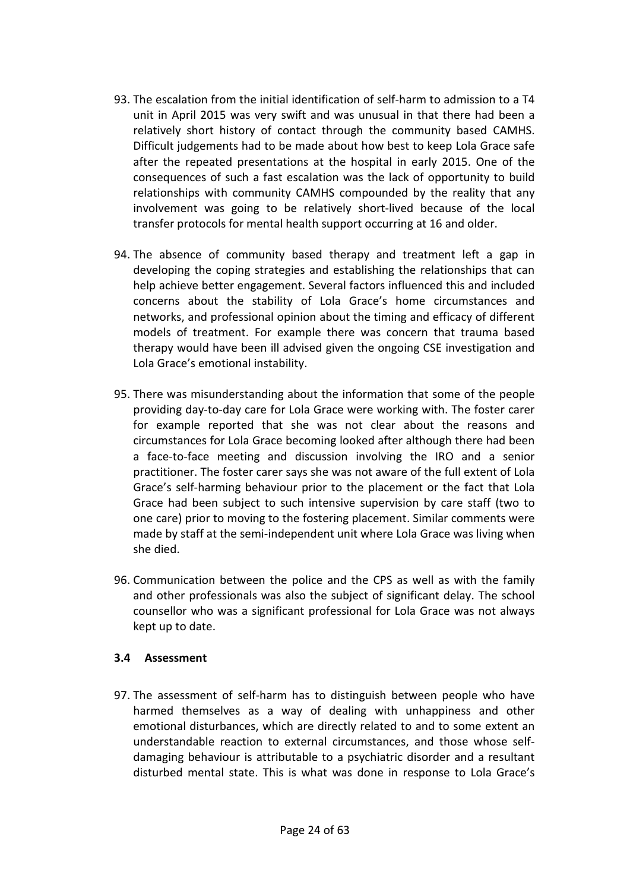93. The escalation from the initial identification of self-harm to admission to a T4 unit in April 2015 was very swift and was unusual in that there had been a relatively short history of contact through the community based CAMHS. Difficult judgements had to be made about how best to keep Lola Grace safe after the repeated presentations at the hospital in early 2015. One of the consequences of such a fast escalation was the lack of opportunity to build relationships with community CAMHS compounded by the reality that any involvement was going to be relatively short-lived because of the local transfer protocols for mental health support occurring at 16 and older.

94. The absence of community based therapy and treatment left a gap in developing the coping strategies and establishing the relationships that can help achieve better engagement. Several factors influenced this and included concerns about the stability of Lola Grace's home circumstances and networks, and professional opinion about the timing and efficacy of different models of treatment. For example there was concern that trauma based therapy would have been ill advised given the ongoing CSE investigation and Lola Grace's emotional instability.

95. There was misunderstanding about the information that some of the people providing day-to-day care for Lola Grace were working with. The foster carer for example reported that she was not clear about the reasons and circumstances for Lola Grace becoming looked after although there had been a face-to-face meeting and discussion involving the IRO and a senior practitioner. The foster carer says she was not aware of the full extent of Lola Grace's self-harming behaviour prior to the placement or the fact that Lola Grace had been subject to such intensive supervision by care staff (two to one care) prior to moving to the fostering placement. Similar comments were made by staff at the semi-independent unit where Lola Grace was living when she died.

96. Communication between the police and the CPS as well as with the family and other professionals was also the subject of significant delay. The school counsellor who was a significant professional for Lola Grace was not always kept up to date.

### 3.4 Assessment

97. The assessment of self-harm has to distinguish between people who have harmed themselves as a way of dealing with unhappiness and other emotional disturbances, which are directly related to and to some extent an understandable reaction to external circumstances, and those whose self-damaging behaviour is attributable to a psychiatric disorder and a resultant disturbed mental state. This is what was done in response to Lola Grace's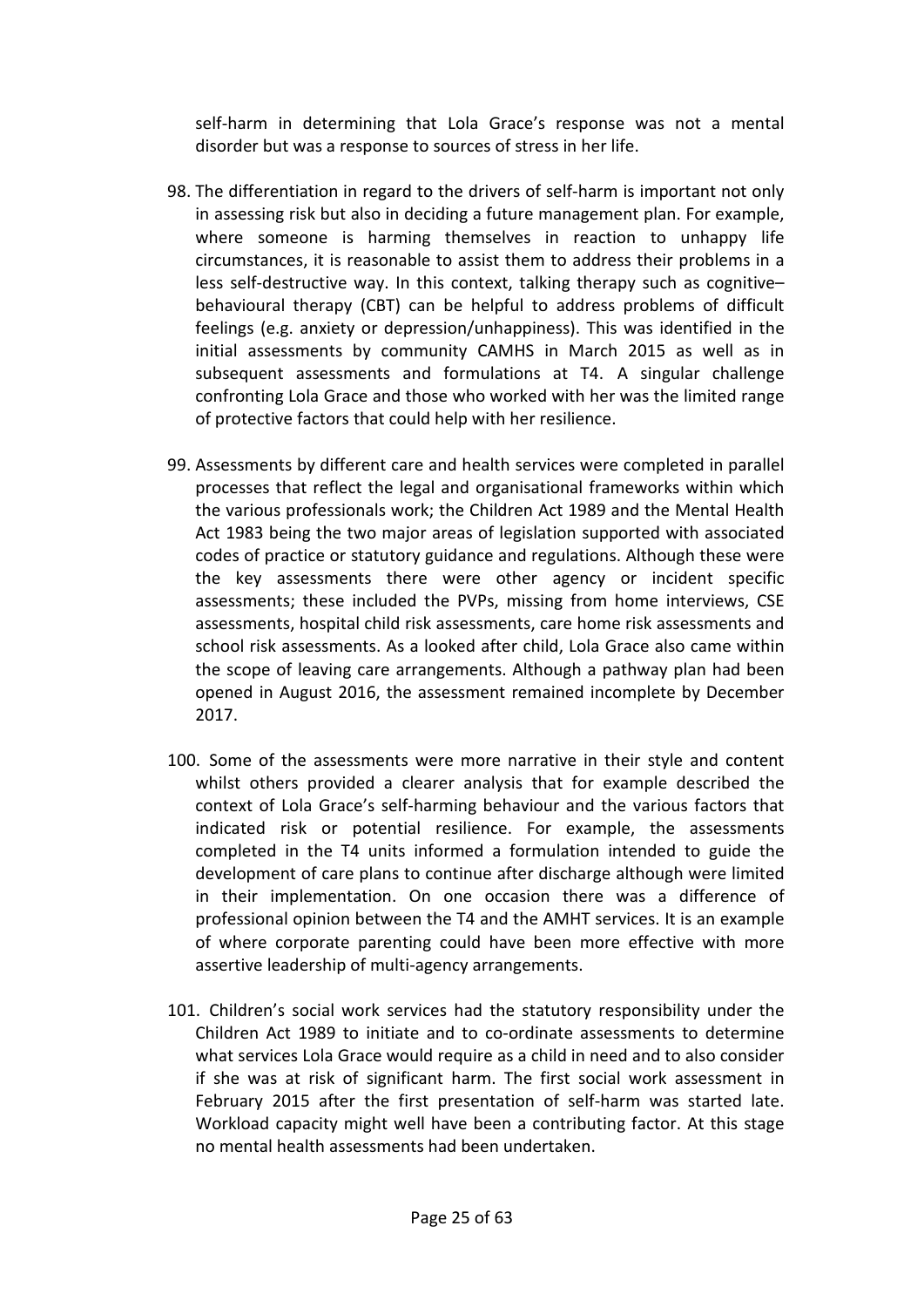self-harm in determining that Lola Grace's response was not a mental disorder but was a response to sources of stress in her life.

98. The differentiation in regard to the drivers of self-harm is important not only in assessing risk but also in deciding a future management plan. For example, where someone is harming themselves in reaction to unhappy life circumstances, it is reasonable to assist them to address their problems in a less self-destructive way. In this context, talking therapy such as cognitive–behavioural therapy (CBT) can be helpful to address problems of difficult feelings (e.g. anxiety or depression/unhappiness). This was identified in the initial assessments by community CAMHS in March 2015 as well as in subsequent assessments and formulations at T4. A singular challenge confronting Lola Grace and those who worked with her was the limited range of protective factors that could help with her resilience.

99. Assessments by different care and health services were completed in parallel processes that reflect the legal and organisational frameworks within which the various professionals work; the Children Act 1989 and the Mental Health Act 1983 being the two major areas of legislation supported with associated codes of practice or statutory guidance and regulations. Although these were the key assessments there were other agency or incident specific assessments; these included the PVPs, missing from home interviews, CSE assessments, hospital child risk assessments, care home risk assessments and school risk assessments. As a looked after child, Lola Grace also came within the scope of leaving care arrangements. Although a pathway plan had been opened in August 2016, the assessment remained incomplete by December 2017.

100. Some of the assessments were more narrative in their style and content whilst others provided a clearer analysis that for example described the context of Lola Grace's self-harming behaviour and the various factors that indicated risk or potential resilience. For example, the assessments completed in the T4 units informed a formulation intended to guide the development of care plans to continue after discharge although were limited in their implementation. On one occasion there was a difference of professional opinion between the T4 and the AMHT services. It is an example of where corporate parenting could have been more effective with more assertive leadership of multi-agency arrangements.

101. Children's social work services had the statutory responsibility under the Children Act 1989 to initiate and to co-ordinate assessments to determine what services Lola Grace would require as a child in need and to also consider if she was at risk of significant harm. The first social work assessment in February 2015 after the first presentation of self-harm was started late. Workload capacity might well have been a contributing factor. At this stage no mental health assessments had been undertaken.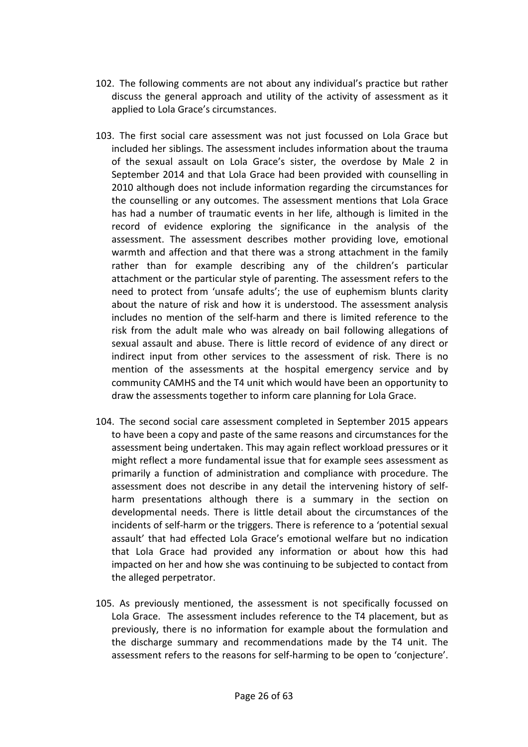102. The following comments are not about any individual's practice but rather discuss the general approach and utility of the activity of assessment as it applied to Lola Grace's circumstances.

103. The first social care assessment was not just focussed on Lola Grace but included her siblings. The assessment includes information about the trauma of the sexual assault on Lola Grace's sister, the overdose by Male 2 in September 2014 and that Lola Grace had been provided with counselling in 2010 although does not include information regarding the circumstances for the counselling or any outcomes. The assessment mentions that Lola Grace has had a number of traumatic events in her life, although is limited in the record of evidence exploring the significance in the analysis of the assessment. The assessment describes mother providing love, emotional warmth and affection and that there was a strong attachment in the family rather than for example describing any of the children's particular attachment or the particular style of parenting. The assessment refers to the need to protect from 'unsafe adults'; the use of euphemism blunts clarity about the nature of risk and how it is understood. The assessment analysis includes no mention of the self-harm and there is limited reference to the risk from the adult male who was already on bail following allegations of sexual assault and abuse. There is little record of evidence of any direct or indirect input from other services to the assessment of risk. There is no mention of the assessments at the hospital emergency service and by community CAMHS and the T4 unit which would have been an opportunity to draw the assessments together to inform care planning for Lola Grace.

104. The second social care assessment completed in September 2015 appears to have been a copy and paste of the same reasons and circumstances for the assessment being undertaken. This may again reflect workload pressures or it might reflect a more fundamental issue that for example sees assessment as primarily a function of administration and compliance with procedure. The assessment does not describe in any detail the intervening history of self-harm presentations although there is a summary in the section on developmental needs. There is little detail about the circumstances of the incidents of self-harm or the triggers. There is reference to a 'potential sexual assault' that had effected Lola Grace's emotional welfare but no indication that Lola Grace had provided any information or about how this had impacted on her and how she was continuing to be subjected to contact from the alleged perpetrator.

105. As previously mentioned, the assessment is not specifically focussed on Lola Grace. The assessment includes reference to the T4 placement, but as previously, there is no information for example about the formulation and the discharge summary and recommendations made by the T4 unit. The assessment refers to the reasons for self-harming to be open to 'conjecture'.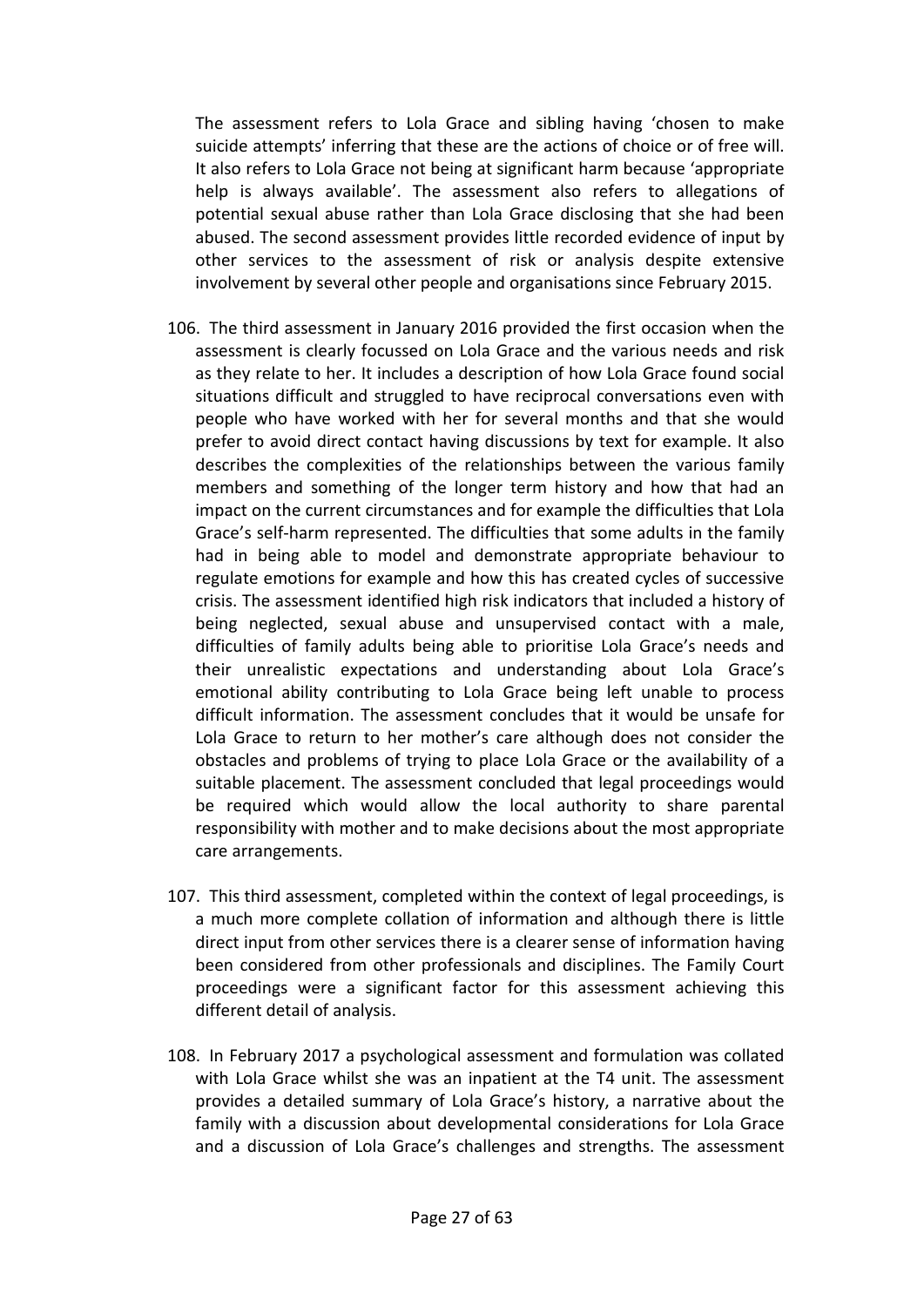The assessment refers to Lola Grace and sibling having 'chosen to make suicide attempts' inferring that these are the actions of choice or of free will. It also refers to Lola Grace not being at significant harm because 'appropriate help is always available'. The assessment also refers to allegations of potential sexual abuse rather than Lola Grace disclosing that she had been abused. The second assessment provides little recorded evidence of input by other services to the assessment of risk or analysis despite extensive involvement by several other people and organisations since February 2015.

106. The third assessment in January 2016 provided the first occasion when the assessment is clearly focussed on Lola Grace and the various needs and risk as they relate to her. It includes a description of how Lola Grace found social situations difficult and struggled to have reciprocal conversations even with people who have worked with her for several months and that she would prefer to avoid direct contact having discussions by text for example. It also describes the complexities of the relationships between the various family members and something of the longer term history and how that had an impact on the current circumstances and for example the difficulties that Lola Grace's self-harm represented. The difficulties that some adults in the family had in being able to model and demonstrate appropriate behaviour to regulate emotions for example and how this has created cycles of successive crisis. The assessment identified high risk indicators that included a history of being neglected, sexual abuse and unsupervised contact with a male, difficulties of family adults being able to prioritise Lola Grace's needs and their unrealistic expectations and understanding about Lola Grace's emotional ability contributing to Lola Grace being left unable to process difficult information. The assessment concludes that it would be unsafe for Lola Grace to return to her mother's care although does not consider the obstacles and problems of trying to place Lola Grace or the availability of a suitable placement. The assessment concluded that legal proceedings would be required which would allow the local authority to share parental responsibility with mother and to make decisions about the most appropriate care arrangements.

107. This third assessment, completed within the context of legal proceedings, is a much more complete collation of information and although there is little direct input from other services there is a clearer sense of information having been considered from other professionals and disciplines. The Family Court proceedings were a significant factor for this assessment achieving this different detail of analysis.

108. In February 2017 a psychological assessment and formulation was collated with Lola Grace whilst she was an inpatient at the T4 unit. The assessment provides a detailed summary of Lola Grace's history, a narrative about the family with a discussion about developmental considerations for Lola Grace and a discussion of Lola Grace's challenges and strengths. The assessment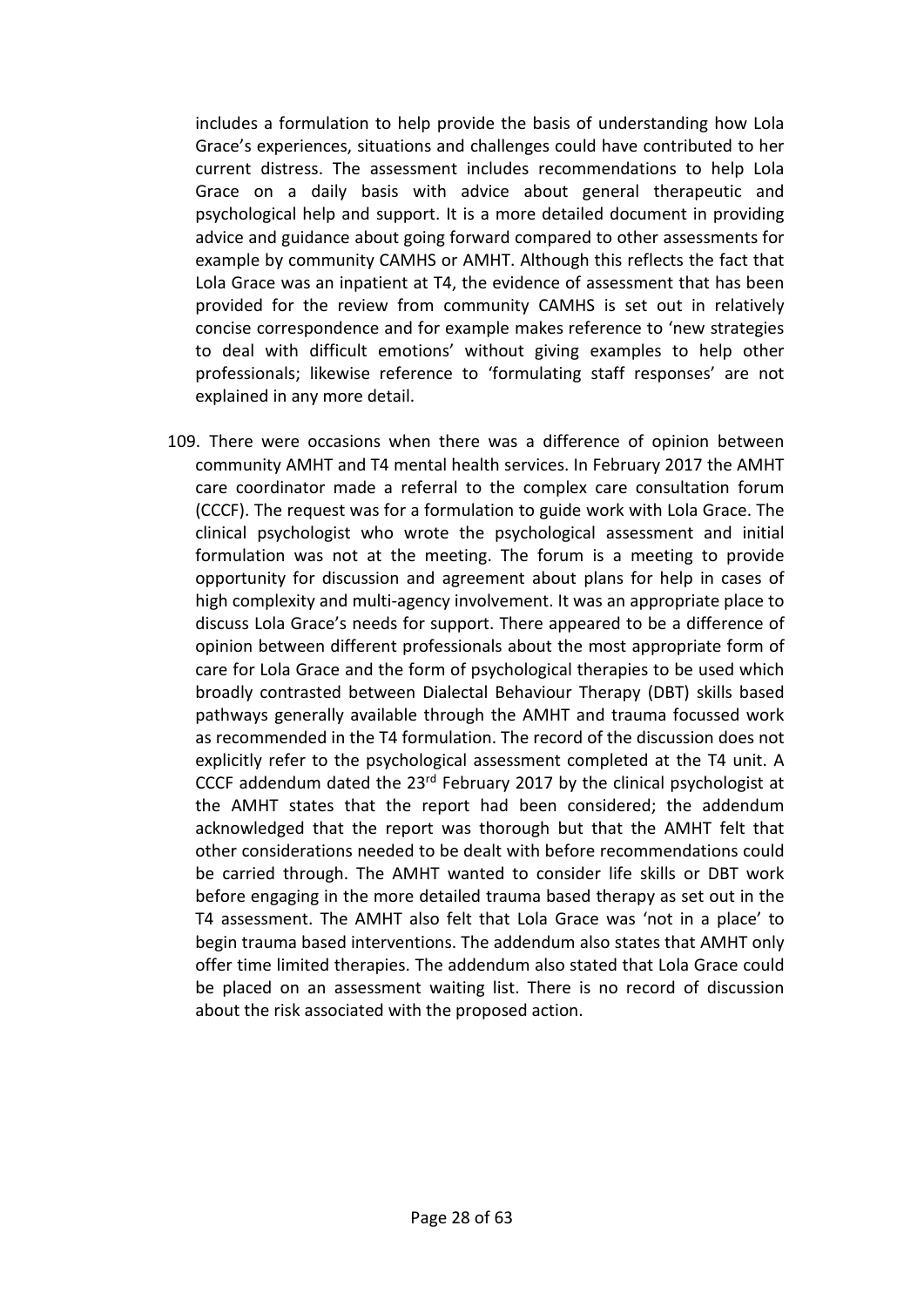includes a formulation to help provide the basis of understanding how Lola Grace's experiences, situations and challenges could have contributed to her current distress. The assessment includes recommendations to help Lola Grace on a daily basis with advice about general therapeutic and psychological help and support. It is a more detailed document in providing advice and guidance about going forward compared to other assessments for example by community CAMHS or AMHT. Although this reflects the fact that Lola Grace was an inpatient at T4, the evidence of assessment that has been provided for the review from community CAMHS is set out in relatively concise correspondence and for example makes reference to 'new strategies to deal with difficult emotions' without giving examples to help other professionals; likewise reference to 'formulating staff responses' are not explained in any more detail.

109. There were occasions when there was a difference of opinion between community AMHT and T4 mental health services. In February 2017 the AMHT care coordinator made a referral to the complex care consultation forum (CCCF). The request was for a formulation to guide work with Lola Grace. The clinical psychologist who wrote the psychological assessment and initial formulation was not at the meeting. The forum is a meeting to provide opportunity for discussion and agreement about plans for help in cases of high complexity and multi-agency involvement. It was an appropriate place to discuss Lola Grace's needs for support. There appeared to be a difference of opinion between different professionals about the most appropriate form of care for Lola Grace and the form of psychological therapies to be used which broadly contrasted between Dialectal Behaviour Therapy (DBT) skills based pathways generally available through the AMHT and trauma focussed work as recommended in the T4 formulation. The record of the discussion does not explicitly refer to the psychological assessment completed at the T4 unit. A CCCF addendum dated the 23rd February 2017 by the clinical psychologist at the AMHT states that the report had been considered; the addendum acknowledged that the report was thorough but that the AMHT felt that other considerations needed to be dealt with before recommendations could be carried through. The AMHT wanted to consider life skills or DBT work before engaging in the more detailed trauma based therapy as set out in the T4 assessment. The AMHT also felt that Lola Grace was 'not in a place' to begin trauma based interventions. The addendum also states that AMHT only offer time limited therapies. The addendum also stated that Lola Grace could be placed on an assessment waiting list. There is no record of discussion about the risk associated with the proposed action.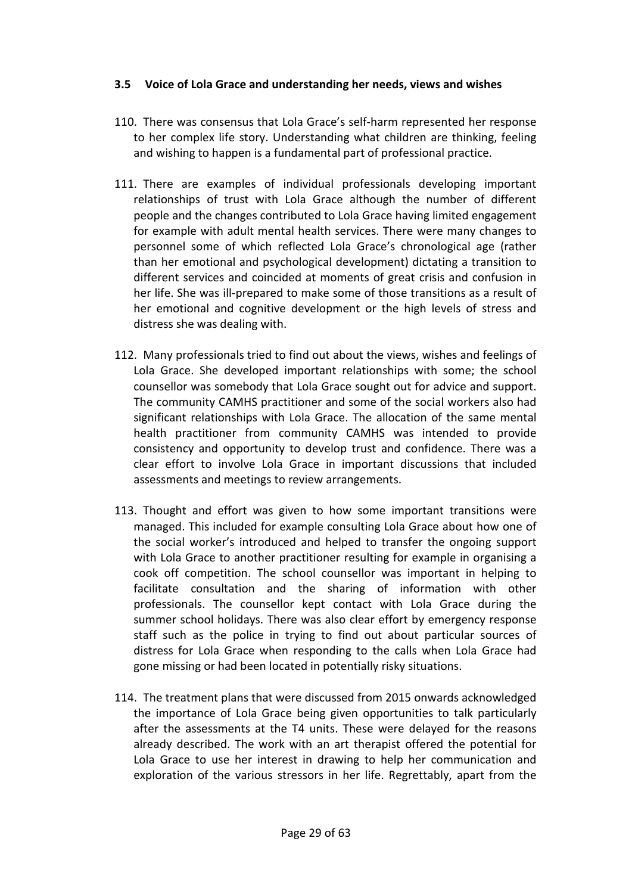### 3.5 Voice of Lola Grace and understanding her needs, views and wishes

110. There was consensus that Lola Grace's self-harm represented her response to her complex life story. Understanding what children are thinking, feeling and wishing to happen is a fundamental part of professional practice.

111. There are examples of individual professionals developing important relationships of trust with Lola Grace although the number of different people and the changes contributed to Lola Grace having limited engagement for example with adult mental health services. There were many changes to personnel some of which reflected Lola Grace's chronological age (rather than her emotional and psychological development) dictating a transition to different services and coincided at moments of great crisis and confusion in her life. She was ill-prepared to make some of those transitions as a result of her emotional and cognitive development or the high levels of stress and distress she was dealing with.

112. Many professionals tried to find out about the views, wishes and feelings of Lola Grace. She developed important relationships with some; the school counsellor was somebody that Lola Grace sought out for advice and support. The community CAMHS practitioner and some of the social workers also had significant relationships with Lola Grace. The allocation of the same mental health practitioner from community CAMHS was intended to provide consistency and opportunity to develop trust and confidence. There was a clear effort to involve Lola Grace in important discussions that included assessments and meetings to review arrangements.

113. Thought and effort was given to how some important transitions were managed. This included for example consulting Lola Grace about how one of the social worker's introduced and helped to transfer the ongoing support with Lola Grace to another practitioner resulting for example in organising a cook off competition. The school counsellor was important in helping to facilitate consultation and the sharing of information with other professionals. The counsellor kept contact with Lola Grace during the summer school holidays. There was also clear effort by emergency response staff such as the police in trying to find out about particular sources of distress for Lola Grace when responding to the calls when Lola Grace had gone missing or had been located in potentially risky situations.

114. The treatment plans that were discussed from 2015 onwards acknowledged the importance of Lola Grace being given opportunities to talk particularly after the assessments at the T4 units. These were delayed for the reasons already described. The work with an art therapist offered the potential for Lola Grace to use her interest in drawing to help her communication and exploration of the various stressors in her life. Regrettably, apart from the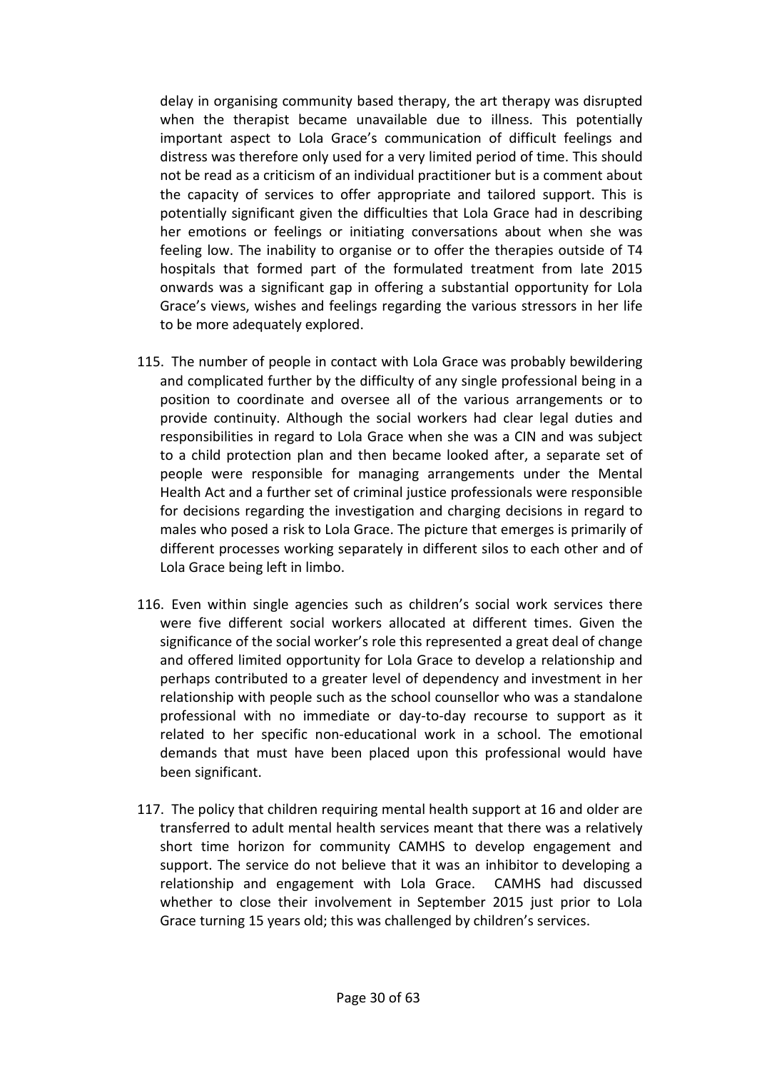delay in organising community based therapy, the art therapy was disrupted when the therapist became unavailable due to illness. This potentially important aspect to Lola Grace's communication of difficult feelings and distress was therefore only used for a very limited period of time. This should not be read as a criticism of an individual practitioner but is a comment about the capacity of services to offer appropriate and tailored support. This is potentially significant given the difficulties that Lola Grace had in describing her emotions or feelings or initiating conversations about when she was feeling low. The inability to organise or to offer the therapies outside of T4 hospitals that formed part of the formulated treatment from late 2015 onwards was a significant gap in offering a substantial opportunity for Lola Grace's views, wishes and feelings regarding the various stressors in her life to be more adequately explored.

115. The number of people in contact with Lola Grace was probably bewildering and complicated further by the difficulty of any single professional being in a position to coordinate and oversee all of the various arrangements or to provide continuity. Although the social workers had clear legal duties and responsibilities in regard to Lola Grace when she was a CIN and was subject to a child protection plan and then became looked after, a separate set of people were responsible for managing arrangements under the Mental Health Act and a further set of criminal justice professionals were responsible for decisions regarding the investigation and charging decisions in regard to males who posed a risk to Lola Grace. The picture that emerges is primarily of different processes working separately in different silos to each other and of Lola Grace being left in limbo.

116. Even within single agencies such as children's social work services there were five different social workers allocated at different times. Given the significance of the social worker's role this represented a great deal of change and offered limited opportunity for Lola Grace to develop a relationship and perhaps contributed to a greater level of dependency and investment in her relationship with people such as the school counsellor who was a standalone professional with no immediate or day-to-day recourse to support as it related to her specific non-educational work in a school. The emotional demands that must have been placed upon this professional would have been significant.

117. The policy that children requiring mental health support at 16 and older are transferred to adult mental health services meant that there was a relatively short time horizon for community CAMHS to develop engagement and support. The service do not believe that it was an inhibitor to developing a relationship and engagement with Lola Grace. CAMHS had discussed whether to close their involvement in September 2015 just prior to Lola Grace turning 15 years old; this was challenged by children's services.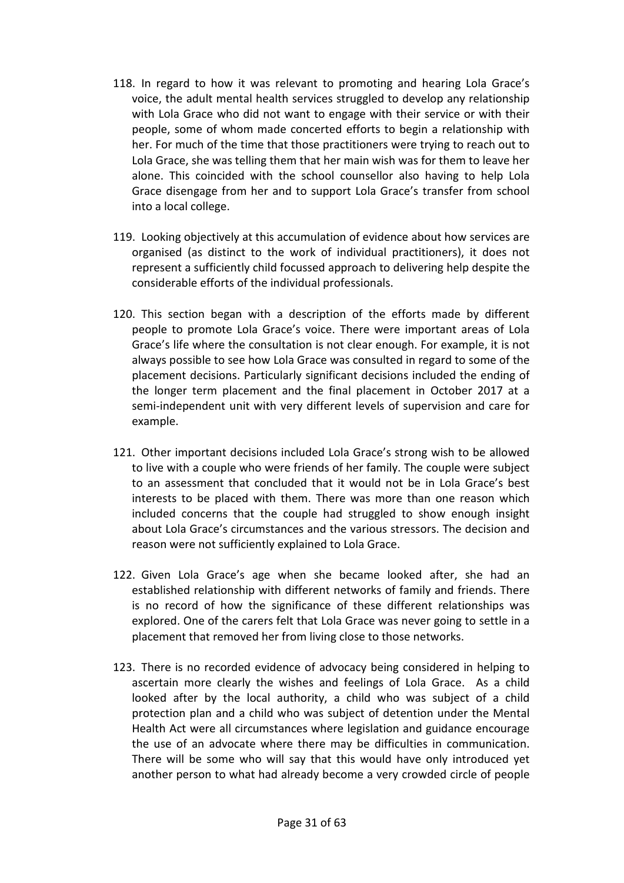118. In regard to how it was relevant to promoting and hearing Lola Grace's voice, the adult mental health services struggled to develop any relationship with Lola Grace who did not want to engage with their service or with their people, some of whom made concerted efforts to begin a relationship with her. For much of the time that those practitioners were trying to reach out to Lola Grace, she was telling them that her main wish was for them to leave her alone. This coincided with the school counsellor also having to help Lola Grace disengage from her and to support Lola Grace's transfer from school into a local college.

119. Looking objectively at this accumulation of evidence about how services are organised (as distinct to the work of individual practitioners), it does not represent a sufficiently child focussed approach to delivering help despite the considerable efforts of the individual professionals.

120. This section began with a description of the efforts made by different people to promote Lola Grace's voice. There were important areas of Lola Grace's life where the consultation is not clear enough. For example, it is not always possible to see how Lola Grace was consulted in regard to some of the placement decisions. Particularly significant decisions included the ending of the longer term placement and the final placement in October 2017 at a semi-independent unit with very different levels of supervision and care for example.

121. Other important decisions included Lola Grace's strong wish to be allowed to live with a couple who were friends of her family. The couple were subject to an assessment that concluded that it would not be in Lola Grace's best interests to be placed with them. There was more than one reason which included concerns that the couple had struggled to show enough insight about Lola Grace's circumstances and the various stressors. The decision and reason were not sufficiently explained to Lola Grace.

122. Given Lola Grace's age when she became looked after, she had an established relationship with different networks of family and friends. There is no record of how the significance of these different relationships was explored. One of the carers felt that Lola Grace was never going to settle in a placement that removed her from living close to those networks.

123. There is no recorded evidence of advocacy being considered in helping to ascertain more clearly the wishes and feelings of Lola Grace. As a child looked after by the local authority, a child who was subject of a child protection plan and a child who was subject of detention under the Mental Health Act were all circumstances where legislation and guidance encourage the use of an advocate where there may be difficulties in communication. There will be some who will say that this would have only introduced yet another person to what had already become a very crowded circle of people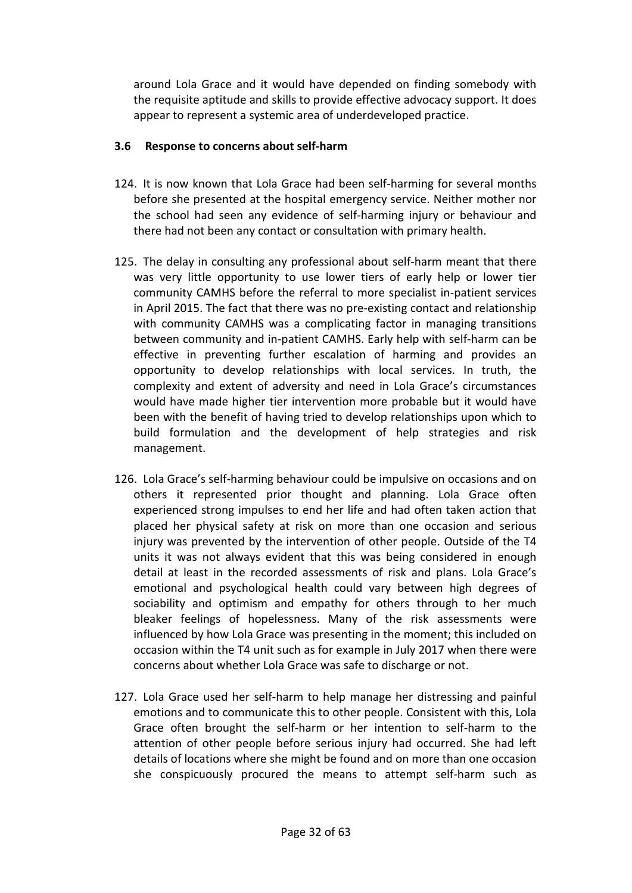around Lola Grace and it would have depended on finding somebody with the requisite aptitude and skills to provide effective advocacy support. It does appear to represent a systemic area of underdeveloped practice.

### 3.6 Response to concerns about self-harm

124. It is now known that Lola Grace had been self-harming for several months before she presented at the hospital emergency service. Neither mother nor the school had seen any evidence of self-harming injury or behaviour and there had not been any contact or consultation with primary health.

125. The delay in consulting any professional about self-harm meant that there was very little opportunity to use lower tiers of early help or lower tier community CAMHS before the referral to more specialist in-patient services in April 2015. The fact that there was no pre-existing contact and relationship with community CAMHS was a complicating factor in managing transitions between community and in-patient CAMHS. Early help with self-harm can be effective in preventing further escalation of harming and provides an opportunity to develop relationships with local services. In truth, the complexity and extent of adversity and need in Lola Grace's circumstances would have made higher tier intervention more probable but it would have been with the benefit of having tried to develop relationships upon which to build formulation and the development of help strategies and risk management.

126. Lola Grace's self-harming behaviour could be impulsive on occasions and on others it represented prior thought and planning. Lola Grace often experienced strong impulses to end her life and had often taken action that placed her physical safety at risk on more than one occasion and serious injury was prevented by the intervention of other people. Outside of the T4 units it was not always evident that this was being considered in enough detail at least in the recorded assessments of risk and plans. Lola Grace's emotional and psychological health could vary between high degrees of sociability and optimism and empathy for others through to her much bleaker feelings of hopelessness. Many of the risk assessments were influenced by how Lola Grace was presenting in the moment; this included on occasion within the T4 unit such as for example in July 2017 when there were concerns about whether Lola Grace was safe to discharge or not.

127. Lola Grace used her self-harm to help manage her distressing and painful emotions and to communicate this to other people. Consistent with this, Lola Grace often brought the self-harm or her intention to self-harm to the attention of other people before serious injury had occurred. She had left details of locations where she might be found and on more than one occasion she conspicuously procured the means to attempt self-harm such as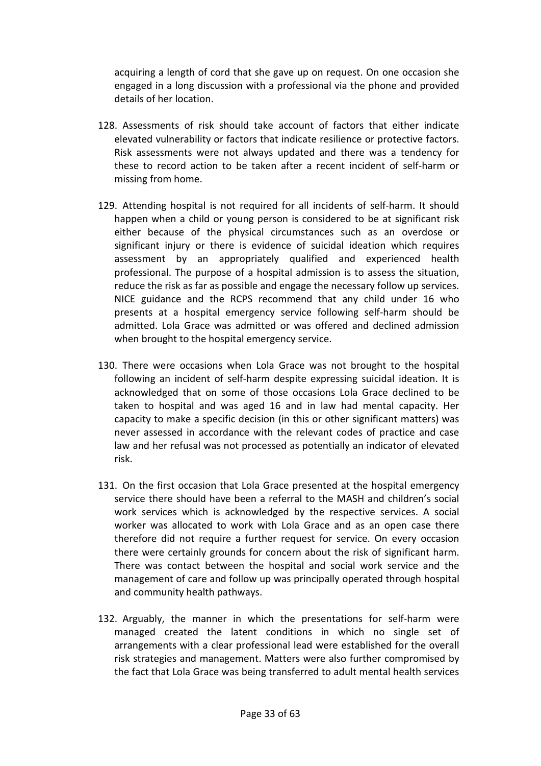acquiring a length of cord that she gave up on request. On one occasion she engaged in a long discussion with a professional via the phone and provided details of her location.

128. Assessments of risk should take account of factors that either indicate elevated vulnerability or factors that indicate resilience or protective factors. Risk assessments were not always updated and there was a tendency for these to record action to be taken after a recent incident of self-harm or missing from home.

129. Attending hospital is not required for all incidents of self-harm. It should happen when a child or young person is considered to be at significant risk either because of the physical circumstances such as an overdose or significant injury or there is evidence of suicidal ideation which requires assessment by an appropriately qualified and experienced health professional. The purpose of a hospital admission is to assess the situation, reduce the risk as far as possible and engage the necessary follow up services. NICE guidance and the RCPS recommend that any child under 16 who presents at a hospital emergency service following self-harm should be admitted. Lola Grace was admitted or was offered and declined admission when brought to the hospital emergency service.

130. There were occasions when Lola Grace was not brought to the hospital following an incident of self-harm despite expressing suicidal ideation. It is acknowledged that on some of those occasions Lola Grace declined to be taken to hospital and was aged 16 and in law had mental capacity. Her capacity to make a specific decision (in this or other significant matters) was never assessed in accordance with the relevant codes of practice and case law and her refusal was not processed as potentially an indicator of elevated risk.

131. On the first occasion that Lola Grace presented at the hospital emergency service there should have been a referral to the MASH and children's social work services which is acknowledged by the respective services. A social worker was allocated to work with Lola Grace and as an open case there therefore did not require a further request for service. On every occasion there were certainly grounds for concern about the risk of significant harm. There was contact between the hospital and social work service and the management of care and follow up was principally operated through hospital and community health pathways.

132. Arguably, the manner in which the presentations for self-harm were managed created the latent conditions in which no single set of arrangements with a clear professional lead were established for the overall risk strategies and management. Matters were also further compromised by the fact that Lola Grace was being transferred to adult mental health services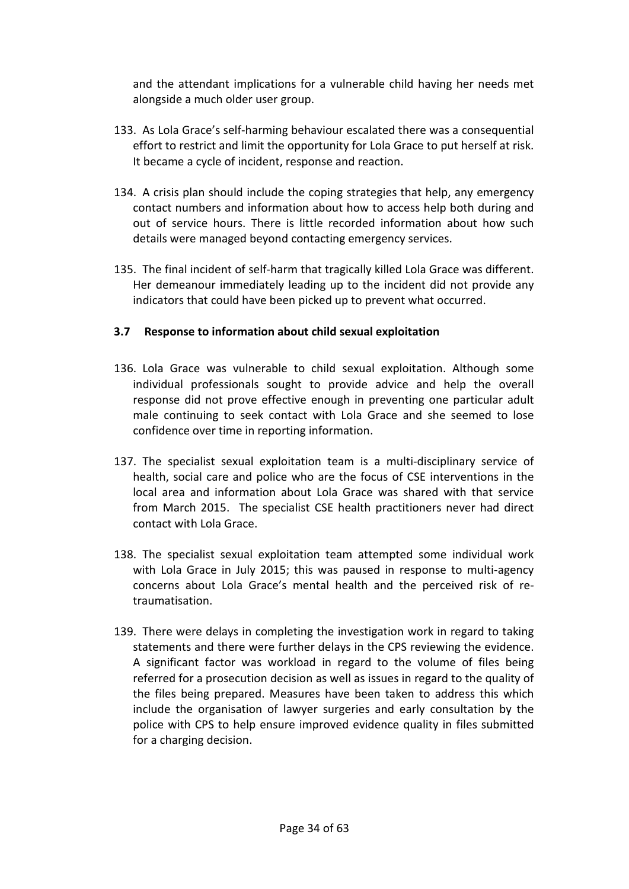and the attendant implications for a vulnerable child having her needs met alongside a much older user group.

133. As Lola Grace's self-harming behaviour escalated there was a consequential effort to restrict and limit the opportunity for Lola Grace to put herself at risk. It became a cycle of incident, response and reaction.

134. A crisis plan should include the coping strategies that help, any emergency contact numbers and information about how to access help both during and out of service hours. There is little recorded information about how such details were managed beyond contacting emergency services.

135. The final incident of self-harm that tragically killed Lola Grace was different. Her demeanour immediately leading up to the incident did not provide any indicators that could have been picked up to prevent what occurred.

### 3.7 Response to information about child sexual exploitation

136. Lola Grace was vulnerable to child sexual exploitation. Although some individual professionals sought to provide advice and help the overall response did not prove effective enough in preventing one particular adult male continuing to seek contact with Lola Grace and she seemed to lose confidence over time in reporting information.

137. The specialist sexual exploitation team is a multi-disciplinary service of health, social care and police who are the focus of CSE interventions in the local area and information about Lola Grace was shared with that service from March 2015. The specialist CSE health practitioners never had direct contact with Lola Grace.

138. The specialist sexual exploitation team attempted some individual work with Lola Grace in July 2015; this was paused in response to multi-agency concerns about Lola Grace's mental health and the perceived risk of re-traumatisation.

139. There were delays in completing the investigation work in regard to taking statements and there were further delays in the CPS reviewing the evidence. A significant factor was workload in regard to the volume of files being referred for a prosecution decision as well as issues in regard to the quality of the files being prepared. Measures have been taken to address this which include the organisation of lawyer surgeries and early consultation by the police with CPS to help ensure improved evidence quality in files submitted for a charging decision.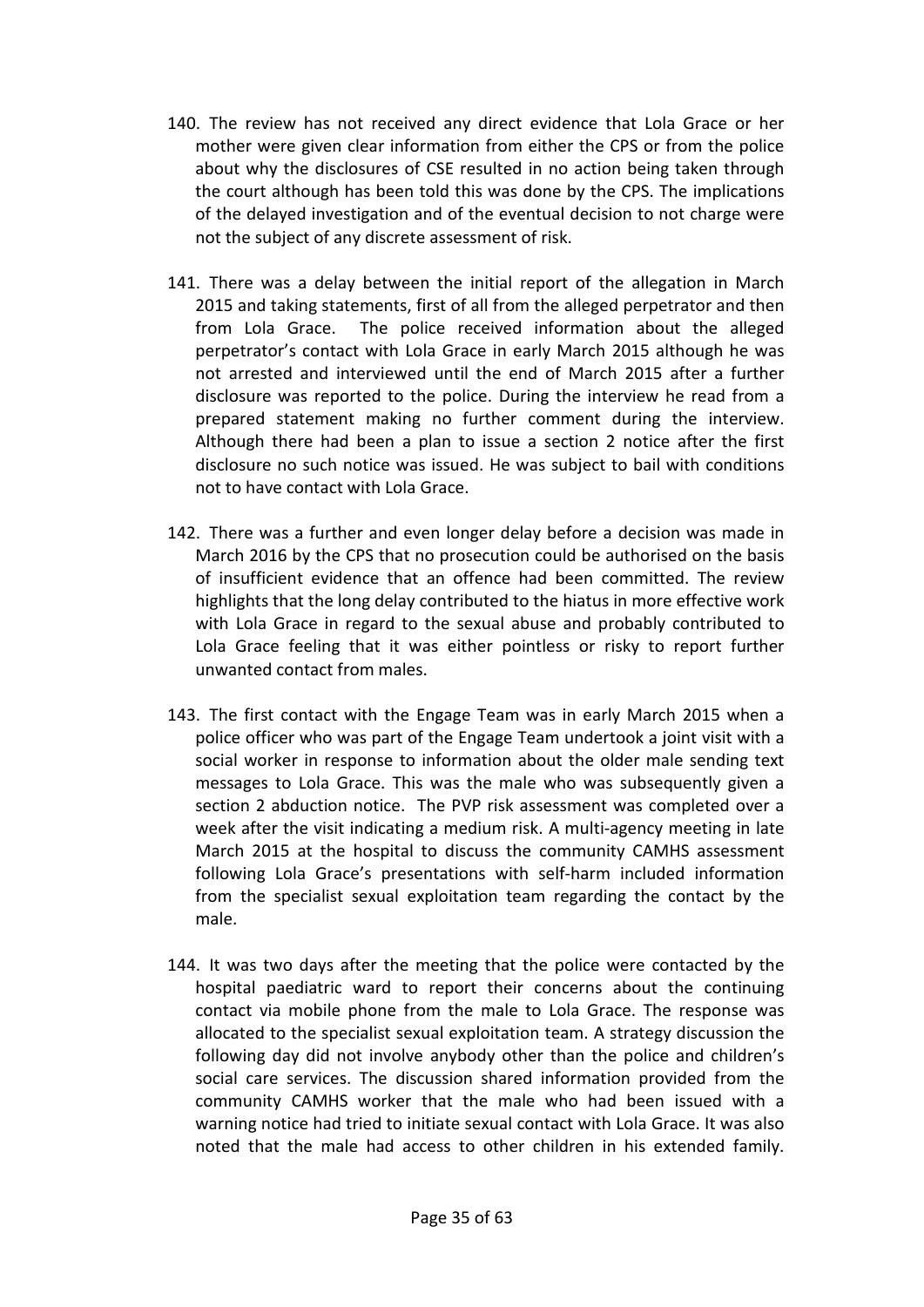140. The review has not received any direct evidence that Lola Grace or her mother were given clear information from either the CPS or from the police about why the disclosures of CSE resulted in no action being taken through the court although has been told this was done by the CPS. The implications of the delayed investigation and of the eventual decision to not charge were not the subject of any discrete assessment of risk.

141. There was a delay between the initial report of the allegation in March 2015 and taking statements, first of all from the alleged perpetrator and then from Lola Grace. The police received information about the alleged perpetrator's contact with Lola Grace in early March 2015 although he was not arrested and interviewed until the end of March 2015 after a further disclosure was reported to the police. During the interview he read from a prepared statement making no further comment during the interview. Although there had been a plan to issue a section 2 notice after the first disclosure no such notice was issued. He was subject to bail with conditions not to have contact with Lola Grace.

142. There was a further and even longer delay before a decision was made in March 2016 by the CPS that no prosecution could be authorised on the basis of insufficient evidence that an offence had been committed. The review highlights that the long delay contributed to the hiatus in more effective work with Lola Grace in regard to the sexual abuse and probably contributed to Lola Grace feeling that it was either pointless or risky to report further unwanted contact from males.

143. The first contact with the Engage Team was in early March 2015 when a police officer who was part of the Engage Team undertook a joint visit with a social worker in response to information about the older male sending text messages to Lola Grace. This was the male who was subsequently given a section 2 abduction notice. The PVP risk assessment was completed over a week after the visit indicating a medium risk. A multi-agency meeting in late March 2015 at the hospital to discuss the community CAMHS assessment following Lola Grace's presentations with self-harm included information from the specialist sexual exploitation team regarding the contact by the male.

144. It was two days after the meeting that the police were contacted by the hospital paediatric ward to report their concerns about the continuing contact via mobile phone from the male to Lola Grace. The response was allocated to the specialist sexual exploitation team. A strategy discussion the following day did not involve anybody other than the police and children's social care services. The discussion shared information provided from the community CAMHS worker that the male who had been issued with a warning notice had tried to initiate sexual contact with Lola Grace. It was also noted that the male had access to other children in his extended family.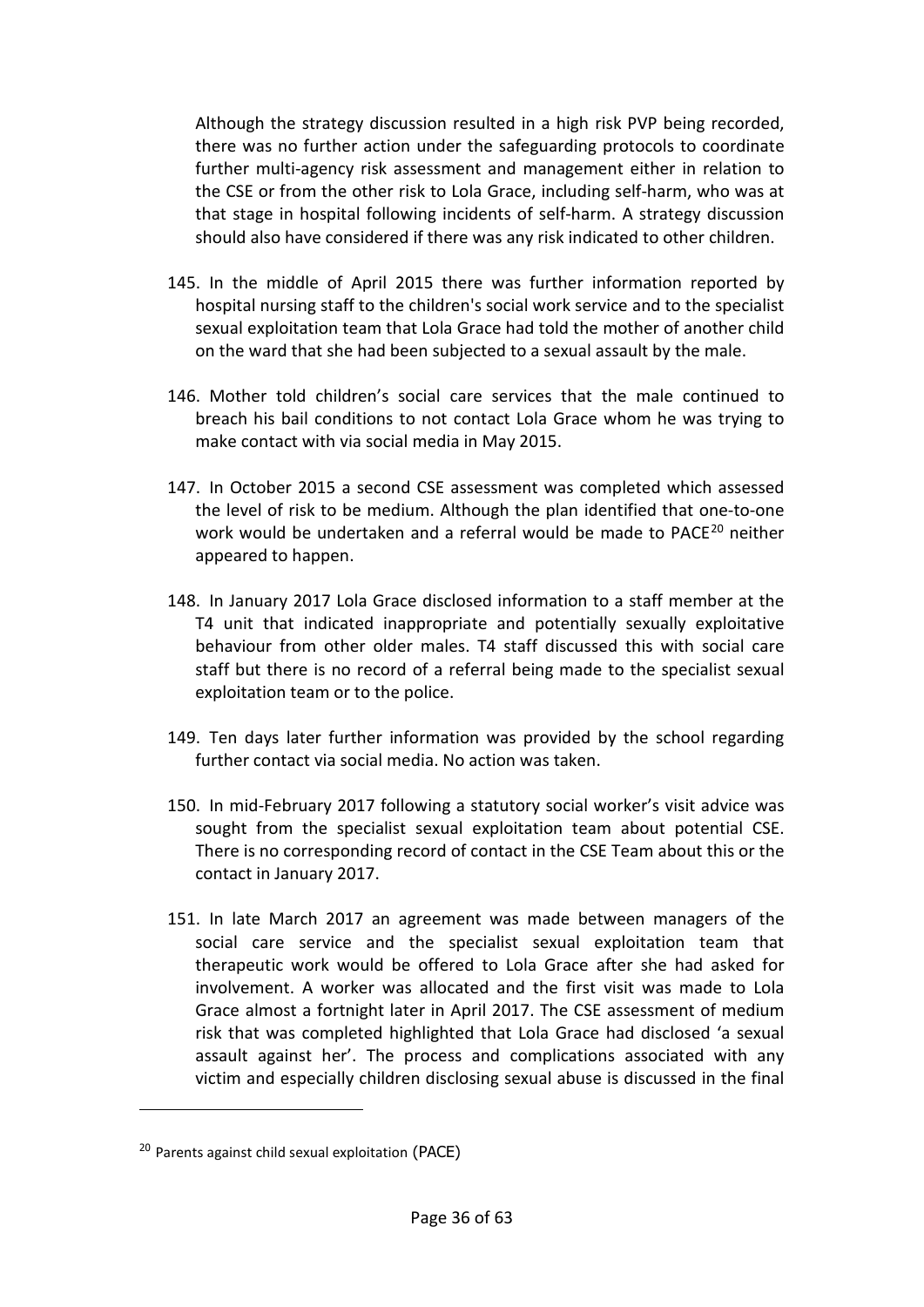Although the strategy discussion resulted in a high risk PVP being recorded, there was no further action under the safeguarding protocols to coordinate further multi-agency risk assessment and management either in relation to the CSE or from the other risk to Lola Grace, including self-harm, who was at that stage in hospital following incidents of self-harm. A strategy discussion should also have considered if there was any risk indicated to other children.

145. In the middle of April 2015 there was further information reported by hospital nursing staff to the children's social work service and to the specialist sexual exploitation team that Lola Grace had told the mother of another child on the ward that she had been subjected to a sexual assault by the male.

146. Mother told children's social care services that the male continued to breach his bail conditions to not contact Lola Grace whom he was trying to make contact with via social media in May 2015.

147. In October 2015 a second CSE assessment was completed which assessed the level of risk to be medium. Although the plan identified that one-to-one work would be undertaken and a referral would be made to PACE[20] neither appeared to happen.

148. In January 2017 Lola Grace disclosed information to a staff member at the T4 unit that indicated inappropriate and potentially sexually exploitative behaviour from other older males. T4 staff discussed this with social care staff but there is no record of a referral being made to the specialist sexual exploitation team or to the police.

149. Ten days later further information was provided by the school regarding further contact via social media. No action was taken.

150. In mid-February 2017 following a statutory social worker's visit advice was sought from the specialist sexual exploitation team about potential CSE. There is no corresponding record of contact in the CSE Team about this or the contact in January 2017.

151. In late March 2017 an agreement was made between managers of the social care service and the specialist sexual exploitation team that therapeutic work would be offered to Lola Grace after she had asked for involvement. A worker was allocated and the first visit was made to Lola Grace almost a fortnight later in April 2017. The CSE assessment of medium risk that was completed highlighted that Lola Grace had disclosed 'a sexual assault against her'. The process and complications associated with any victim and especially children disclosing sexual abuse is discussed in the final

---

[20] Parents against child sexual exploitation (PACE)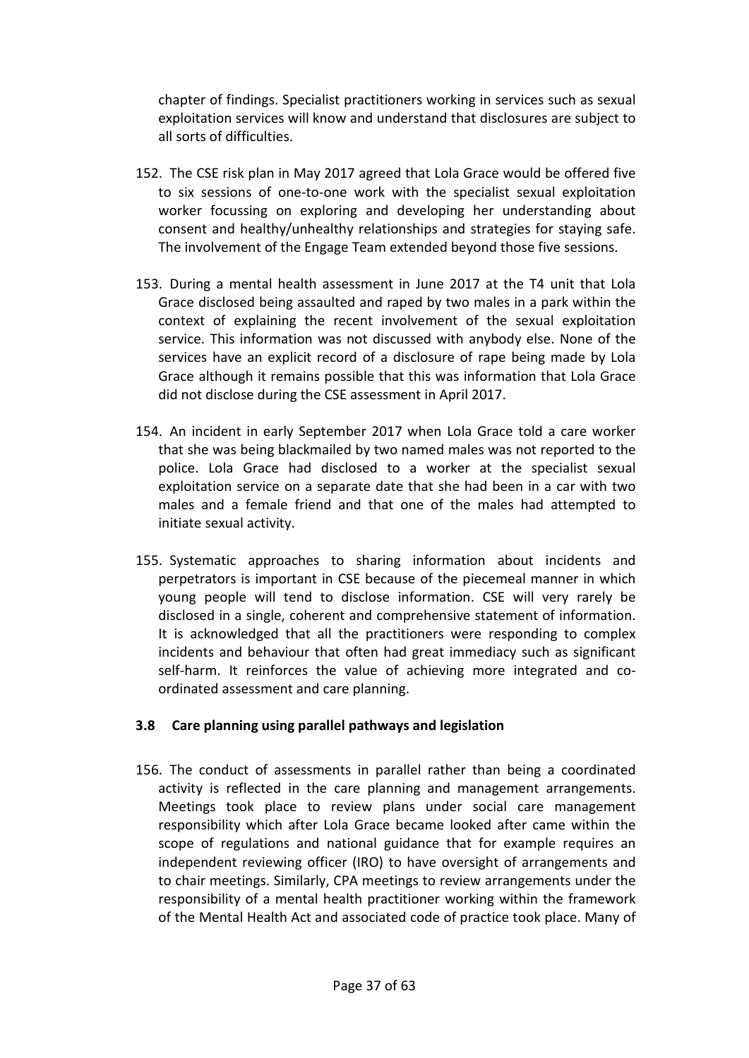chapter of findings. Specialist practitioners working in services such as sexual exploitation services will know and understand that disclosures are subject to all sorts of difficulties.

152. The CSE risk plan in May 2017 agreed that Lola Grace would be offered five to six sessions of one-to-one work with the specialist sexual exploitation worker focussing on exploring and developing her understanding about consent and healthy/unhealthy relationships and strategies for staying safe. The involvement of the Engage Team extended beyond those five sessions.

153. During a mental health assessment in June 2017 at the T4 unit that Lola Grace disclosed being assaulted and raped by two males in a park within the context of explaining the recent involvement of the sexual exploitation service. This information was not discussed with anybody else. None of the services have an explicit record of a disclosure of rape being made by Lola Grace although it remains possible that this was information that Lola Grace did not disclose during the CSE assessment in April 2017.

154. An incident in early September 2017 when Lola Grace told a care worker that she was being blackmailed by two named males was not reported to the police. Lola Grace had disclosed to a worker at the specialist sexual exploitation service on a separate date that she had been in a car with two males and a female friend and that one of the males had attempted to initiate sexual activity.

155. Systematic approaches to sharing information about incidents and perpetrators is important in CSE because of the piecemeal manner in which young people will tend to disclose information. CSE will very rarely be disclosed in a single, coherent and comprehensive statement of information. It is acknowledged that all the practitioners were responding to complex incidents and behaviour that often had great immediacy such as significant self-harm. It reinforces the value of achieving more integrated and co-ordinated assessment and care planning.

### 3.8 Care planning using parallel pathways and legislation

156. The conduct of assessments in parallel rather than being a coordinated activity is reflected in the care planning and management arrangements. Meetings took place to review plans under social care management responsibility which after Lola Grace became looked after came within the scope of regulations and national guidance that for example requires an independent reviewing officer (IRO) to have oversight of arrangements and to chair meetings. Similarly, CPA meetings to review arrangements under the responsibility of a mental health practitioner working within the framework of the Mental Health Act and associated code of practice took place. Many of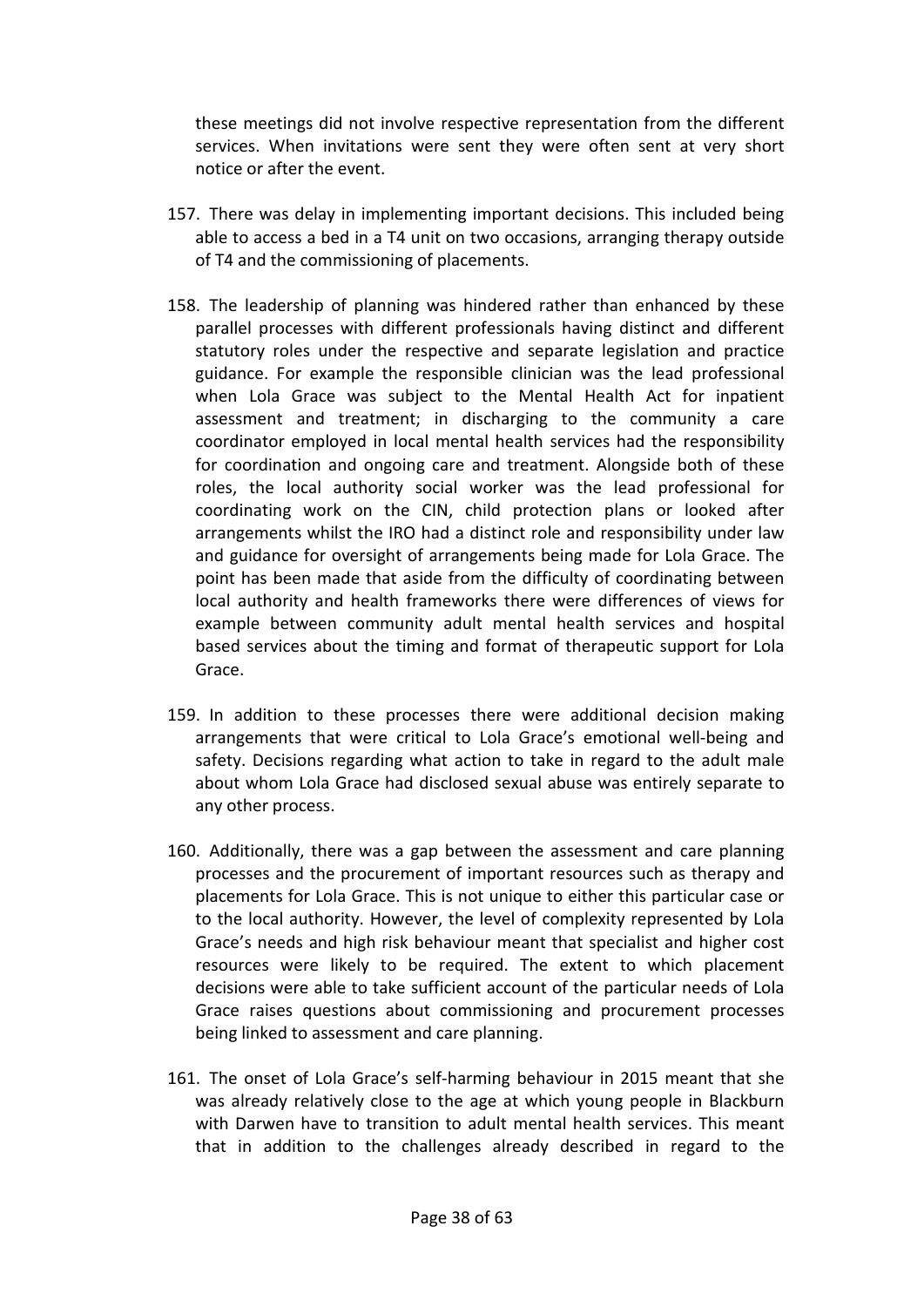these meetings did not involve respective representation from the different services. When invitations were sent they were often sent at very short notice or after the event.

157. There was delay in implementing important decisions. This included being able to access a bed in a T4 unit on two occasions, arranging therapy outside of T4 and the commissioning of placements.

158. The leadership of planning was hindered rather than enhanced by these parallel processes with different professionals having distinct and different statutory roles under the respective and separate legislation and practice guidance. For example the responsible clinician was the lead professional when Lola Grace was subject to the Mental Health Act for inpatient assessment and treatment; in discharging to the community a care coordinator employed in local mental health services had the responsibility for coordination and ongoing care and treatment. Alongside both of these roles, the local authority social worker was the lead professional for coordinating work on the CIN, child protection plans or looked after arrangements whilst the IRO had a distinct role and responsibility under law and guidance for oversight of arrangements being made for Lola Grace. The point has been made that aside from the difficulty of coordinating between local authority and health frameworks there were differences of views for example between community adult mental health services and hospital based services about the timing and format of therapeutic support for Lola Grace.

159. In addition to these processes there were additional decision making arrangements that were critical to Lola Grace's emotional well-being and safety. Decisions regarding what action to take in regard to the adult male about whom Lola Grace had disclosed sexual abuse was entirely separate to any other process.

160. Additionally, there was a gap between the assessment and care planning processes and the procurement of important resources such as therapy and placements for Lola Grace. This is not unique to either this particular case or to the local authority. However, the level of complexity represented by Lola Grace's needs and high risk behaviour meant that specialist and higher cost resources were likely to be required. The extent to which placement decisions were able to take sufficient account of the particular needs of Lola Grace raises questions about commissioning and procurement processes being linked to assessment and care planning.

161. The onset of Lola Grace's self-harming behaviour in 2015 meant that she was already relatively close to the age at which young people in Blackburn with Darwen have to transition to adult mental health services. This meant that in addition to the challenges already described in regard to the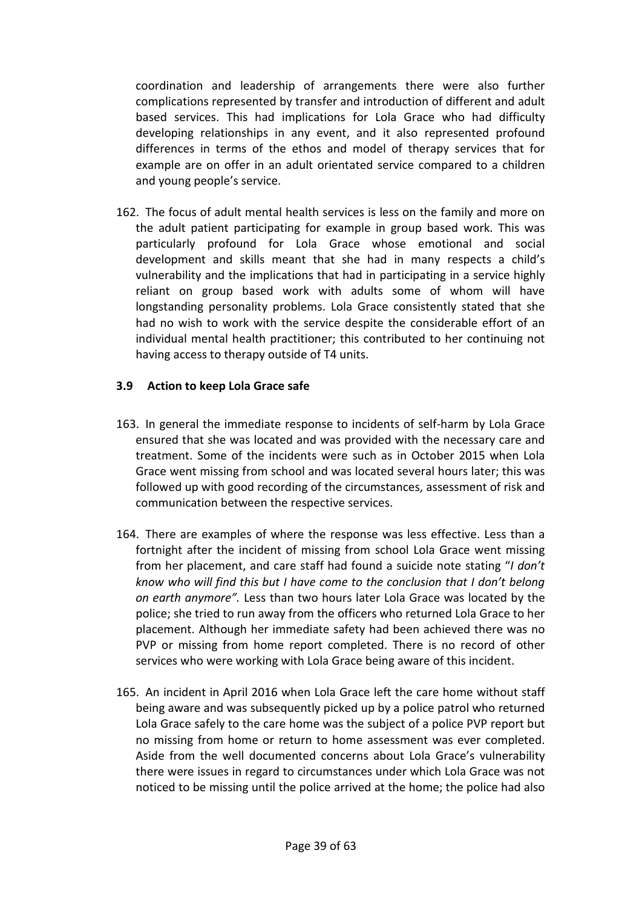coordination and leadership of arrangements there were also further complications represented by transfer and introduction of different and adult based services. This had implications for Lola Grace who had difficulty developing relationships in any event, and it also represented profound differences in terms of the ethos and model of therapy services that for example are on offer in an adult orientated service compared to a children and young people's service.

162. The focus of adult mental health services is less on the family and more on the adult patient participating for example in group based work. This was particularly profound for Lola Grace whose emotional and social development and skills meant that she had in many respects a child's vulnerability and the implications that had in participating in a service highly reliant on group based work with adults some of whom will have longstanding personality problems. Lola Grace consistently stated that she had no wish to work with the service despite the considerable effort of an individual mental health practitioner; this contributed to her continuing not having access to therapy outside of T4 units.

### 3.9 Action to keep Lola Grace safe

163. In general the immediate response to incidents of self-harm by Lola Grace ensured that she was located and was provided with the necessary care and treatment. Some of the incidents were such as in October 2015 when Lola Grace went missing from school and was located several hours later; this was followed up with good recording of the circumstances, assessment of risk and communication between the respective services.

164. There are examples of where the response was less effective. Less than a fortnight after the incident of missing from school Lola Grace went missing from her placement, and care staff had found a suicide note stating "*I don't know who will find this but I have come to the conclusion that I don't belong on earth anymore".* Less than two hours later Lola Grace was located by the police; she tried to run away from the officers who returned Lola Grace to her placement. Although her immediate safety had been achieved there was no PVP or missing from home report completed. There is no record of other services who were working with Lola Grace being aware of this incident.

165. An incident in April 2016 when Lola Grace left the care home without staff being aware and was subsequently picked up by a police patrol who returned Lola Grace safely to the care home was the subject of a police PVP report but no missing from home or return to home assessment was ever completed. Aside from the well documented concerns about Lola Grace's vulnerability there were issues in regard to circumstances under which Lola Grace was not noticed to be missing until the police arrived at the home; the police had also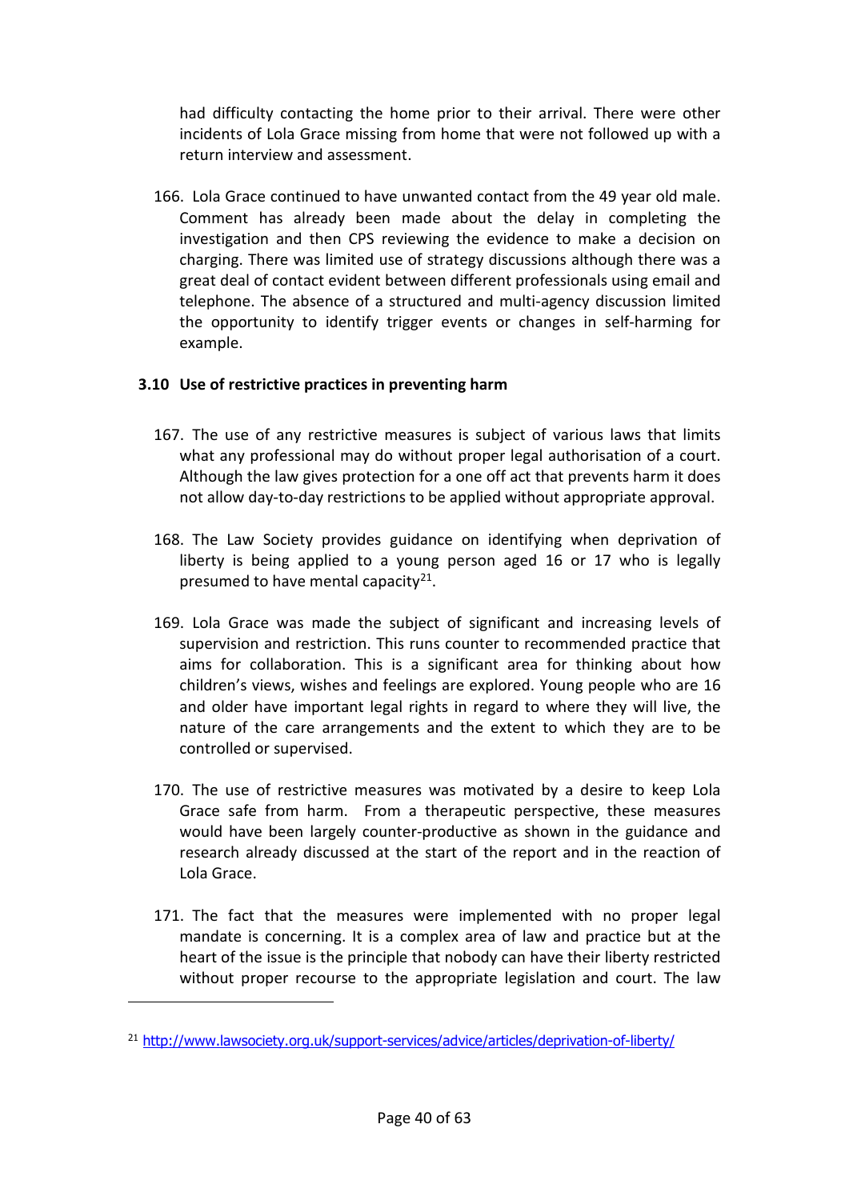had difficulty contacting the home prior to their arrival. There were other incidents of Lola Grace missing from home that were not followed up with a return interview and assessment.

166. Lola Grace continued to have unwanted contact from the 49 year old male. Comment has already been made about the delay in completing the investigation and then CPS reviewing the evidence to make a decision on charging. There was limited use of strategy discussions although there was a great deal of contact evident between different professionals using email and telephone. The absence of a structured and multi-agency discussion limited the opportunity to identify trigger events or changes in self-harming for example.

### 3.10 Use of restrictive practices in preventing harm

167. The use of any restrictive measures is subject of various laws that limits what any professional may do without proper legal authorisation of a court. Although the law gives protection for a one off act that prevents harm it does not allow day-to-day restrictions to be applied without appropriate approval.

168. The Law Society provides guidance on identifying when deprivation of liberty is being applied to a young person aged 16 or 17 who is legally presumed to have mental capacity[21].

169. Lola Grace was made the subject of significant and increasing levels of supervision and restriction. This runs counter to recommended practice that aims for collaboration. This is a significant area for thinking about how children's views, wishes and feelings are explored. Young people who are 16 and older have important legal rights in regard to where they will live, the nature of the care arrangements and the extent to which they are to be controlled or supervised.

170. The use of restrictive measures was motivated by a desire to keep Lola Grace safe from harm. From a therapeutic perspective, these measures would have been largely counter-productive as shown in the guidance and research already discussed at the start of the report and in the reaction of Lola Grace.

171. The fact that the measures were implemented with no proper legal mandate is concerning. It is a complex area of law and practice but at the heart of the issue is the principle that nobody can have their liberty restricted without proper recourse to the appropriate legislation and court. The law

---

[21] http://www.lawsociety.org.uk/support-services/advice/articles/deprivation-of-liberty/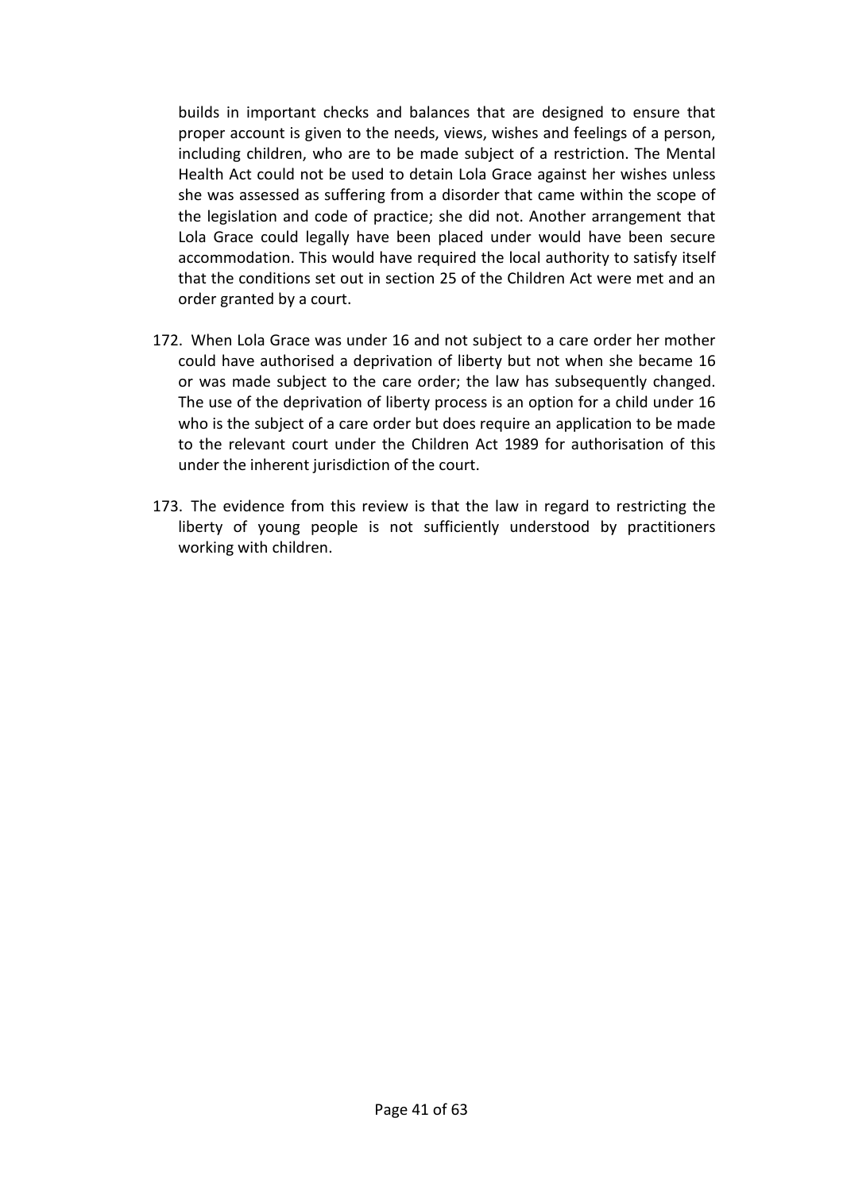builds in important checks and balances that are designed to ensure that proper account is given to the needs, views, wishes and feelings of a person, including children, who are to be made subject of a restriction. The Mental Health Act could not be used to detain Lola Grace against her wishes unless she was assessed as suffering from a disorder that came within the scope of the legislation and code of practice; she did not. Another arrangement that Lola Grace could legally have been placed under would have been secure accommodation. This would have required the local authority to satisfy itself that the conditions set out in section 25 of the Children Act were met and an order granted by a court.

172. When Lola Grace was under 16 and not subject to a care order her mother could have authorised a deprivation of liberty but not when she became 16 or was made subject to the care order; the law has subsequently changed. The use of the deprivation of liberty process is an option for a child under 16 who is the subject of a care order but does require an application to be made to the relevant court under the Children Act 1989 for authorisation of this under the inherent jurisdiction of the court.

173. The evidence from this review is that the law in regard to restricting the liberty of young people is not sufficiently understood by practitioners working with children.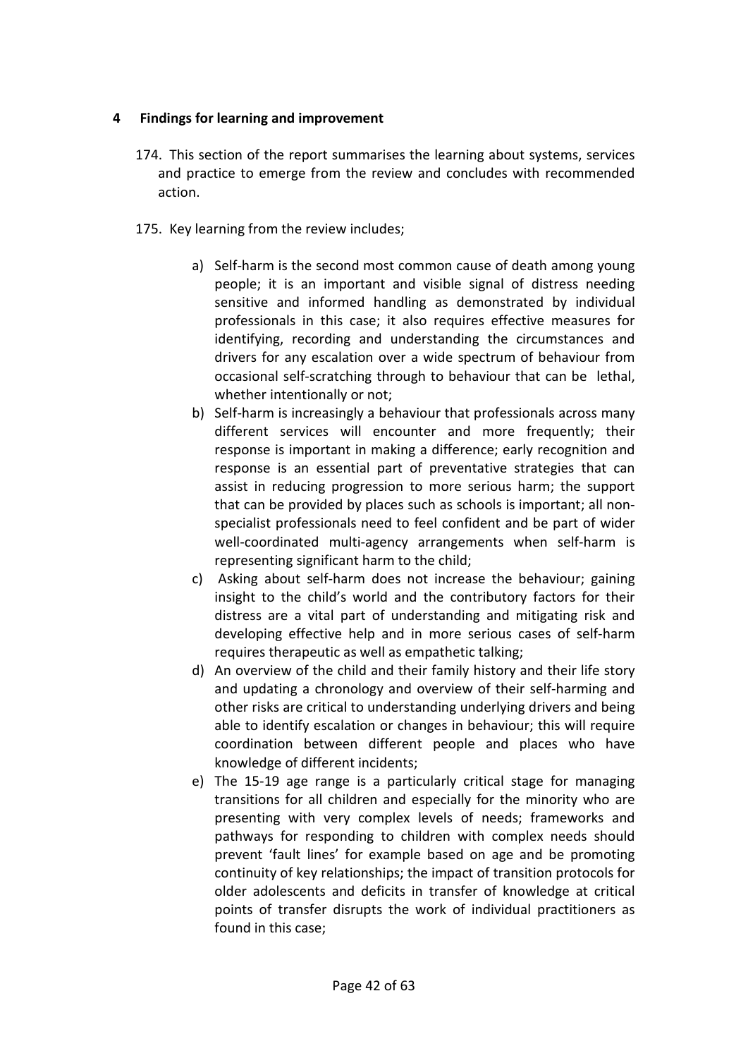## 4 Findings for learning and improvement

174. This section of the report summarises the learning about systems, services and practice to emerge from the review and concludes with recommended action.

175. Key learning from the review includes;

a) Self-harm is the second most common cause of death among young people; it is an important and visible signal of distress needing sensitive and informed handling as demonstrated by individual professionals in this case; it also requires effective measures for identifying, recording and understanding the circumstances and drivers for any escalation over a wide spectrum of behaviour from occasional self-scratching through to behaviour that can be lethal, whether intentionally or not;

b) Self-harm is increasingly a behaviour that professionals across many different services will encounter and more frequently; their response is important in making a difference; early recognition and response is an essential part of preventative strategies that can assist in reducing progression to more serious harm; the support that can be provided by places such as schools is important; all non-specialist professionals need to feel confident and be part of wider well-coordinated multi-agency arrangements when self-harm is representing significant harm to the child;

c) Asking about self-harm does not increase the behaviour; gaining insight to the child's world and the contributory factors for their distress are a vital part of understanding and mitigating risk and developing effective help and in more serious cases of self-harm requires therapeutic as well as empathetic talking;

d) An overview of the child and their family history and their life story and updating a chronology and overview of their self-harming and other risks are critical to understanding underlying drivers and being able to identify escalation or changes in behaviour; this will require coordination between different people and places who have knowledge of different incidents;

e) The 15-19 age range is a particularly critical stage for managing transitions for all children and especially for the minority who are presenting with very complex levels of needs; frameworks and pathways for responding to children with complex needs should prevent 'fault lines' for example based on age and be promoting continuity of key relationships; the impact of transition protocols for older adolescents and deficits in transfer of knowledge at critical points of transfer disrupts the work of individual practitioners as found in this case;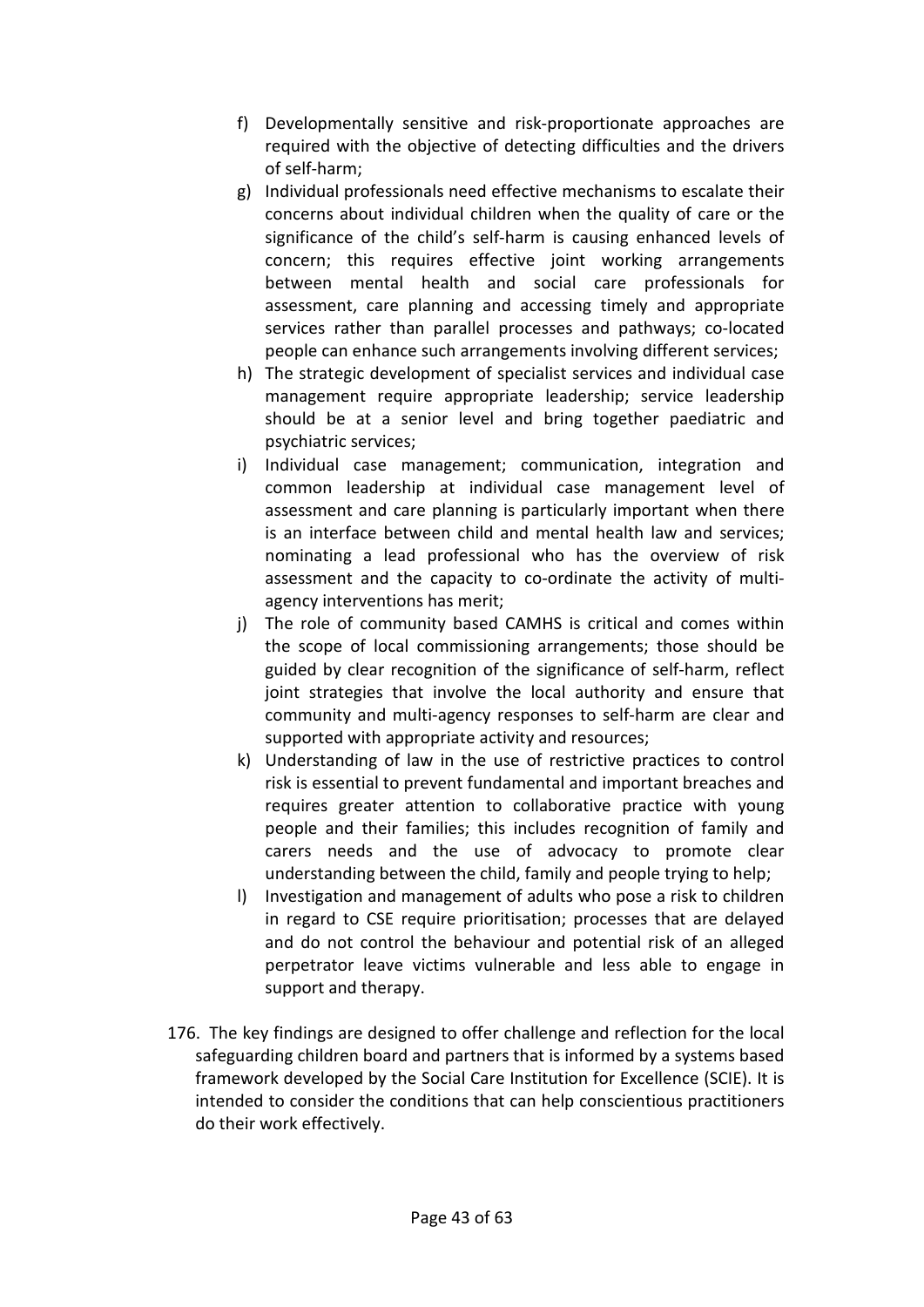f) Developmentally sensitive and risk-proportionate approaches are required with the objective of detecting difficulties and the drivers of self-harm;
g) Individual professionals need effective mechanisms to escalate their concerns about individual children when the quality of care or the significance of the child's self-harm is causing enhanced levels of concern; this requires effective joint working arrangements between mental health and social care professionals for assessment, care planning and accessing timely and appropriate services rather than parallel processes and pathways; co-located people can enhance such arrangements involving different services;
h) The strategic development of specialist services and individual case management require appropriate leadership; service leadership should be at a senior level and bring together paediatric and psychiatric services;
i) Individual case management; communication, integration and common leadership at individual case management level of assessment and care planning is particularly important when there is an interface between child and mental health law and services; nominating a lead professional who has the overview of risk assessment and the capacity to co-ordinate the activity of multi-agency interventions has merit;
j) The role of community based CAMHS is critical and comes within the scope of local commissioning arrangements; those should be guided by clear recognition of the significance of self-harm, reflect joint strategies that involve the local authority and ensure that community and multi-agency responses to self-harm are clear and supported with appropriate activity and resources;
k) Understanding of law in the use of restrictive practices to control risk is essential to prevent fundamental and important breaches and requires greater attention to collaborative practice with young people and their families; this includes recognition of family and carers needs and the use of advocacy to promote clear understanding between the child, family and people trying to help;
l) Investigation and management of adults who pose a risk to children in regard to CSE require prioritisation; processes that are delayed and do not control the behaviour and potential risk of an alleged perpetrator leave victims vulnerable and less able to engage in support and therapy.

176. The key findings are designed to offer challenge and reflection for the local safeguarding children board and partners that is informed by a systems based framework developed by the Social Care Institution for Excellence (SCIE). It is intended to consider the conditions that can help conscientious practitioners do their work effectively.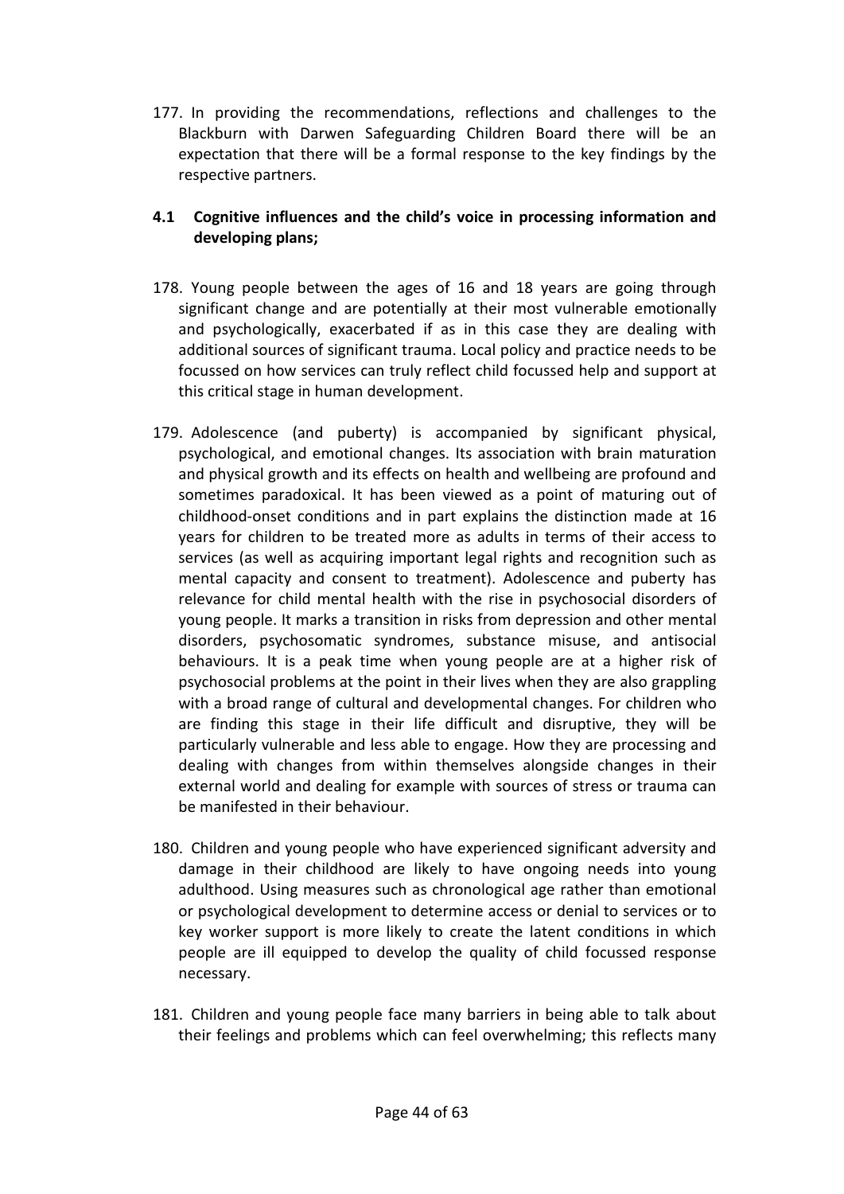177. In providing the recommendations, reflections and challenges to the Blackburn with Darwen Safeguarding Children Board there will be an expectation that there will be a formal response to the key findings by the respective partners.

### 4.1 Cognitive influences and the child's voice in processing information and developing plans;

178. Young people between the ages of 16 and 18 years are going through significant change and are potentially at their most vulnerable emotionally and psychologically, exacerbated if as in this case they are dealing with additional sources of significant trauma. Local policy and practice needs to be focussed on how services can truly reflect child focussed help and support at this critical stage in human development.

179. Adolescence (and puberty) is accompanied by significant physical, psychological, and emotional changes. Its association with brain maturation and physical growth and its effects on health and wellbeing are profound and sometimes paradoxical. It has been viewed as a point of maturing out of childhood-onset conditions and in part explains the distinction made at 16 years for children to be treated more as adults in terms of their access to services (as well as acquiring important legal rights and recognition such as mental capacity and consent to treatment). Adolescence and puberty has relevance for child mental health with the rise in psychosocial disorders of young people. It marks a transition in risks from depression and other mental disorders, psychosomatic syndromes, substance misuse, and antisocial behaviours. It is a peak time when young people are at a higher risk of psychosocial problems at the point in their lives when they are also grappling with a broad range of cultural and developmental changes. For children who are finding this stage in their life difficult and disruptive, they will be particularly vulnerable and less able to engage. How they are processing and dealing with changes from within themselves alongside changes in their external world and dealing for example with sources of stress or trauma can be manifested in their behaviour.

180. Children and young people who have experienced significant adversity and damage in their childhood are likely to have ongoing needs into young adulthood. Using measures such as chronological age rather than emotional or psychological development to determine access or denial to services or to key worker support is more likely to create the latent conditions in which people are ill equipped to develop the quality of child focussed response necessary.

181. Children and young people face many barriers in being able to talk about their feelings and problems which can feel overwhelming; this reflects many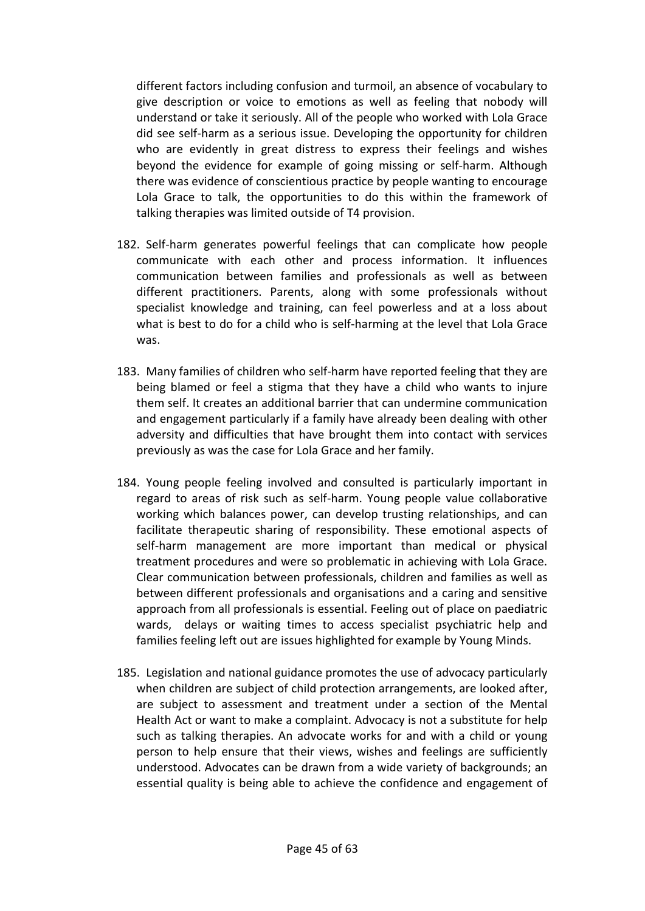different factors including confusion and turmoil, an absence of vocabulary to give description or voice to emotions as well as feeling that nobody will understand or take it seriously. All of the people who worked with Lola Grace did see self-harm as a serious issue. Developing the opportunity for children who are evidently in great distress to express their feelings and wishes beyond the evidence for example of going missing or self-harm. Although there was evidence of conscientious practice by people wanting to encourage Lola Grace to talk, the opportunities to do this within the framework of talking therapies was limited outside of T4 provision.

182. Self-harm generates powerful feelings that can complicate how people communicate with each other and process information. It influences communication between families and professionals as well as between different practitioners. Parents, along with some professionals without specialist knowledge and training, can feel powerless and at a loss about what is best to do for a child who is self-harming at the level that Lola Grace was.

183. Many families of children who self-harm have reported feeling that they are being blamed or feel a stigma that they have a child who wants to injure them self. It creates an additional barrier that can undermine communication and engagement particularly if a family have already been dealing with other adversity and difficulties that have brought them into contact with services previously as was the case for Lola Grace and her family.

184. Young people feeling involved and consulted is particularly important in regard to areas of risk such as self-harm. Young people value collaborative working which balances power, can develop trusting relationships, and can facilitate therapeutic sharing of responsibility. These emotional aspects of self-harm management are more important than medical or physical treatment procedures and were so problematic in achieving with Lola Grace. Clear communication between professionals, children and families as well as between different professionals and organisations and a caring and sensitive approach from all professionals is essential. Feeling out of place on paediatric wards, delays or waiting times to access specialist psychiatric help and families feeling left out are issues highlighted for example by Young Minds.

185. Legislation and national guidance promotes the use of advocacy particularly when children are subject of child protection arrangements, are looked after, are subject to assessment and treatment under a section of the Mental Health Act or want to make a complaint. Advocacy is not a substitute for help such as talking therapies. An advocate works for and with a child or young person to help ensure that their views, wishes and feelings are sufficiently understood. Advocates can be drawn from a wide variety of backgrounds; an essential quality is being able to achieve the confidence and engagement of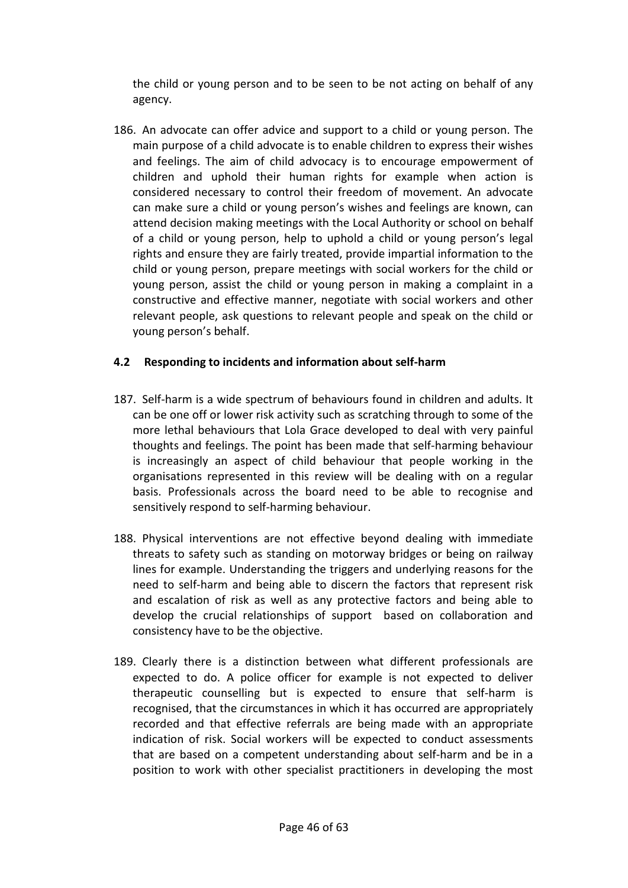the child or young person and to be seen to be not acting on behalf of any agency.

186. An advocate can offer advice and support to a child or young person. The main purpose of a child advocate is to enable children to express their wishes and feelings. The aim of child advocacy is to encourage empowerment of children and uphold their human rights for example when action is considered necessary to control their freedom of movement. An advocate can make sure a child or young person's wishes and feelings are known, can attend decision making meetings with the Local Authority or school on behalf of a child or young person, help to uphold a child or young person's legal rights and ensure they are fairly treated, provide impartial information to the child or young person, prepare meetings with social workers for the child or young person, assist the child or young person in making a complaint in a constructive and effective manner, negotiate with social workers and other relevant people, ask questions to relevant people and speak on the child or young person's behalf.

### 4.2 Responding to incidents and information about self-harm

187. Self-harm is a wide spectrum of behaviours found in children and adults. It can be one off or lower risk activity such as scratching through to some of the more lethal behaviours that Lola Grace developed to deal with very painful thoughts and feelings. The point has been made that self-harming behaviour is increasingly an aspect of child behaviour that people working in the organisations represented in this review will be dealing with on a regular basis. Professionals across the board need to be able to recognise and sensitively respond to self-harming behaviour.

188. Physical interventions are not effective beyond dealing with immediate threats to safety such as standing on motorway bridges or being on railway lines for example. Understanding the triggers and underlying reasons for the need to self-harm and being able to discern the factors that represent risk and escalation of risk as well as any protective factors and being able to develop the crucial relationships of support based on collaboration and consistency have to be the objective.

189. Clearly there is a distinction between what different professionals are expected to do. A police officer for example is not expected to deliver therapeutic counselling but is expected to ensure that self-harm is recognised, that the circumstances in which it has occurred are appropriately recorded and that effective referrals are being made with an appropriate indication of risk. Social workers will be expected to conduct assessments that are based on a competent understanding about self-harm and be in a position to work with other specialist practitioners in developing the most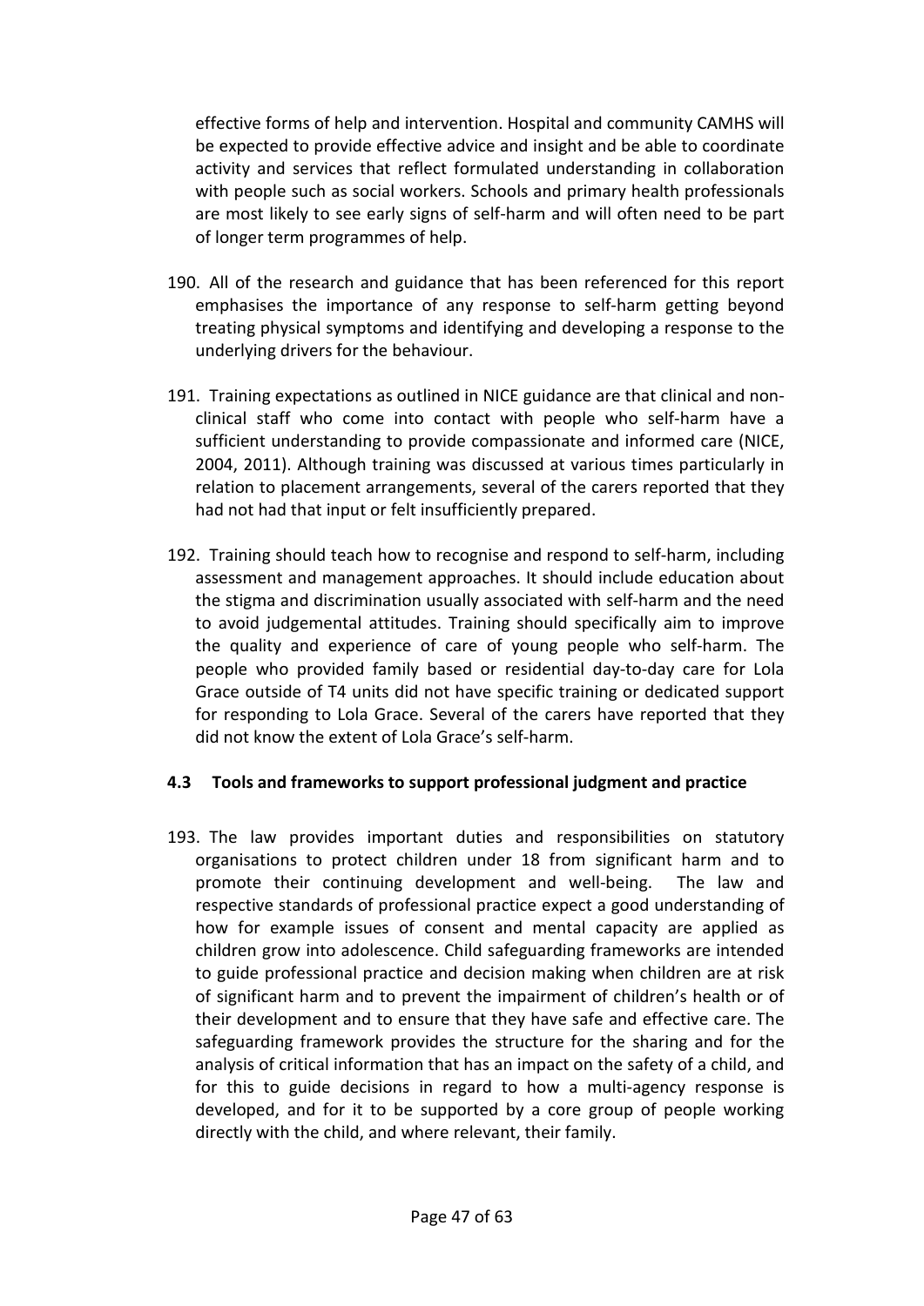effective forms of help and intervention. Hospital and community CAMHS will be expected to provide effective advice and insight and be able to coordinate activity and services that reflect formulated understanding in collaboration with people such as social workers. Schools and primary health professionals are most likely to see early signs of self-harm and will often need to be part of longer term programmes of help.

190. All of the research and guidance that has been referenced for this report emphasises the importance of any response to self-harm getting beyond treating physical symptoms and identifying and developing a response to the underlying drivers for the behaviour.

191. Training expectations as outlined in NICE guidance are that clinical and non-clinical staff who come into contact with people who self-harm have a sufficient understanding to provide compassionate and informed care (NICE, 2004, 2011). Although training was discussed at various times particularly in relation to placement arrangements, several of the carers reported that they had not had that input or felt insufficiently prepared.

192. Training should teach how to recognise and respond to self-harm, including assessment and management approaches. It should include education about the stigma and discrimination usually associated with self-harm and the need to avoid judgemental attitudes. Training should specifically aim to improve the quality and experience of care of young people who self-harm. The people who provided family based or residential day-to-day care for Lola Grace outside of T4 units did not have specific training or dedicated support for responding to Lola Grace. Several of the carers have reported that they did not know the extent of Lola Grace's self-harm.

### 4.3 Tools and frameworks to support professional judgment and practice

193. The law provides important duties and responsibilities on statutory organisations to protect children under 18 from significant harm and to promote their continuing development and well-being. The law and respective standards of professional practice expect a good understanding of how for example issues of consent and mental capacity are applied as children grow into adolescence. Child safeguarding frameworks are intended to guide professional practice and decision making when children are at risk of significant harm and to prevent the impairment of children's health or of their development and to ensure that they have safe and effective care. The safeguarding framework provides the structure for the sharing and for the analysis of critical information that has an impact on the safety of a child, and for this to guide decisions in regard to how a multi-agency response is developed, and for it to be supported by a core group of people working directly with the child, and where relevant, their family.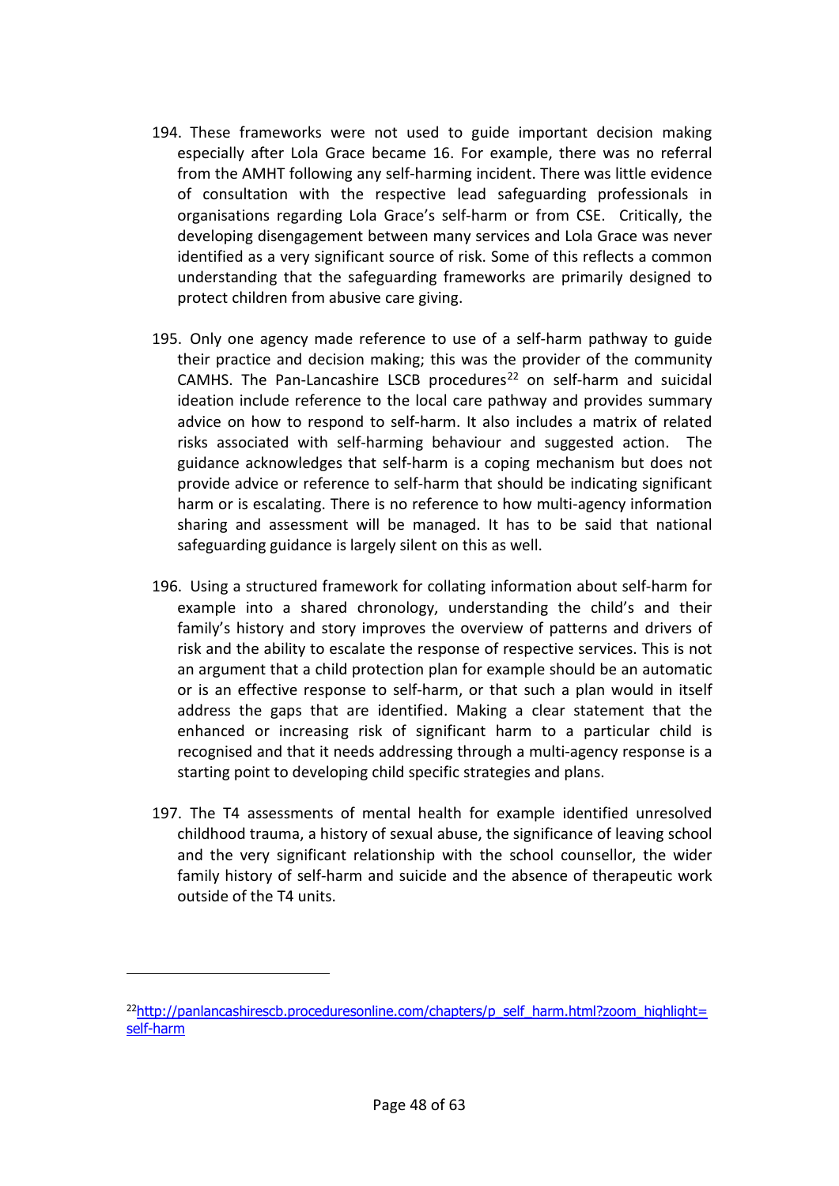194. These frameworks were not used to guide important decision making especially after Lola Grace became 16. For example, there was no referral from the AMHT following any self-harming incident. There was little evidence of consultation with the respective lead safeguarding professionals in organisations regarding Lola Grace's self-harm or from CSE. Critically, the developing disengagement between many services and Lola Grace was never identified as a very significant source of risk. Some of this reflects a common understanding that the safeguarding frameworks are primarily designed to protect children from abusive care giving.

195. Only one agency made reference to use of a self-harm pathway to guide their practice and decision making; this was the provider of the community CAMHS. The Pan-Lancashire LSCB procedures[22] on self-harm and suicidal ideation include reference to the local care pathway and provides summary advice on how to respond to self-harm. It also includes a matrix of related risks associated with self-harming behaviour and suggested action. The guidance acknowledges that self-harm is a coping mechanism but does not provide advice or reference to self-harm that should be indicating significant harm or is escalating. There is no reference to how multi-agency information sharing and assessment will be managed. It has to be said that national safeguarding guidance is largely silent on this as well.

196. Using a structured framework for collating information about self-harm for example into a shared chronology, understanding the child's and their family's history and story improves the overview of patterns and drivers of risk and the ability to escalate the response of respective services. This is not an argument that a child protection plan for example should be an automatic or is an effective response to self-harm, or that such a plan would in itself address the gaps that are identified. Making a clear statement that the enhanced or increasing risk of significant harm to a particular child is recognised and that it needs addressing through a multi-agency response is a starting point to developing child specific strategies and plans.

197. The T4 assessments of mental health for example identified unresolved childhood trauma, a history of sexual abuse, the significance of leaving school and the very significant relationship with the school counsellor, the wider family history of self-harm and suicide and the absence of therapeutic work outside of the T4 units.

---

[22] http://panlancashirescb.proceduresonline.com/chapters/p_self_harm.html?zoom_highlight=self-harm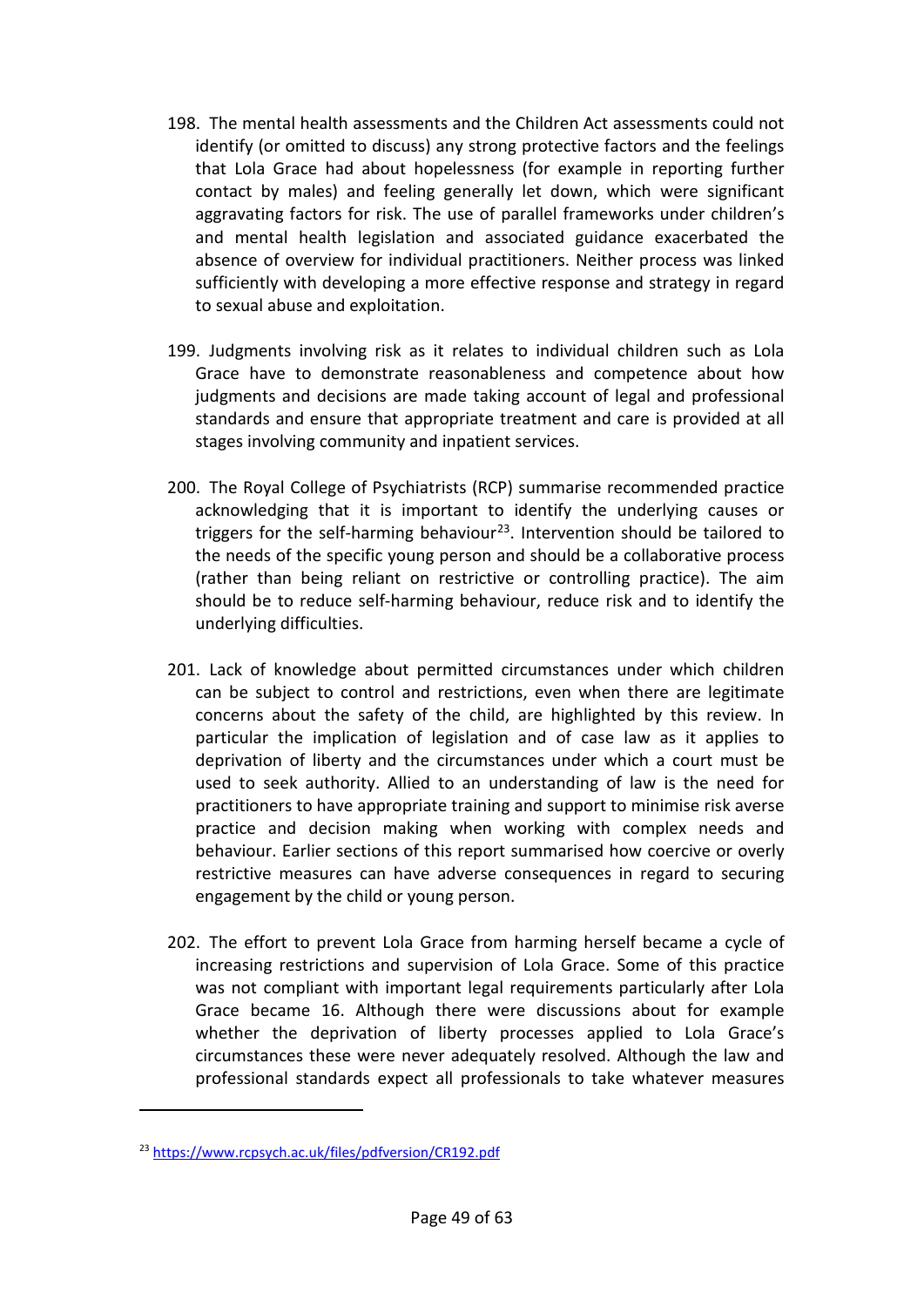198. The mental health assessments and the Children Act assessments could not identify (or omitted to discuss) any strong protective factors and the feelings that Lola Grace had about hopelessness (for example in reporting further contact by males) and feeling generally let down, which were significant aggravating factors for risk. The use of parallel frameworks under children's and mental health legislation and associated guidance exacerbated the absence of overview for individual practitioners. Neither process was linked sufficiently with developing a more effective response and strategy in regard to sexual abuse and exploitation.

199. Judgments involving risk as it relates to individual children such as Lola Grace have to demonstrate reasonableness and competence about how judgments and decisions are made taking account of legal and professional standards and ensure that appropriate treatment and care is provided at all stages involving community and inpatient services.

200. The Royal College of Psychiatrists (RCP) summarise recommended practice acknowledging that it is important to identify the underlying causes or triggers for the self-harming behaviour[23]. Intervention should be tailored to the needs of the specific young person and should be a collaborative process (rather than being reliant on restrictive or controlling practice). The aim should be to reduce self-harming behaviour, reduce risk and to identify the underlying difficulties.

201. Lack of knowledge about permitted circumstances under which children can be subject to control and restrictions, even when there are legitimate concerns about the safety of the child, are highlighted by this review. In particular the implication of legislation and of case law as it applies to deprivation of liberty and the circumstances under which a court must be used to seek authority. Allied to an understanding of law is the need for practitioners to have appropriate training and support to minimise risk averse practice and decision making when working with complex needs and behaviour. Earlier sections of this report summarised how coercive or overly restrictive measures can have adverse consequences in regard to securing engagement by the child or young person.

202. The effort to prevent Lola Grace from harming herself became a cycle of increasing restrictions and supervision of Lola Grace. Some of this practice was not compliant with important legal requirements particularly after Lola Grace became 16. Although there were discussions about for example whether the deprivation of liberty processes applied to Lola Grace's circumstances these were never adequately resolved. Although the law and professional standards expect all professionals to take whatever measures

---

[23] https://www.rcpsych.ac.uk/files/pdfversion/CR192.pdf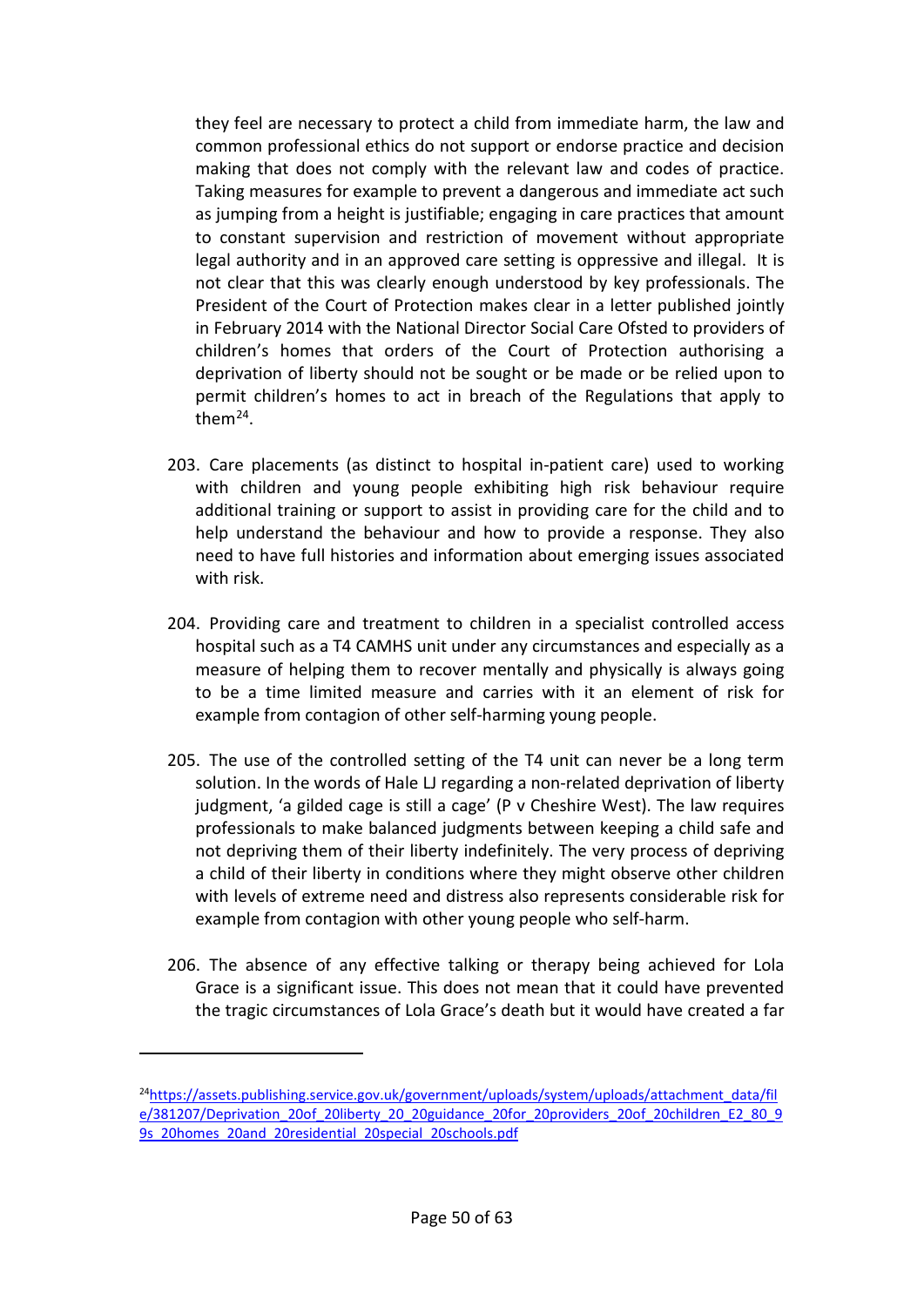they feel are necessary to protect a child from immediate harm, the law and common professional ethics do not support or endorse practice and decision making that does not comply with the relevant law and codes of practice. Taking measures for example to prevent a dangerous and immediate act such as jumping from a height is justifiable; engaging in care practices that amount to constant supervision and restriction of movement without appropriate legal authority and in an approved care setting is oppressive and illegal. It is not clear that this was clearly enough understood by key professionals. The President of the Court of Protection makes clear in a letter published jointly in February 2014 with the National Director Social Care Ofsted to providers of children's homes that orders of the Court of Protection authorising a deprivation of liberty should not be sought or be made or be relied upon to permit children's homes to act in breach of the Regulations that apply to them[24].

203. Care placements (as distinct to hospital in-patient care) used to working with children and young people exhibiting high risk behaviour require additional training or support to assist in providing care for the child and to help understand the behaviour and how to provide a response. They also need to have full histories and information about emerging issues associated with risk.

204. Providing care and treatment to children in a specialist controlled access hospital such as a T4 CAMHS unit under any circumstances and especially as a measure of helping them to recover mentally and physically is always going to be a time limited measure and carries with it an element of risk for example from contagion of other self-harming young people.

205. The use of the controlled setting of the T4 unit can never be a long term solution. In the words of Hale LJ regarding a non-related deprivation of liberty judgment, 'a gilded cage is still a cage' (P v Cheshire West). The law requires professionals to make balanced judgments between keeping a child safe and not depriving them of their liberty indefinitely. The very process of depriving a child of their liberty in conditions where they might observe other children with levels of extreme need and distress also represents considerable risk for example from contagion with other young people who self-harm.

206. The absence of any effective talking or therapy being achieved for Lola Grace is a significant issue. This does not mean that it could have prevented the tragic circumstances of Lola Grace's death but it would have created a far

---

[24] https://assets.publishing.service.gov.uk/government/uploads/system/uploads/attachment_data/file/381207/Deprivation_20of_20liberty_20_20guidance_20for_20providers_20of_20children_E2_80_99s_20homes_20and_20residential_20special_20schools.pdf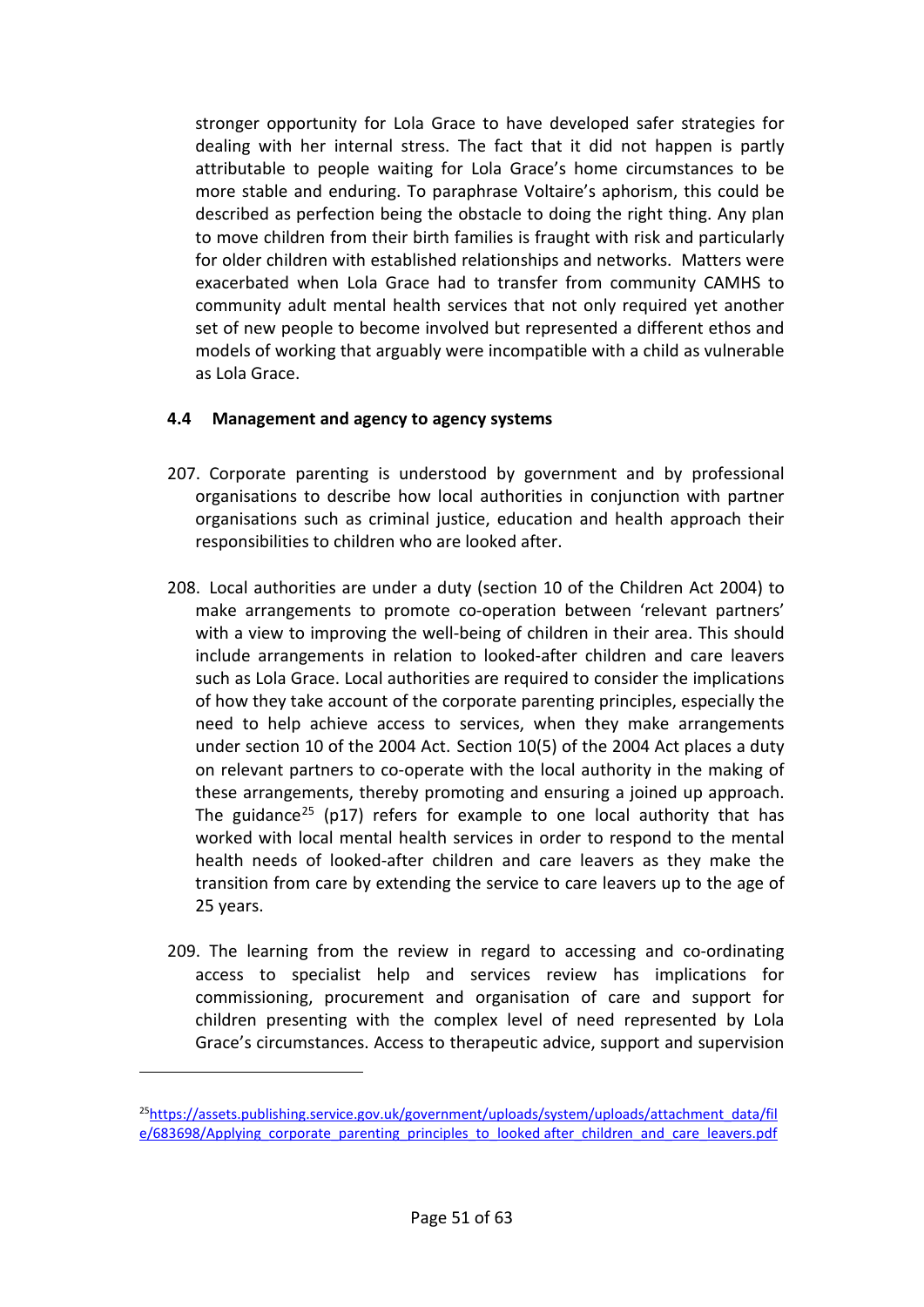stronger opportunity for Lola Grace to have developed safer strategies for dealing with her internal stress. The fact that it did not happen is partly attributable to people waiting for Lola Grace's home circumstances to be more stable and enduring. To paraphrase Voltaire's aphorism, this could be described as perfection being the obstacle to doing the right thing. Any plan to move children from their birth families is fraught with risk and particularly for older children with established relationships and networks. Matters were exacerbated when Lola Grace had to transfer from community CAMHS to community adult mental health services that not only required yet another set of new people to become involved but represented a different ethos and models of working that arguably were incompatible with a child as vulnerable as Lola Grace.

### 4.4 Management and agency to agency systems

207. Corporate parenting is understood by government and by professional organisations to describe how local authorities in conjunction with partner organisations such as criminal justice, education and health approach their responsibilities to children who are looked after.

208. Local authorities are under a duty (section 10 of the Children Act 2004) to make arrangements to promote co-operation between 'relevant partners' with a view to improving the well-being of children in their area. This should include arrangements in relation to looked-after children and care leavers such as Lola Grace. Local authorities are required to consider the implications of how they take account of the corporate parenting principles, especially the need to help achieve access to services, when they make arrangements under section 10 of the 2004 Act. Section 10(5) of the 2004 Act places a duty on relevant partners to co-operate with the local authority in the making of these arrangements, thereby promoting and ensuring a joined up approach. The guidance[25] (p17) refers for example to one local authority that has worked with local mental health services in order to respond to the mental health needs of looked-after children and care leavers as they make the transition from care by extending the service to care leavers up to the age of 25 years.

209. The learning from the review in regard to accessing and co-ordinating access to specialist help and services review has implications for commissioning, procurement and organisation of care and support for children presenting with the complex level of need represented by Lola Grace's circumstances. Access to therapeutic advice, support and supervision

---

[25] https://assets.publishing.service.gov.uk/government/uploads/system/uploads/attachment_data/file/683698/Applying_corporate_parenting_principles_to_looked_after_children_and_care_leavers.pdf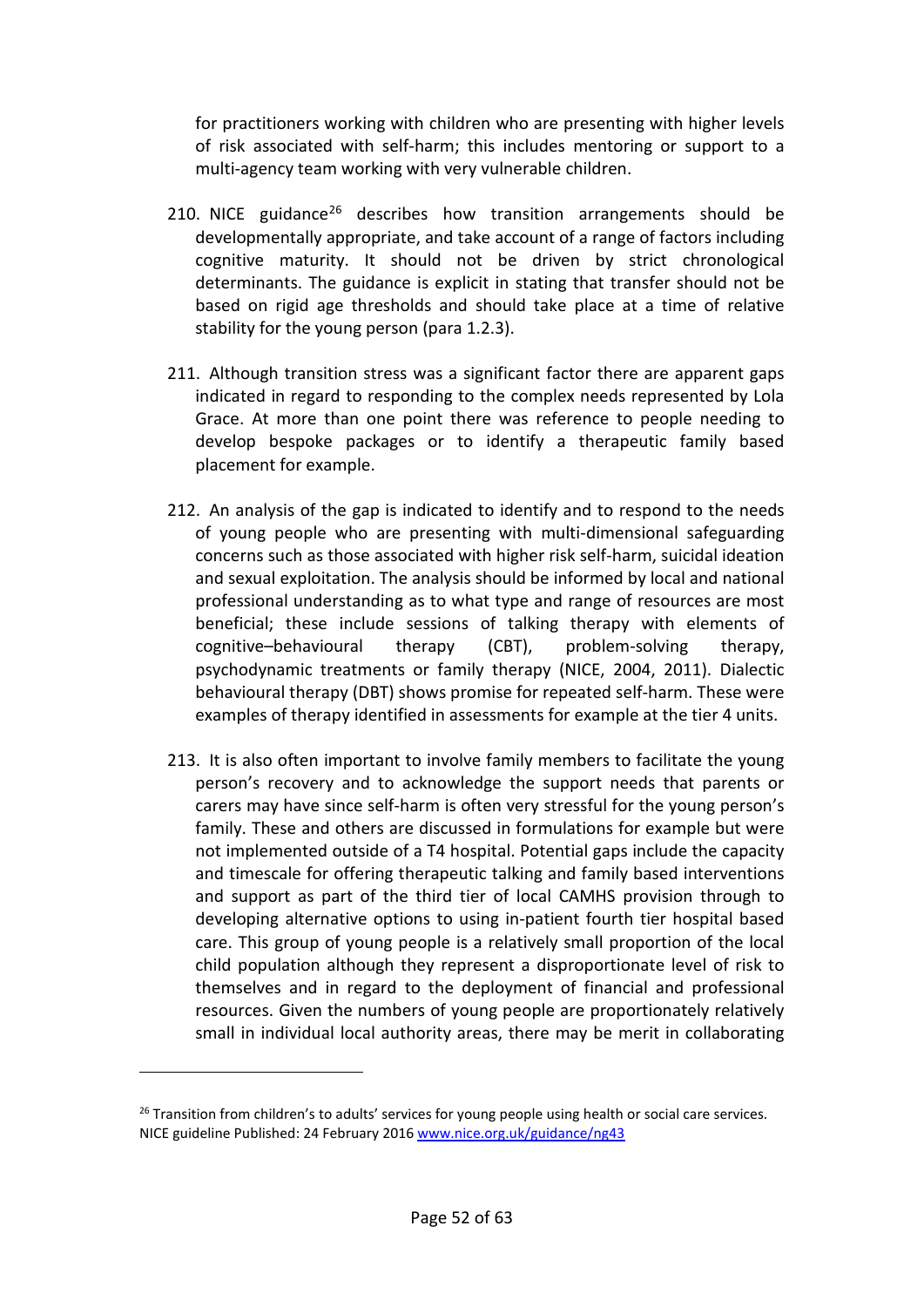for practitioners working with children who are presenting with higher levels of risk associated with self-harm; this includes mentoring or support to a multi-agency team working with very vulnerable children.

210. NICE guidance[26] describes how transition arrangements should be developmentally appropriate, and take account of a range of factors including cognitive maturity. It should not be driven by strict chronological determinants. The guidance is explicit in stating that transfer should not be based on rigid age thresholds and should take place at a time of relative stability for the young person (para 1.2.3).

211. Although transition stress was a significant factor there are apparent gaps indicated in regard to responding to the complex needs represented by Lola Grace. At more than one point there was reference to people needing to develop bespoke packages or to identify a therapeutic family based placement for example.

212. An analysis of the gap is indicated to identify and to respond to the needs of young people who are presenting with multi-dimensional safeguarding concerns such as those associated with higher risk self-harm, suicidal ideation and sexual exploitation. The analysis should be informed by local and national professional understanding as to what type and range of resources are most beneficial; these include sessions of talking therapy with elements of cognitive–behavioural therapy (CBT), problem-solving therapy, psychodynamic treatments or family therapy (NICE, 2004, 2011). Dialectic behavioural therapy (DBT) shows promise for repeated self-harm. These were examples of therapy identified in assessments for example at the tier 4 units.

213. It is also often important to involve family members to facilitate the young person's recovery and to acknowledge the support needs that parents or carers may have since self-harm is often very stressful for the young person's family. These and others are discussed in formulations for example but were not implemented outside of a T4 hospital. Potential gaps include the capacity and timescale for offering therapeutic talking and family based interventions and support as part of the third tier of local CAMHS provision through to developing alternative options to using in-patient fourth tier hospital based care. This group of young people is a relatively small proportion of the local child population although they represent a disproportionate level of risk to themselves and in regard to the deployment of financial and professional resources. Given the numbers of young people are proportionately relatively small in individual local authority areas, there may be merit in collaborating

[26] Transition from children's to adults' services for young people using health or social care services. NICE guideline Published: 24 February 2016 www.nice.org.uk/guidance/ng43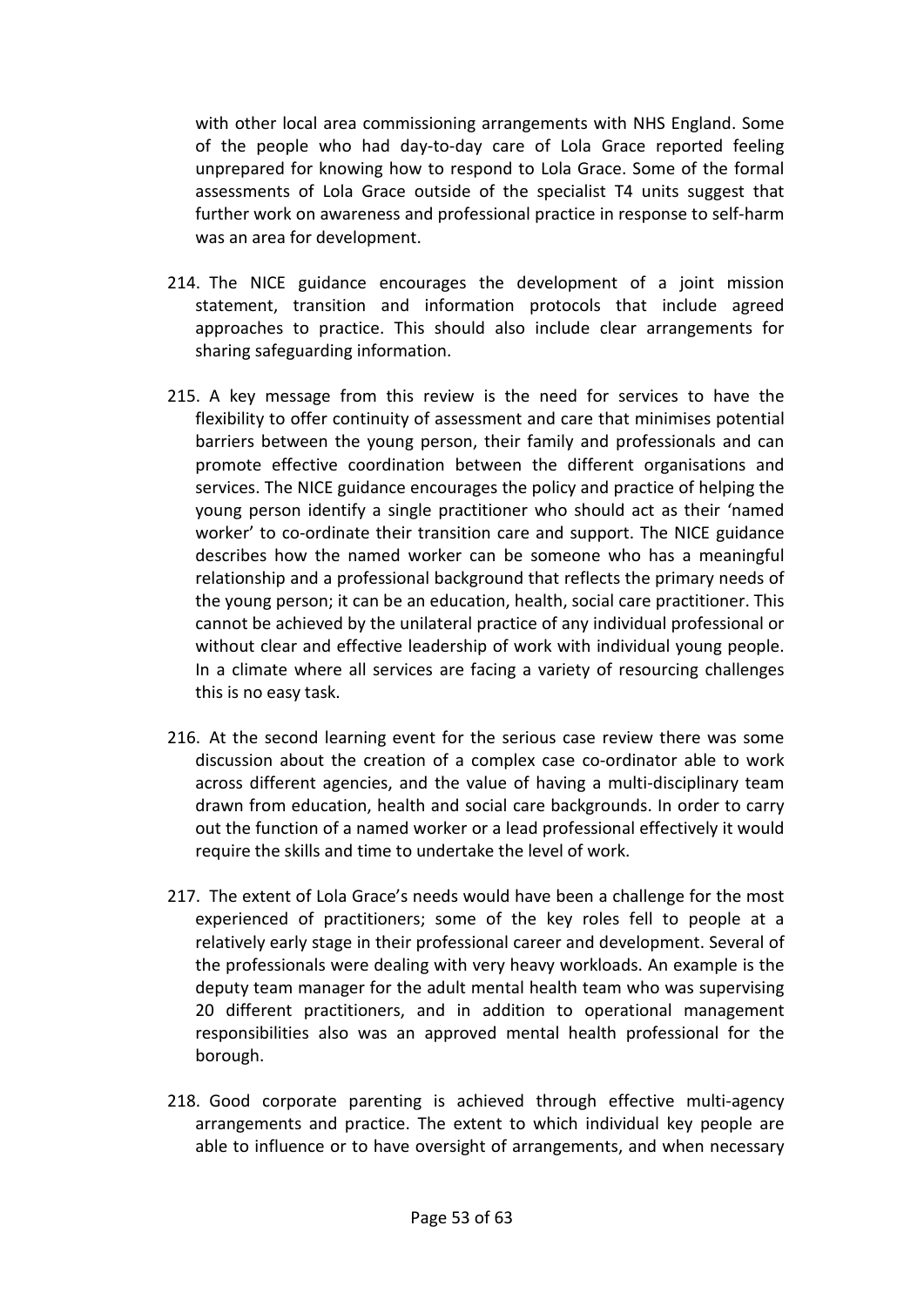with other local area commissioning arrangements with NHS England. Some of the people who had day-to-day care of Lola Grace reported feeling unprepared for knowing how to respond to Lola Grace. Some of the formal assessments of Lola Grace outside of the specialist T4 units suggest that further work on awareness and professional practice in response to self-harm was an area for development.

214. The NICE guidance encourages the development of a joint mission statement, transition and information protocols that include agreed approaches to practice. This should also include clear arrangements for sharing safeguarding information.

215. A key message from this review is the need for services to have the flexibility to offer continuity of assessment and care that minimises potential barriers between the young person, their family and professionals and can promote effective coordination between the different organisations and services. The NICE guidance encourages the policy and practice of helping the young person identify a single practitioner who should act as their 'named worker' to co-ordinate their transition care and support. The NICE guidance describes how the named worker can be someone who has a meaningful relationship and a professional background that reflects the primary needs of the young person; it can be an education, health, social care practitioner. This cannot be achieved by the unilateral practice of any individual professional or without clear and effective leadership of work with individual young people. In a climate where all services are facing a variety of resourcing challenges this is no easy task.

216. At the second learning event for the serious case review there was some discussion about the creation of a complex case co-ordinator able to work across different agencies, and the value of having a multi-disciplinary team drawn from education, health and social care backgrounds. In order to carry out the function of a named worker or a lead professional effectively it would require the skills and time to undertake the level of work.

217. The extent of Lola Grace's needs would have been a challenge for the most experienced of practitioners; some of the key roles fell to people at a relatively early stage in their professional career and development. Several of the professionals were dealing with very heavy workloads. An example is the deputy team manager for the adult mental health team who was supervising 20 different practitioners, and in addition to operational management responsibilities also was an approved mental health professional for the borough.

218. Good corporate parenting is achieved through effective multi-agency arrangements and practice. The extent to which individual key people are able to influence or to have oversight of arrangements, and when necessary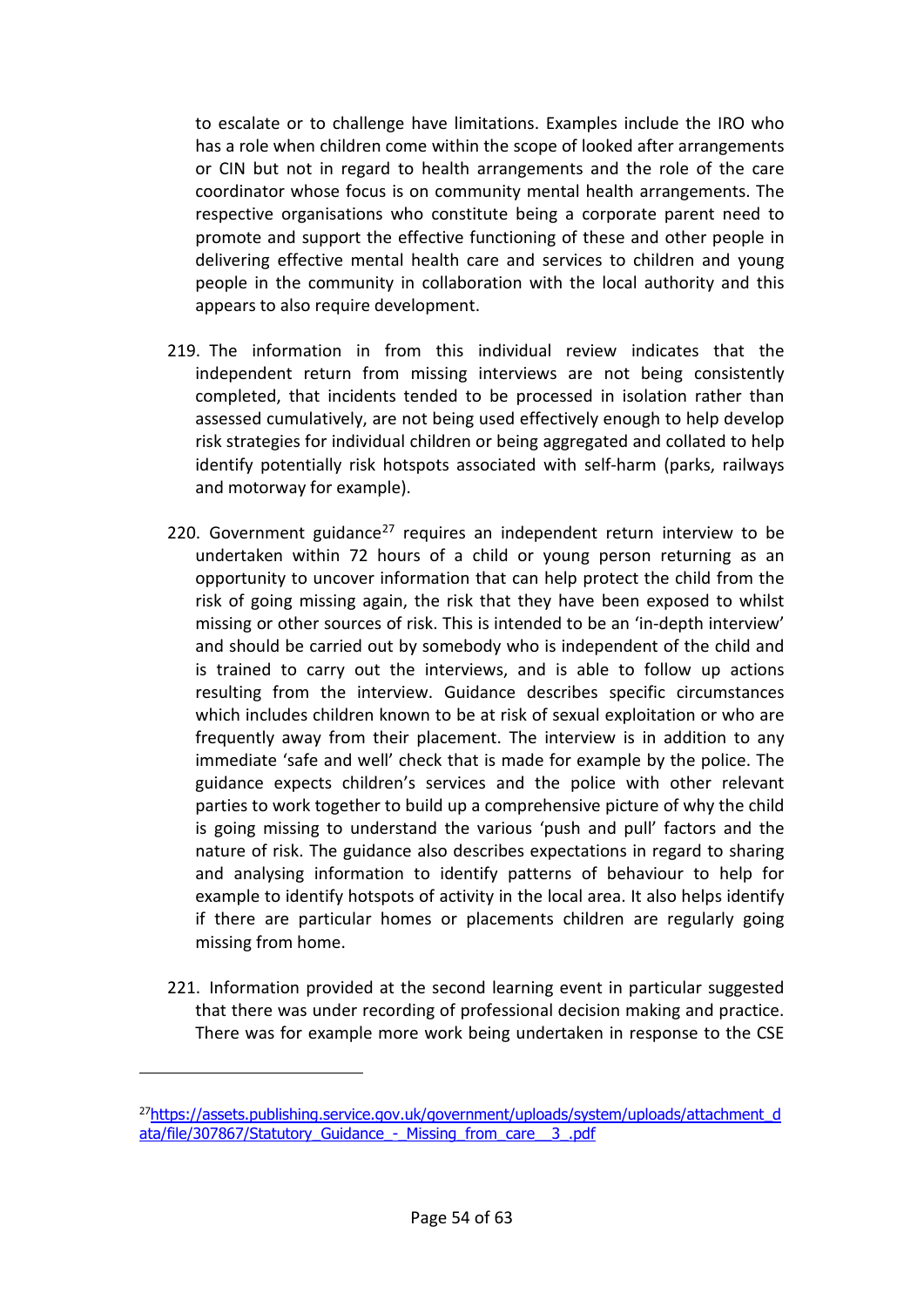to escalate or to challenge have limitations. Examples include the IRO who has a role when children come within the scope of looked after arrangements or CIN but not in regard to health arrangements and the role of the care coordinator whose focus is on community mental health arrangements. The respective organisations who constitute being a corporate parent need to promote and support the effective functioning of these and other people in delivering effective mental health care and services to children and young people in the community in collaboration with the local authority and this appears to also require development.

219. The information in from this individual review indicates that the independent return from missing interviews are not being consistently completed, that incidents tended to be processed in isolation rather than assessed cumulatively, are not being used effectively enough to help develop risk strategies for individual children or being aggregated and collated to help identify potentially risk hotspots associated with self-harm (parks, railways and motorway for example).

220. Government guidance[27] requires an independent return interview to be undertaken within 72 hours of a child or young person returning as an opportunity to uncover information that can help protect the child from the risk of going missing again, the risk that they have been exposed to whilst missing or other sources of risk. This is intended to be an 'in-depth interview' and should be carried out by somebody who is independent of the child and is trained to carry out the interviews, and is able to follow up actions resulting from the interview. Guidance describes specific circumstances which includes children known to be at risk of sexual exploitation or who are frequently away from their placement. The interview is in addition to any immediate 'safe and well' check that is made for example by the police. The guidance expects children's services and the police with other relevant parties to work together to build up a comprehensive picture of why the child is going missing to understand the various 'push and pull' factors and the nature of risk. The guidance also describes expectations in regard to sharing and analysing information to identify patterns of behaviour to help for example to identify hotspots of activity in the local area. It also helps identify if there are particular homes or placements children are regularly going missing from home.

221. Information provided at the second learning event in particular suggested that there was under recording of professional decision making and practice. There was for example more work being undertaken in response to the CSE

---

[27] https://assets.publishing.service.gov.uk/government/uploads/system/uploads/attachment_data/file/307867/Statutory_Guidance_-_Missing_from_care__3_.pdf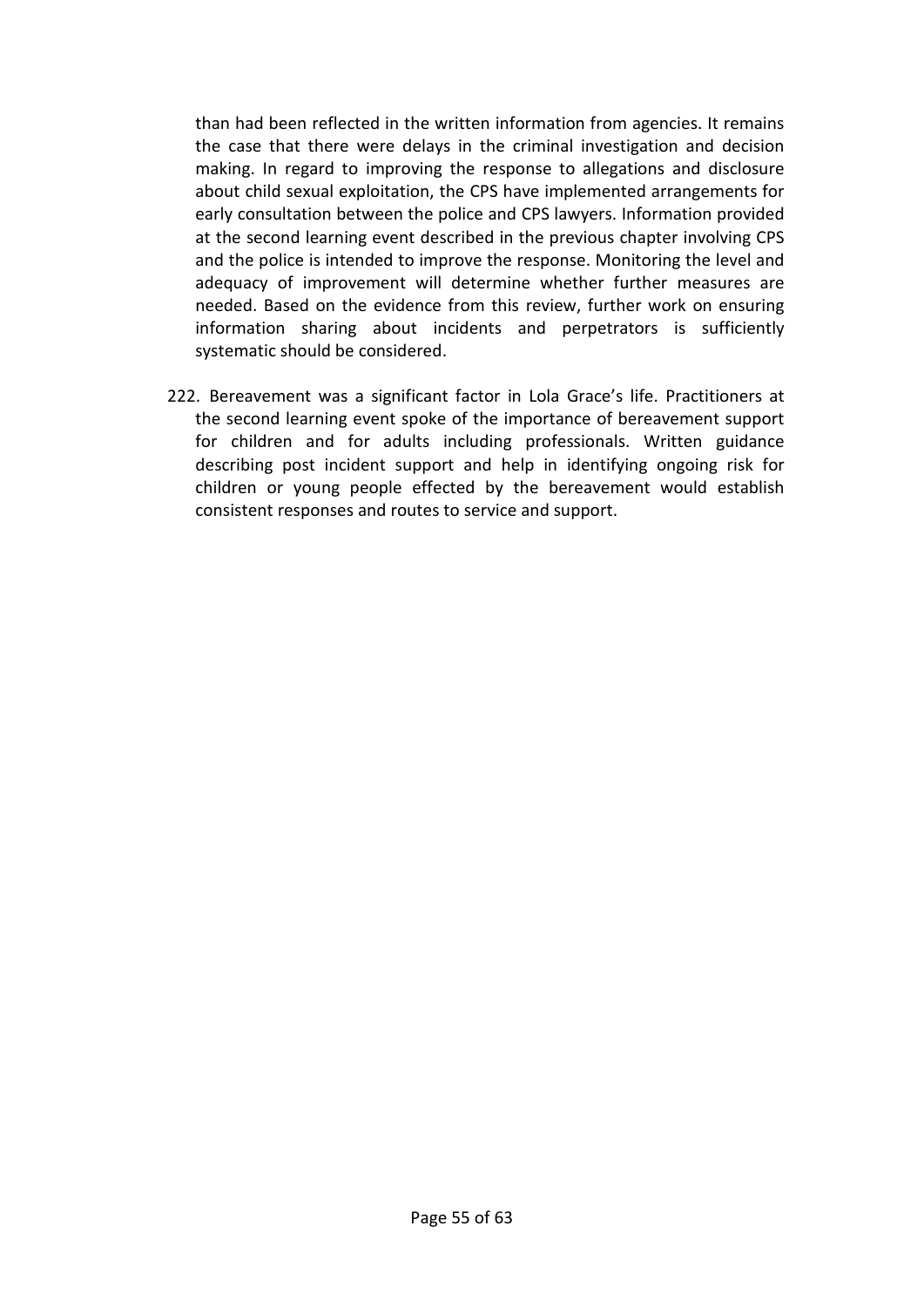than had been reflected in the written information from agencies. It remains the case that there were delays in the criminal investigation and decision making. In regard to improving the response to allegations and disclosure about child sexual exploitation, the CPS have implemented arrangements for early consultation between the police and CPS lawyers. Information provided at the second learning event described in the previous chapter involving CPS and the police is intended to improve the response. Monitoring the level and adequacy of improvement will determine whether further measures are needed. Based on the evidence from this review, further work on ensuring information sharing about incidents and perpetrators is sufficiently systematic should be considered.

222. Bereavement was a significant factor in Lola Grace's life. Practitioners at the second learning event spoke of the importance of bereavement support for children and for adults including professionals. Written guidance describing post incident support and help in identifying ongoing risk for children or young people effected by the bereavement would establish consistent responses and routes to service and support.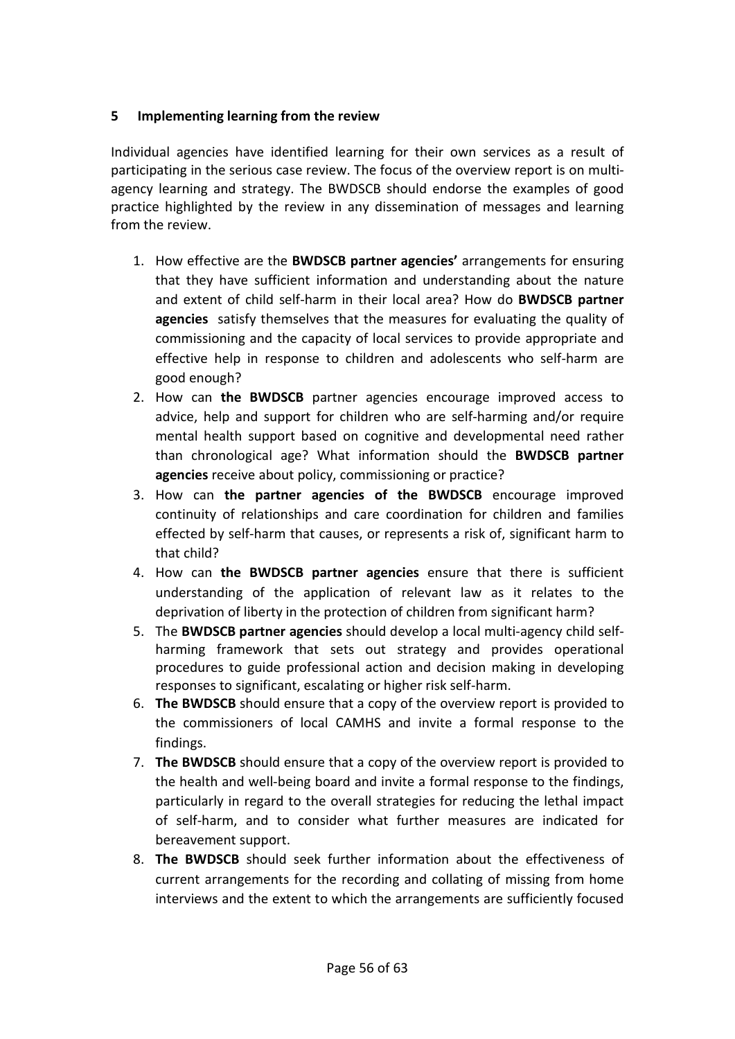## 5 Implementing learning from the review

Individual agencies have identified learning for their own services as a result of participating in the serious case review. The focus of the overview report is on multi-agency learning and strategy. The BWDSCB should endorse the examples of good practice highlighted by the review in any dissemination of messages and learning from the review.

1. How effective are the **BWDSCB partner agencies'** arrangements for ensuring that they have sufficient information and understanding about the nature and extent of child self-harm in their local area? How do **BWDSCB partner agencies** satisfy themselves that the measures for evaluating the quality of commissioning and the capacity of local services to provide appropriate and effective help in response to children and adolescents who self-harm are good enough?
2. How can **the BWDSCB** partner agencies encourage improved access to advice, help and support for children who are self-harming and/or require mental health support based on cognitive and developmental need rather than chronological age? What information should the **BWDSCB partner agencies** receive about policy, commissioning or practice?
3. How can **the partner agencies of the BWDSCB** encourage improved continuity of relationships and care coordination for children and families effected by self-harm that causes, or represents a risk of, significant harm to that child?
4. How can **the BWDSCB partner agencies** ensure that there is sufficient understanding of the application of relevant law as it relates to the deprivation of liberty in the protection of children from significant harm?
5. The **BWDSCB partner agencies** should develop a local multi-agency child self-harming framework that sets out strategy and provides operational procedures to guide professional action and decision making in developing responses to significant, escalating or higher risk self-harm.
6. **The BWDSCB** should ensure that a copy of the overview report is provided to the commissioners of local CAMHS and invite a formal response to the findings.
7. **The BWDSCB** should ensure that a copy of the overview report is provided to the health and well-being board and invite a formal response to the findings, particularly in regard to the overall strategies for reducing the lethal impact of self-harm, and to consider what further measures are indicated for bereavement support.
8. **The BWDSCB** should seek further information about the effectiveness of current arrangements for the recording and collating of missing from home interviews and the extent to which the arrangements are sufficiently focused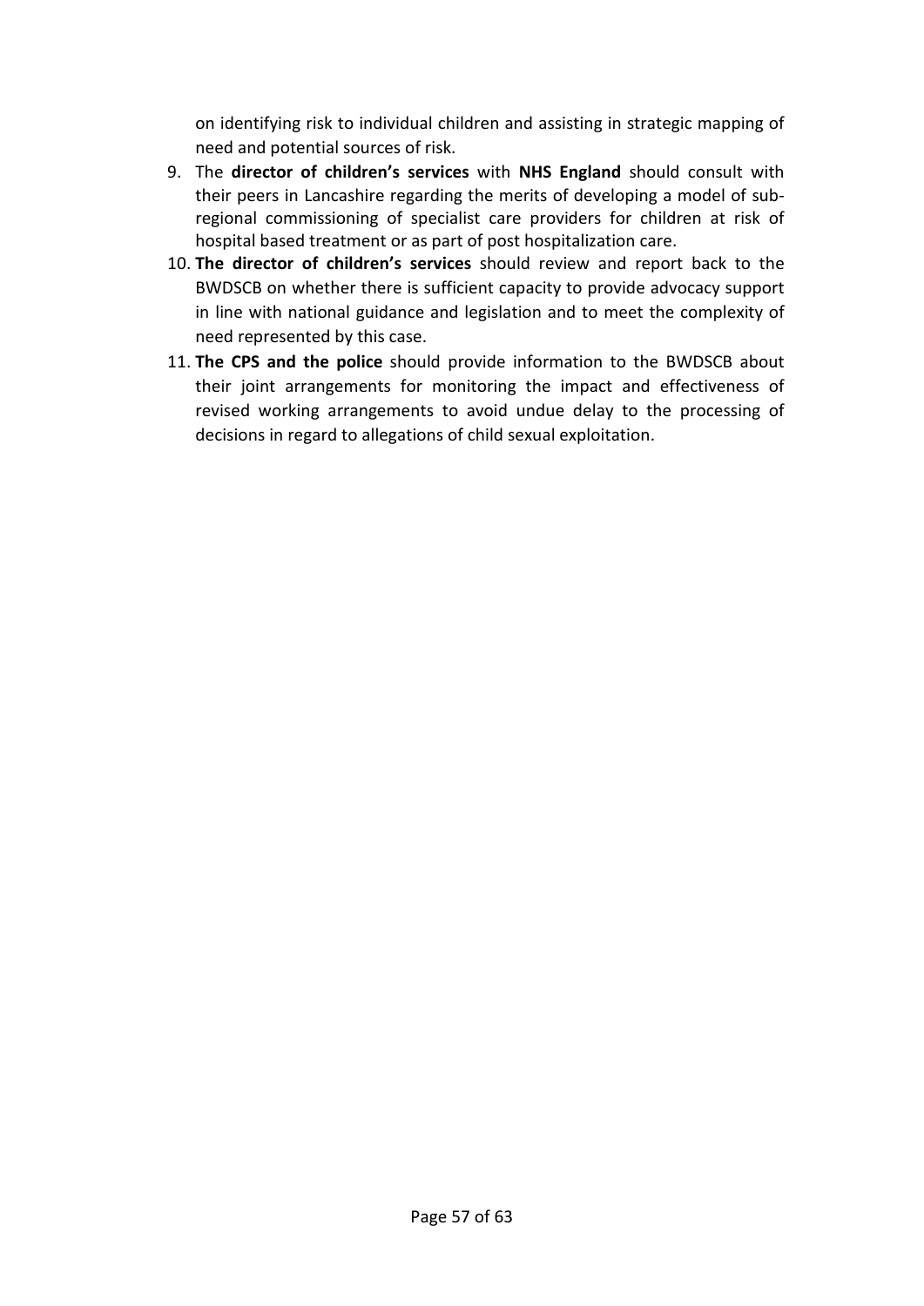on identifying risk to individual children and assisting in strategic mapping of need and potential sources of risk.

9. The **director of children's services** with **NHS England** should consult with their peers in Lancashire regarding the merits of developing a model of sub-regional commissioning of specialist care providers for children at risk of hospital based treatment or as part of post hospitalization care.
10. **The director of children's services** should review and report back to the BWDSCB on whether there is sufficient capacity to provide advocacy support in line with national guidance and legislation and to meet the complexity of need represented by this case.
11. **The CPS and the police** should provide information to the BWDSCB about their joint arrangements for monitoring the impact and effectiveness of revised working arrangements to avoid undue delay to the processing of decisions in regard to allegations of child sexual exploitation.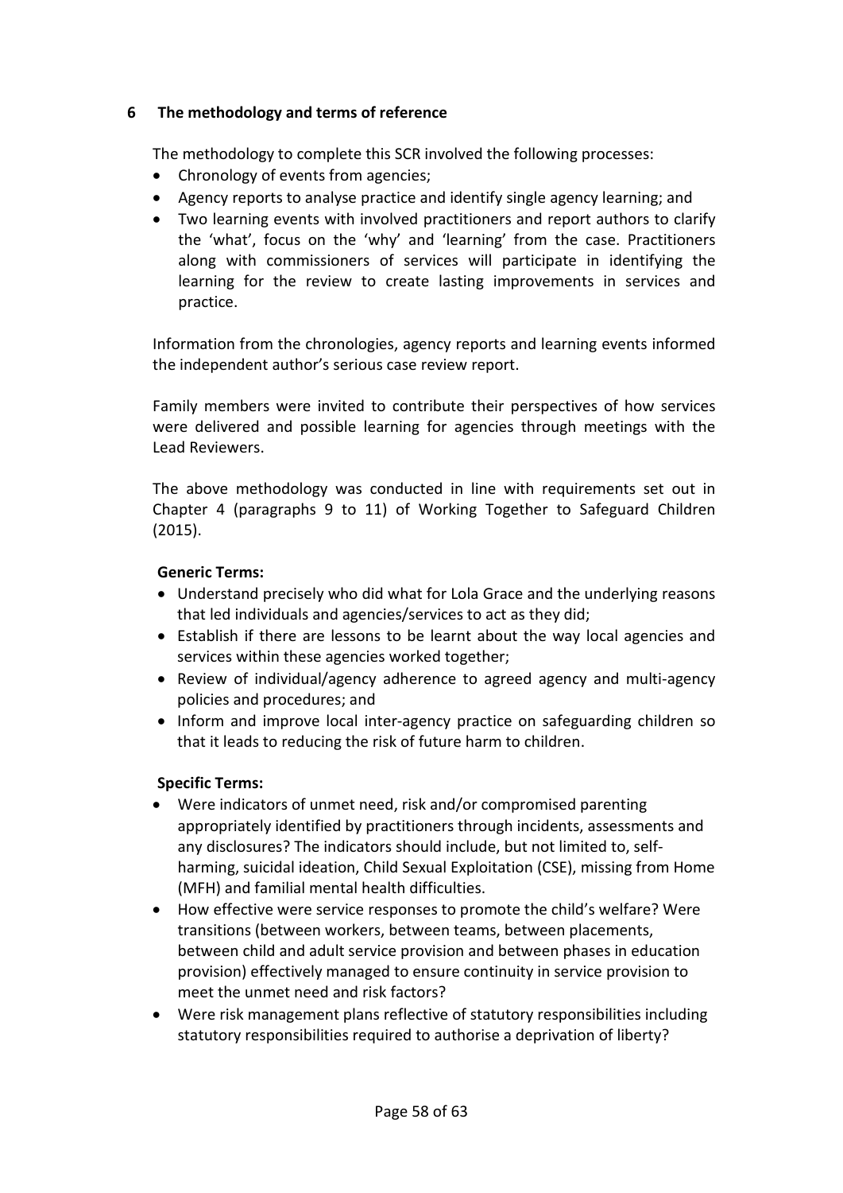## 6 The methodology and terms of reference

The methodology to complete this SCR involved the following processes:

- Chronology of events from agencies;
- Agency reports to analyse practice and identify single agency learning; and
- Two learning events with involved practitioners and report authors to clarify the 'what', focus on the 'why' and 'learning' from the case. Practitioners along with commissioners of services will participate in identifying the learning for the review to create lasting improvements in services and practice.

Information from the chronologies, agency reports and learning events informed the independent author's serious case review report.

Family members were invited to contribute their perspectives of how services were delivered and possible learning for agencies through meetings with the Lead Reviewers.

The above methodology was conducted in line with requirements set out in Chapter 4 (paragraphs 9 to 11) of Working Together to Safeguard Children (2015).

**Generic Terms:**

- Understand precisely who did what for Lola Grace and the underlying reasons that led individuals and agencies/services to act as they did;
- Establish if there are lessons to be learnt about the way local agencies and services within these agencies worked together;
- Review of individual/agency adherence to agreed agency and multi-agency policies and procedures; and
- Inform and improve local inter-agency practice on safeguarding children so that it leads to reducing the risk of future harm to children.

**Specific Terms:**

- Were indicators of unmet need, risk and/or compromised parenting appropriately identified by practitioners through incidents, assessments and any disclosures? The indicators should include, but not limited to, self-harming, suicidal ideation, Child Sexual Exploitation (CSE), missing from Home (MFH) and familial mental health difficulties.
- How effective were service responses to promote the child's welfare? Were transitions (between workers, between teams, between placements, between child and adult service provision and between phases in education provision) effectively managed to ensure continuity in service provision to meet the unmet need and risk factors?
- Were risk management plans reflective of statutory responsibilities including statutory responsibilities required to authorise a deprivation of liberty?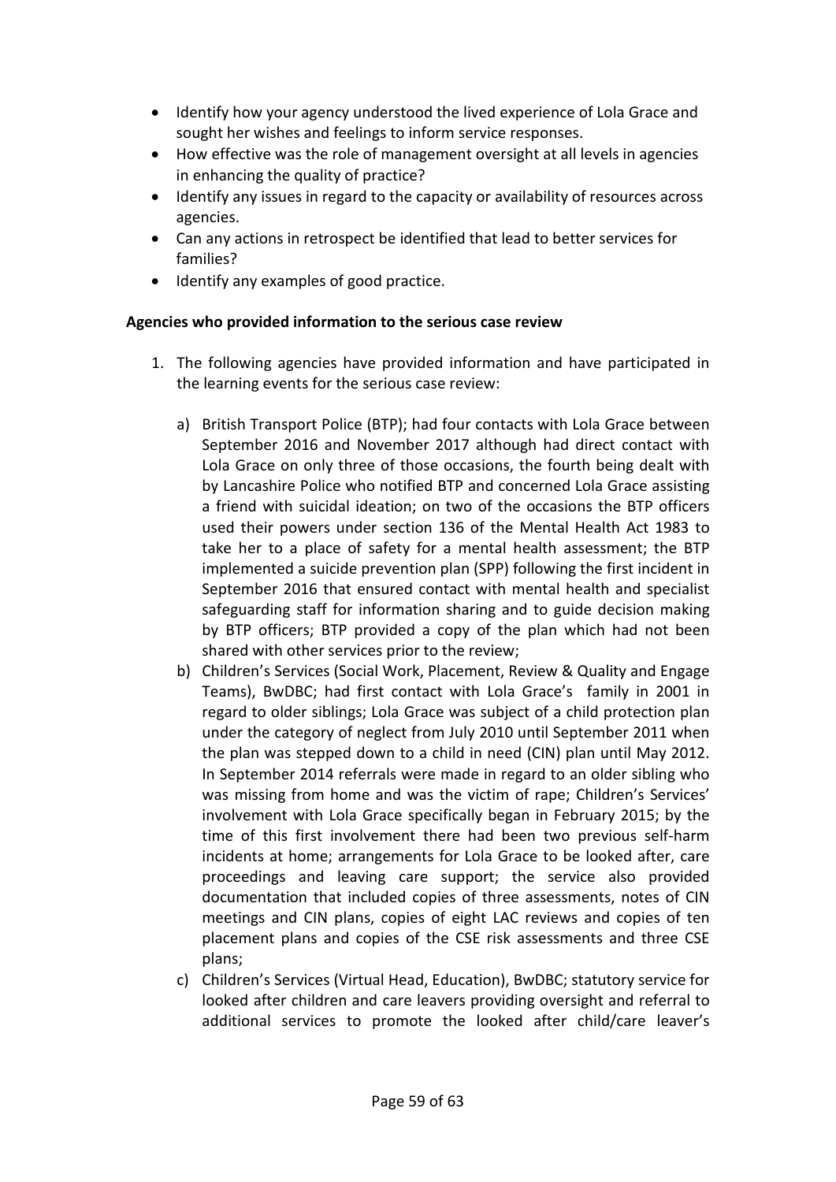- Identify how your agency understood the lived experience of Lola Grace and sought her wishes and feelings to inform service responses.
- How effective was the role of management oversight at all levels in agencies in enhancing the quality of practice?
- Identify any issues in regard to the capacity or availability of resources across agencies.
- Can any actions in retrospect be identified that lead to better services for families?
- Identify any examples of good practice.

**Agencies who provided information to the serious case review**

1. The following agencies have provided information and have participated in the learning events for the serious case review:

   a) British Transport Police (BTP); had four contacts with Lola Grace between September 2016 and November 2017 although had direct contact with Lola Grace on only three of those occasions, the fourth being dealt with by Lancashire Police who notified BTP and concerned Lola Grace assisting a friend with suicidal ideation; on two of the occasions the BTP officers used their powers under section 136 of the Mental Health Act 1983 to take her to a place of safety for a mental health assessment; the BTP implemented a suicide prevention plan (SPP) following the first incident in September 2016 that ensured contact with mental health and specialist safeguarding staff for information sharing and to guide decision making by BTP officers; BTP provided a copy of the plan which had not been shared with other services prior to the review;

   b) Children's Services (Social Work, Placement, Review & Quality and Engage Teams), BwDBC; had first contact with Lola Grace's family in 2001 in regard to older siblings; Lola Grace was subject of a child protection plan under the category of neglect from July 2010 until September 2011 when the plan was stepped down to a child in need (CIN) plan until May 2012. In September 2014 referrals were made in regard to an older sibling who was missing from home and was the victim of rape; Children's Services' involvement with Lola Grace specifically began in February 2015; by the time of this first involvement there had been two previous self-harm incidents at home; arrangements for Lola Grace to be looked after, care proceedings and leaving care support; the service also provided documentation that included copies of three assessments, notes of CIN meetings and CIN plans, copies of eight LAC reviews and copies of ten placement plans and copies of the CSE risk assessments and three CSE plans;

   c) Children's Services (Virtual Head, Education), BwDBC; statutory service for looked after children and care leavers providing oversight and referral to additional services to promote the looked after child/care leaver's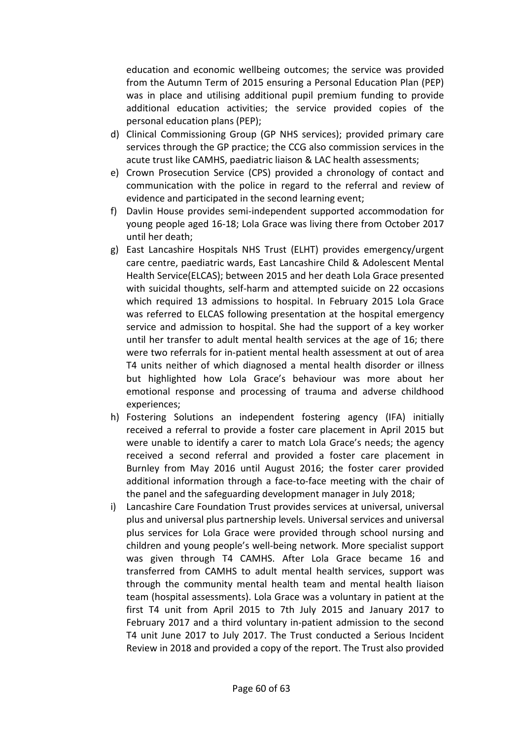education and economic wellbeing outcomes; the service was provided from the Autumn Term of 2015 ensuring a Personal Education Plan (PEP) was in place and utilising additional pupil premium funding to provide additional education activities; the service provided copies of the personal education plans (PEP);

d) Clinical Commissioning Group (GP NHS services); provided primary care services through the GP practice; the CCG also commission services in the acute trust like CAMHS, paediatric liaison & LAC health assessments;

e) Crown Prosecution Service (CPS) provided a chronology of contact and communication with the police in regard to the referral and review of evidence and participated in the second learning event;

f) Davlin House provides semi-independent supported accommodation for young people aged 16-18; Lola Grace was living there from October 2017 until her death;

g) East Lancashire Hospitals NHS Trust (ELHT) provides emergency/urgent care centre, paediatric wards, East Lancashire Child & Adolescent Mental Health Service(ELCAS); between 2015 and her death Lola Grace presented with suicidal thoughts, self-harm and attempted suicide on 22 occasions which required 13 admissions to hospital. In February 2015 Lola Grace was referred to ELCAS following presentation at the hospital emergency service and admission to hospital. She had the support of a key worker until her transfer to adult mental health services at the age of 16; there were two referrals for in-patient mental health assessment at out of area T4 units neither of which diagnosed a mental health disorder or illness but highlighted how Lola Grace's behaviour was more about her emotional response and processing of trauma and adverse childhood experiences;

h) Fostering Solutions an independent fostering agency (IFA) initially received a referral to provide a foster care placement in April 2015 but were unable to identify a carer to match Lola Grace's needs; the agency received a second referral and provided a foster care placement in Burnley from May 2016 until August 2016; the foster carer provided additional information through a face-to-face meeting with the chair of the panel and the safeguarding development manager in July 2018;

i) Lancashire Care Foundation Trust provides services at universal, universal plus and universal plus partnership levels. Universal services and universal plus services for Lola Grace were provided through school nursing and children and young people's well-being network. More specialist support was given through T4 CAMHS. After Lola Grace became 16 and transferred from CAMHS to adult mental health services, support was through the community mental health team and mental health liaison team (hospital assessments). Lola Grace was a voluntary in patient at the first T4 unit from April 2015 to 7th July 2015 and January 2017 to February 2017 and a third voluntary in-patient admission to the second T4 unit June 2017 to July 2017. The Trust conducted a Serious Incident Review in 2018 and provided a copy of the report. The Trust also provided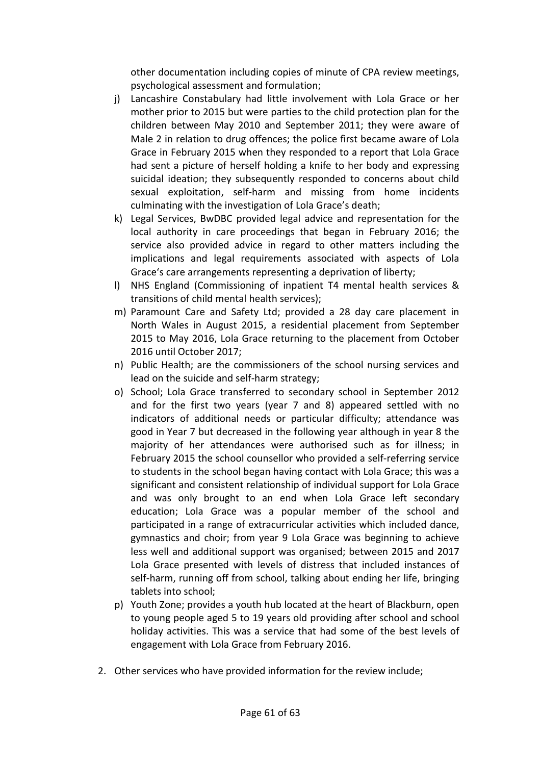other documentation including copies of minute of CPA review meetings, psychological assessment and formulation;

j) Lancashire Constabulary had little involvement with Lola Grace or her mother prior to 2015 but were parties to the child protection plan for the children between May 2010 and September 2011; they were aware of Male 2 in relation to drug offences; the police first became aware of Lola Grace in February 2015 when they responded to a report that Lola Grace had sent a picture of herself holding a knife to her body and expressing suicidal ideation; they subsequently responded to concerns about child sexual exploitation, self-harm and missing from home incidents culminating with the investigation of Lola Grace's death;

k) Legal Services, BwDBC provided legal advice and representation for the local authority in care proceedings that began in February 2016; the service also provided advice in regard to other matters including the implications and legal requirements associated with aspects of Lola Grace's care arrangements representing a deprivation of liberty;

l) NHS England (Commissioning of inpatient T4 mental health services & transitions of child mental health services);

m) Paramount Care and Safety Ltd; provided a 28 day care placement in North Wales in August 2015, a residential placement from September 2015 to May 2016, Lola Grace returning to the placement from October 2016 until October 2017;

n) Public Health; are the commissioners of the school nursing services and lead on the suicide and self-harm strategy;

o) School; Lola Grace transferred to secondary school in September 2012 and for the first two years (year 7 and 8) appeared settled with no indicators of additional needs or particular difficulty; attendance was good in Year 7 but decreased in the following year although in year 8 the majority of her attendances were authorised such as for illness; in February 2015 the school counsellor who provided a self-referring service to students in the school began having contact with Lola Grace; this was a significant and consistent relationship of individual support for Lola Grace and was only brought to an end when Lola Grace left secondary education; Lola Grace was a popular member of the school and participated in a range of extracurricular activities which included dance, gymnastics and choir; from year 9 Lola Grace was beginning to achieve less well and additional support was organised; between 2015 and 2017 Lola Grace presented with levels of distress that included instances of self-harm, running off from school, talking about ending her life, bringing tablets into school;

p) Youth Zone; provides a youth hub located at the heart of Blackburn, open to young people aged 5 to 19 years old providing after school and school holiday activities. This was a service that had some of the best levels of engagement with Lola Grace from February 2016.

2. Other services who have provided information for the review include;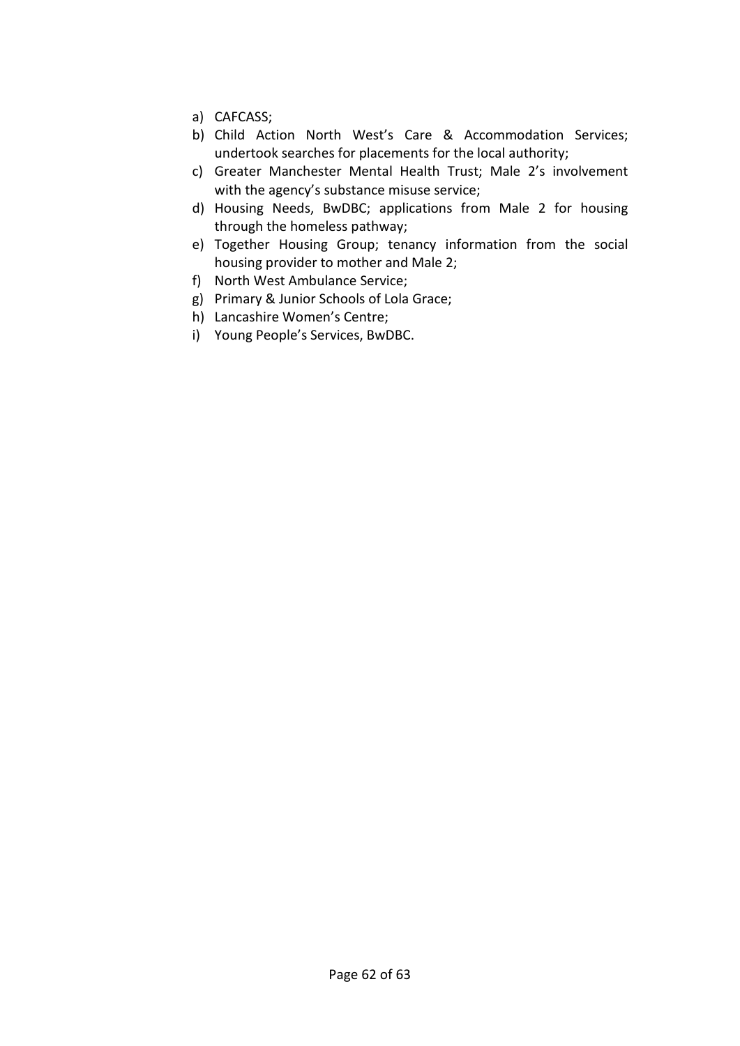a) CAFCASS;
b) Child Action North West's Care & Accommodation Services; undertook searches for placements for the local authority;
c) Greater Manchester Mental Health Trust; Male 2's involvement with the agency's substance misuse service;
d) Housing Needs, BwDBC; applications from Male 2 for housing through the homeless pathway;
e) Together Housing Group; tenancy information from the social housing provider to mother and Male 2;
f) North West Ambulance Service;
g) Primary & Junior Schools of Lola Grace;
h) Lancashire Women's Centre;
i) Young People's Services, BwDBC.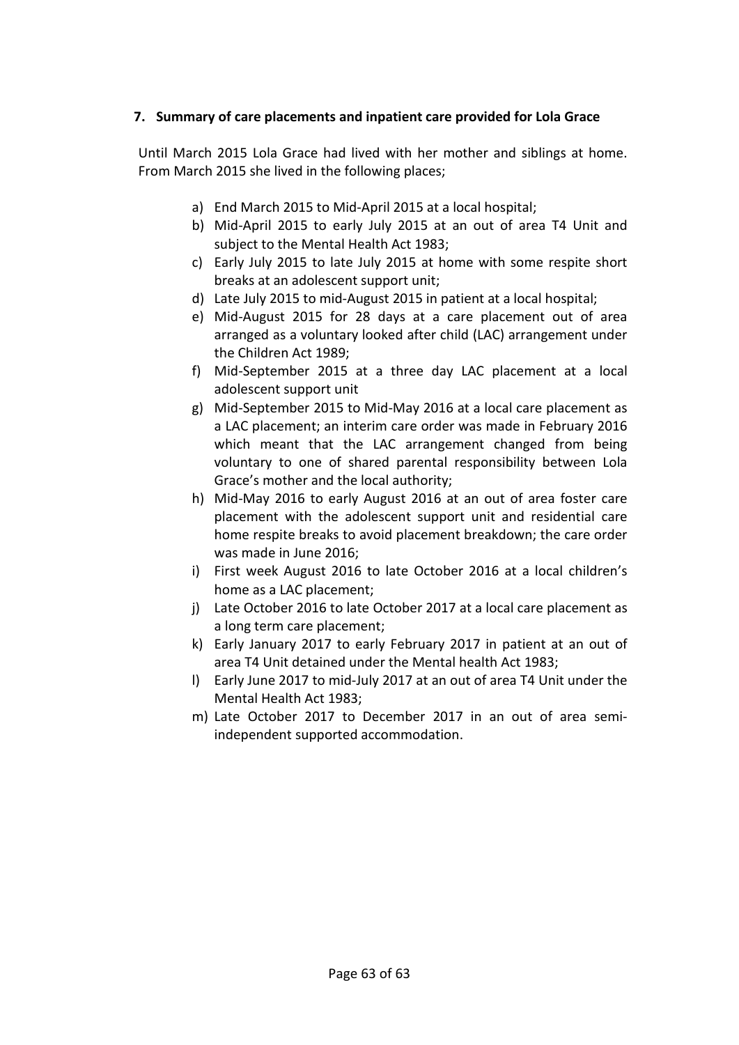## 7. Summary of care placements and inpatient care provided for Lola Grace

Until March 2015 Lola Grace had lived with her mother and siblings at home. From March 2015 she lived in the following places;

a) End March 2015 to Mid-April 2015 at a local hospital;
b) Mid-April 2015 to early July 2015 at an out of area T4 Unit and subject to the Mental Health Act 1983;
c) Early July 2015 to late July 2015 at home with some respite short breaks at an adolescent support unit;
d) Late July 2015 to mid-August 2015 in patient at a local hospital;
e) Mid-August 2015 for 28 days at a care placement out of area arranged as a voluntary looked after child (LAC) arrangement under the Children Act 1989;
f) Mid-September 2015 at a three day LAC placement at a local adolescent support unit
g) Mid-September 2015 to Mid-May 2016 at a local care placement as a LAC placement; an interim care order was made in February 2016 which meant that the LAC arrangement changed from being voluntary to one of shared parental responsibility between Lola Grace's mother and the local authority;
h) Mid-May 2016 to early August 2016 at an out of area foster care placement with the adolescent support unit and residential care home respite breaks to avoid placement breakdown; the care order was made in June 2016;
i) First week August 2016 to late October 2016 at a local children's home as a LAC placement;
j) Late October 2016 to late October 2017 at a local care placement as a long term care placement;
k) Early January 2017 to early February 2017 in patient at an out of area T4 Unit detained under the Mental health Act 1983;
l) Early June 2017 to mid-July 2017 at an out of area T4 Unit under the Mental Health Act 1983;
m) Late October 2017 to December 2017 in an out of area semi-independent supported accommodation.